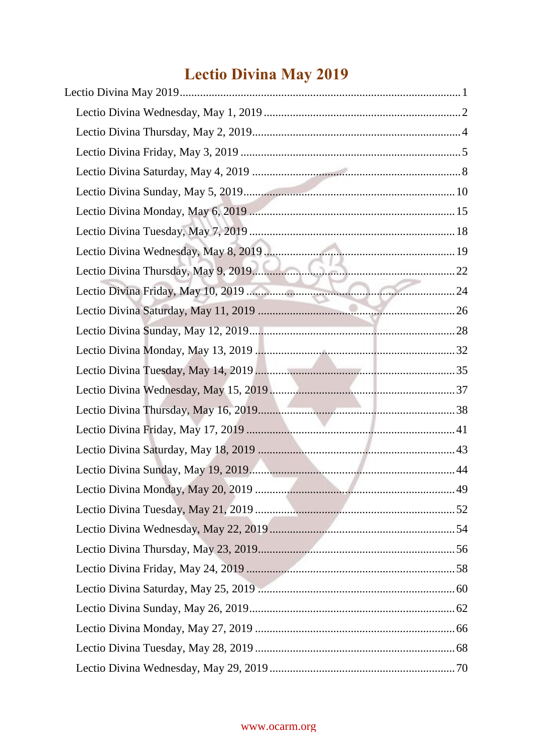# Lectio Divina May 2019

Lectio Divina May 2019 ........ 1

- Lectio Divina Wednesday, May 1, 2019 ........ 2
- Lectio Divina Thursday, May 2, 2019 ........ 4
- Lectio Divina Friday, May 3, 2019 ........ 5
- Lectio Divina Saturday, May 4, 2019 ........ 8
- Lectio Divina Sunday, May 5, 2019 ........ 10
- Lectio Divina Monday, May 6, 2019 ........ 15
- Lectio Divina Tuesday, May 7, 2019 ........ 18
- Lectio Divina Wednesday, May 8, 2019 ........ 19
- Lectio Divina Thursday, May 9, 2019 ........ 22
- Lectio Divina Friday, May 10, 2019 ........ 24
- Lectio Divina Saturday, May 11, 2019 ........ 26
- Lectio Divina Sunday, May 12, 2019 ........ 28
- Lectio Divina Monday, May 13, 2019 ........ 32
- Lectio Divina Tuesday, May 14, 2019 ........ 35
- Lectio Divina Wednesday, May 15, 2019 ........ 37
- Lectio Divina Thursday, May 16, 2019 ........ 38
- Lectio Divina Friday, May 17, 2019 ........ 41
- Lectio Divina Saturday, May 18, 2019 ........ 43
- Lectio Divina Sunday, May 19, 2019 ........ 44
- Lectio Divina Monday, May 20, 2019 ........ 49
- Lectio Divina Tuesday, May 21, 2019 ........ 52
- Lectio Divina Wednesday, May 22, 2019 ........ 54
- Lectio Divina Thursday, May 23, 2019 ........ 56
- Lectio Divina Friday, May 24, 2019 ........ 58
- Lectio Divina Saturday, May 25, 2019 ........ 60
- Lectio Divina Sunday, May 26, 2019 ........ 62
- Lectio Divina Monday, May 27, 2019 ........ 66
- Lectio Divina Tuesday, May 28, 2019 ........ 68
- Lectio Divina Wednesday, May 29, 2019 ........ 70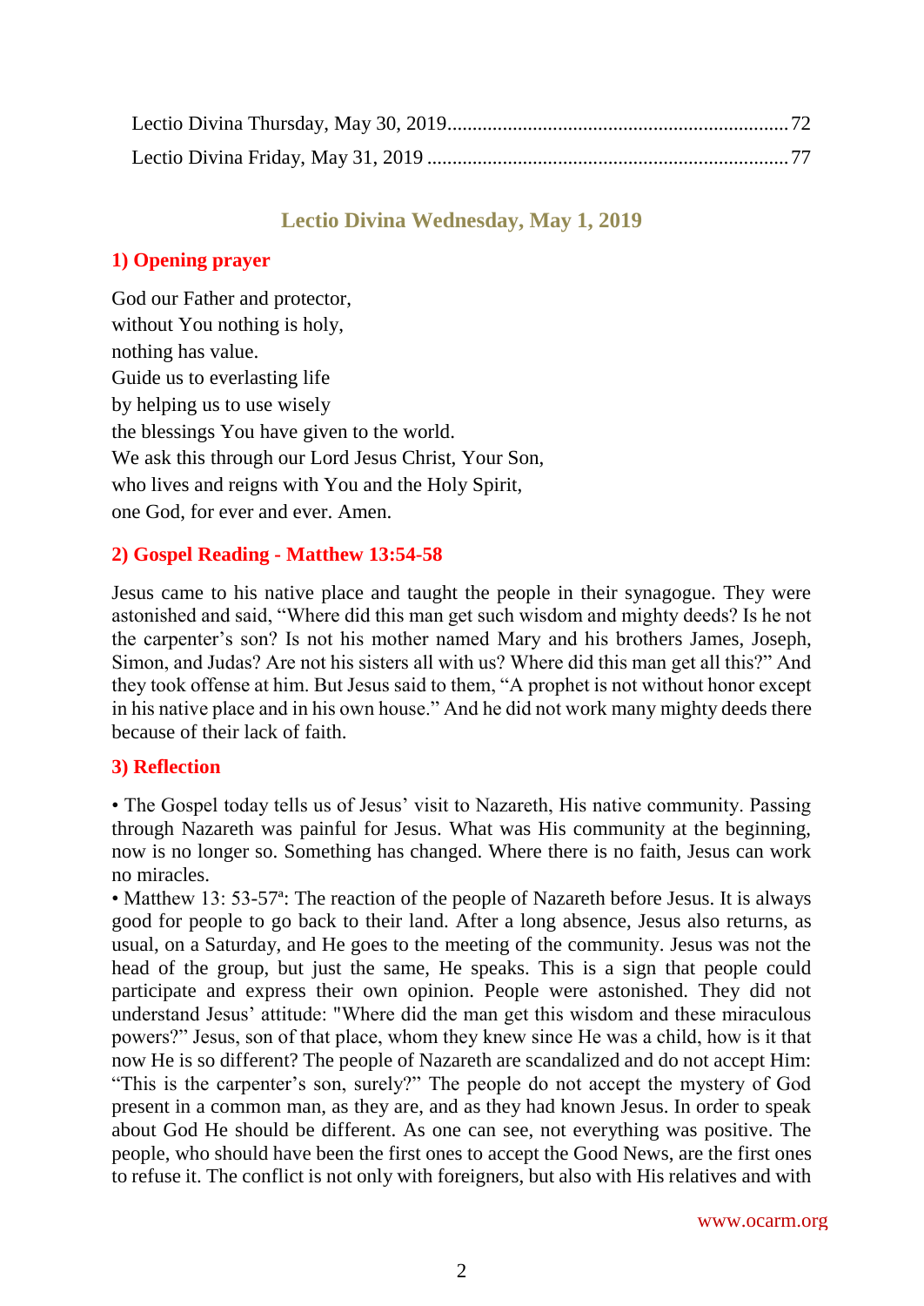Lectio Divina Thursday, May 30, 2019 .................................................................... 72
Lectio Divina Friday, May 31, 2019 ........................................................................ 77

## Lectio Divina Wednesday, May 1, 2019

### 1) Opening prayer

God our Father and protector,
without You nothing is holy,
nothing has value.
Guide us to everlasting life
by helping us to use wisely
the blessings You have given to the world.
We ask this through our Lord Jesus Christ, Your Son,
who lives and reigns with You and the Holy Spirit,
one God, for ever and ever. Amen.

### 2) Gospel Reading - Matthew 13:54-58

Jesus came to his native place and taught the people in their synagogue. They were astonished and said, "Where did this man get such wisdom and mighty deeds? Is he not the carpenter's son? Is not his mother named Mary and his brothers James, Joseph, Simon, and Judas? Are not his sisters all with us? Where did this man get all this?" And they took offense at him. But Jesus said to them, "A prophet is not without honor except in his native place and in his own house." And he did not work many mighty deeds there because of their lack of faith.

### 3) Reflection

• The Gospel today tells us of Jesus' visit to Nazareth, His native community. Passing through Nazareth was painful for Jesus. What was His community at the beginning, now is no longer so. Something has changed. Where there is no faith, Jesus can work no miracles.

• Matthew 13: 53-57ª: The reaction of the people of Nazareth before Jesus. It is always good for people to go back to their land. After a long absence, Jesus also returns, as usual, on a Saturday, and He goes to the meeting of the community. Jesus was not the head of the group, but just the same, He speaks. This is a sign that people could participate and express their own opinion. People were astonished. They did not understand Jesus' attitude: "Where did the man get this wisdom and these miraculous powers?" Jesus, son of that place, whom they knew since He was a child, how is it that now He is so different? The people of Nazareth are scandalized and do not accept Him: "This is the carpenter's son, surely?" The people do not accept the mystery of God present in a common man, as they are, and as they had known Jesus. In order to speak about God He should be different. As one can see, not everything was positive. The people, who should have been the first ones to accept the Good News, are the first ones to refuse it. The conflict is not only with foreigners, but also with His relatives and with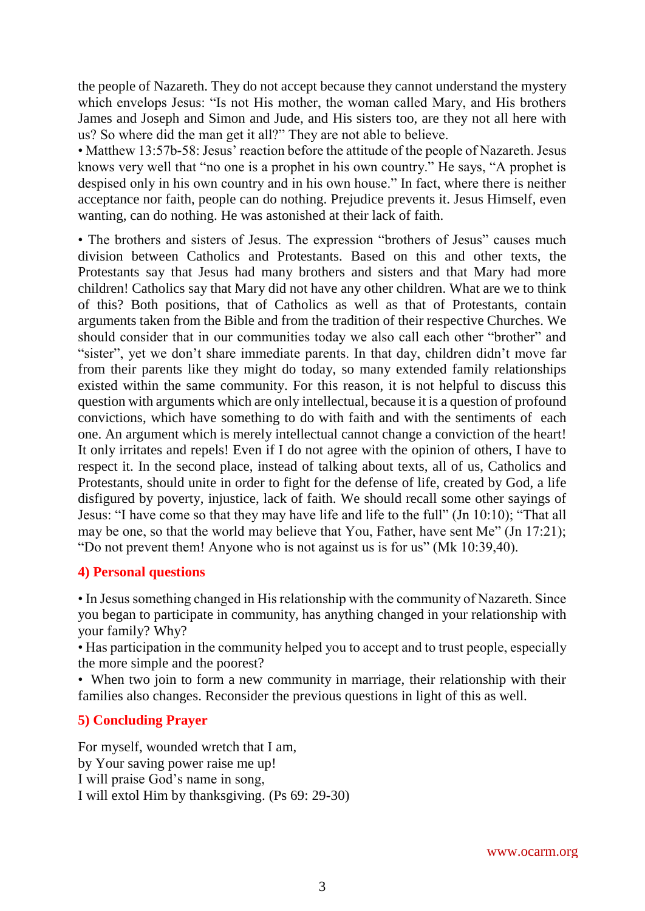the people of Nazareth. They do not accept because they cannot understand the mystery which envelops Jesus: "Is not His mother, the woman called Mary, and His brothers James and Joseph and Simon and Jude, and His sisters too, are they not all here with us? So where did the man get it all?" They are not able to believe.

• Matthew 13:57b-58: Jesus' reaction before the attitude of the people of Nazareth. Jesus knows very well that "no one is a prophet in his own country." He says, "A prophet is despised only in his own country and in his own house." In fact, where there is neither acceptance nor faith, people can do nothing. Prejudice prevents it. Jesus Himself, even wanting, can do nothing. He was astonished at their lack of faith.

• The brothers and sisters of Jesus. The expression "brothers of Jesus" causes much division between Catholics and Protestants. Based on this and other texts, the Protestants say that Jesus had many brothers and sisters and that Mary had more children! Catholics say that Mary did not have any other children. What are we to think of this? Both positions, that of Catholics as well as that of Protestants, contain arguments taken from the Bible and from the tradition of their respective Churches. We should consider that in our communities today we also call each other "brother" and "sister", yet we don't share immediate parents. In that day, children didn't move far from their parents like they might do today, so many extended family relationships existed within the same community. For this reason, it is not helpful to discuss this question with arguments which are only intellectual, because it is a question of profound convictions, which have something to do with faith and with the sentiments of each one. An argument which is merely intellectual cannot change a conviction of the heart! It only irritates and repels! Even if I do not agree with the opinion of others, I have to respect it. In the second place, instead of talking about texts, all of us, Catholics and Protestants, should unite in order to fight for the defense of life, created by God, a life disfigured by poverty, injustice, lack of faith. We should recall some other sayings of Jesus: "I have come so that they may have life and life to the full" (Jn 10:10); "That all may be one, so that the world may believe that You, Father, have sent Me" (Jn 17:21); "Do not prevent them! Anyone who is not against us is for us" (Mk 10:39,40).

## 4) Personal questions

• In Jesus something changed in His relationship with the community of Nazareth. Since you began to participate in community, has anything changed in your relationship with your family? Why?

• Has participation in the community helped you to accept and to trust people, especially the more simple and the poorest?

• When two join to form a new community in marriage, their relationship with their families also changes. Reconsider the previous questions in light of this as well.

## 5) Concluding Prayer

For myself, wounded wretch that I am,
by Your saving power raise me up!
I will praise God's name in song,
I will extol Him by thanksgiving. (Ps 69: 29-30)

www.ocarm.org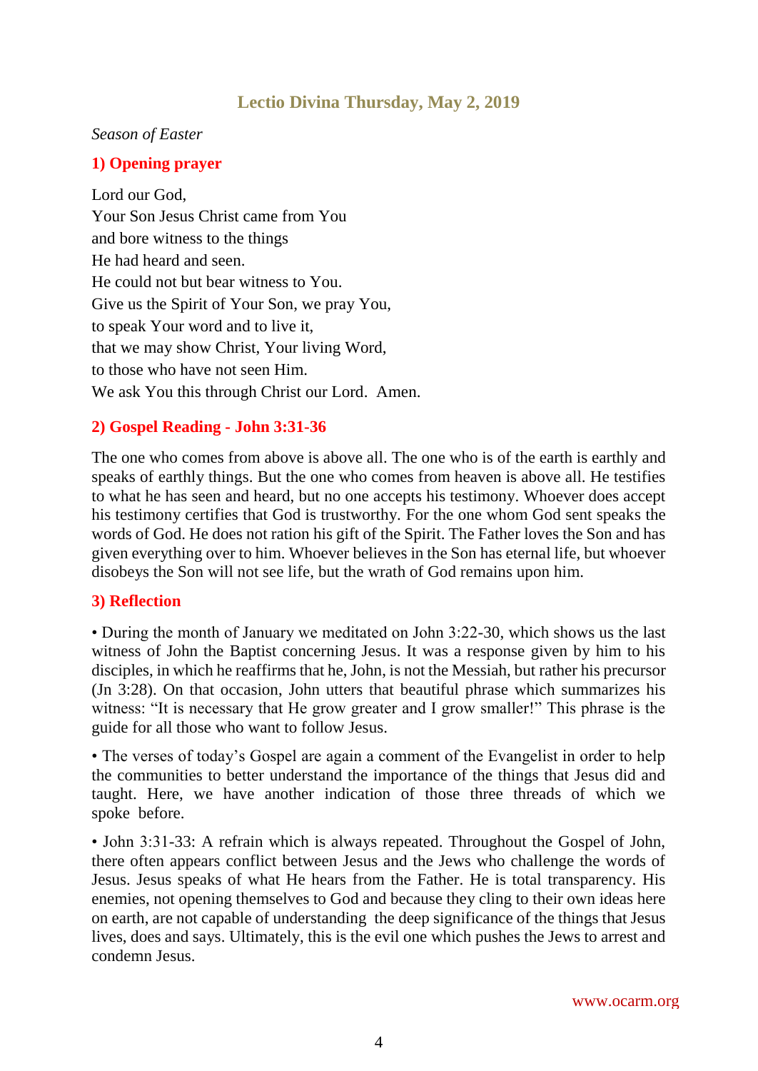## Lectio Divina Thursday, May 2, 2019

*Season of Easter*

### 1) Opening prayer

Lord our God,
Your Son Jesus Christ came from You
and bore witness to the things
He had heard and seen.
He could not but bear witness to You.
Give us the Spirit of Your Son, we pray You,
to speak Your word and to live it,
that we may show Christ, Your living Word,
to those who have not seen Him.
We ask You this through Christ our Lord. Amen.

### 2) Gospel Reading - John 3:31-36

The one who comes from above is above all. The one who is of the earth is earthly and speaks of earthly things. But the one who comes from heaven is above all. He testifies to what he has seen and heard, but no one accepts his testimony. Whoever does accept his testimony certifies that God is trustworthy. For the one whom God sent speaks the words of God. He does not ration his gift of the Spirit. The Father loves the Son and has given everything over to him. Whoever believes in the Son has eternal life, but whoever disobeys the Son will not see life, but the wrath of God remains upon him.

### 3) Reflection

• During the month of January we meditated on John 3:22-30, which shows us the last witness of John the Baptist concerning Jesus. It was a response given by him to his disciples, in which he reaffirms that he, John, is not the Messiah, but rather his precursor (Jn 3:28). On that occasion, John utters that beautiful phrase which summarizes his witness: "It is necessary that He grow greater and I grow smaller!" This phrase is the guide for all those who want to follow Jesus.

• The verses of today's Gospel are again a comment of the Evangelist in order to help the communities to better understand the importance of the things that Jesus did and taught. Here, we have another indication of those three threads of which we spoke before.

• John 3:31-33: A refrain which is always repeated. Throughout the Gospel of John, there often appears conflict between Jesus and the Jews who challenge the words of Jesus. Jesus speaks of what He hears from the Father. He is total transparency. His enemies, not opening themselves to God and because they cling to their own ideas here on earth, are not capable of understanding the deep significance of the things that Jesus lives, does and says. Ultimately, this is the evil one which pushes the Jews to arrest and condemn Jesus.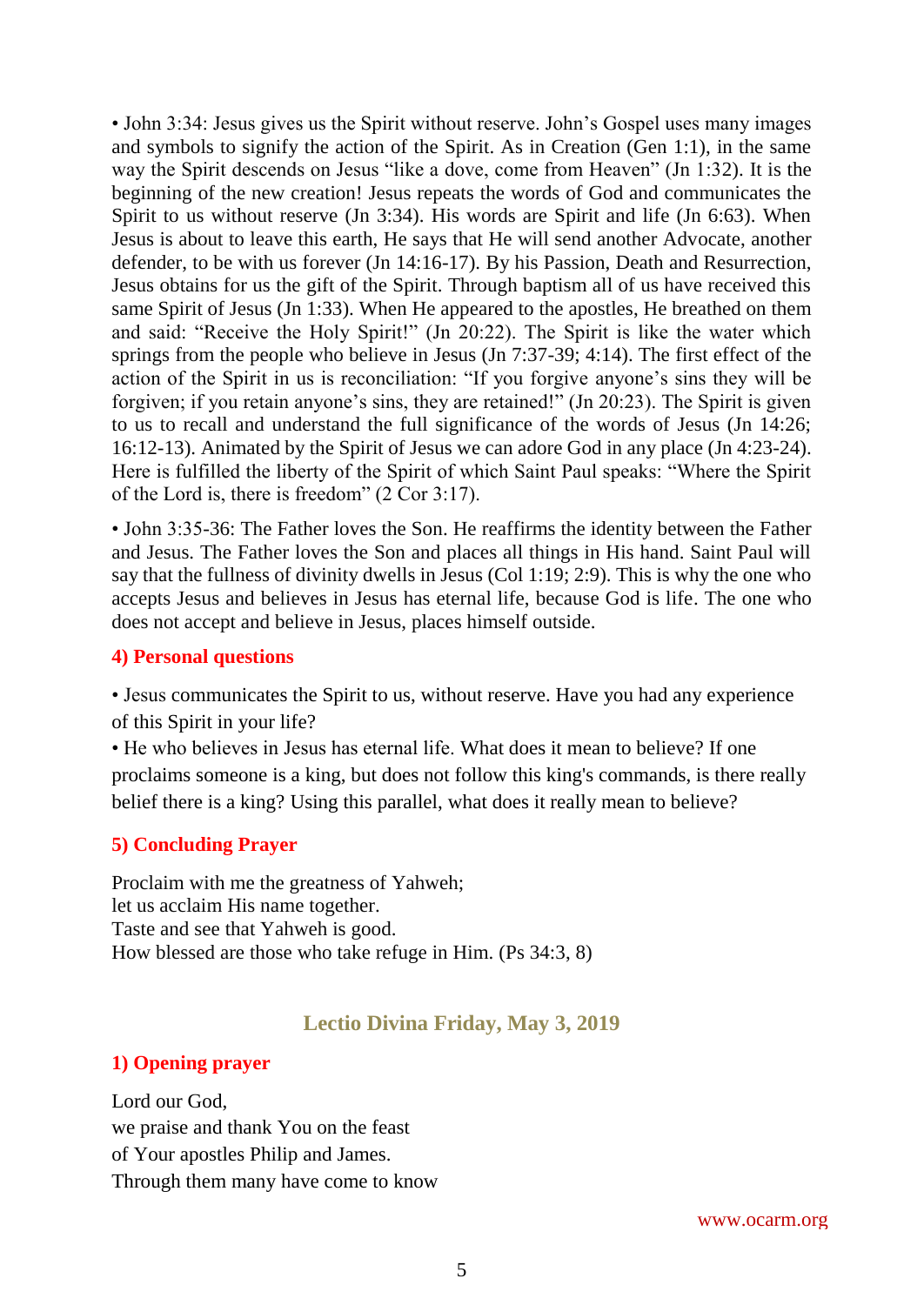• John 3:34: Jesus gives us the Spirit without reserve. John's Gospel uses many images and symbols to signify the action of the Spirit. As in Creation (Gen 1:1), in the same way the Spirit descends on Jesus "like a dove, come from Heaven" (Jn 1:32). It is the beginning of the new creation! Jesus repeats the words of God and communicates the Spirit to us without reserve (Jn 3:34). His words are Spirit and life (Jn 6:63). When Jesus is about to leave this earth, He says that He will send another Advocate, another defender, to be with us forever (Jn 14:16-17). By his Passion, Death and Resurrection, Jesus obtains for us the gift of the Spirit. Through baptism all of us have received this same Spirit of Jesus (Jn 1:33). When He appeared to the apostles, He breathed on them and said: "Receive the Holy Spirit!" (Jn 20:22). The Spirit is like the water which springs from the people who believe in Jesus (Jn 7:37-39; 4:14). The first effect of the action of the Spirit in us is reconciliation: "If you forgive anyone's sins they will be forgiven; if you retain anyone's sins, they are retained!" (Jn 20:23). The Spirit is given to us to recall and understand the full significance of the words of Jesus (Jn 14:26; 16:12-13). Animated by the Spirit of Jesus we can adore God in any place (Jn 4:23-24). Here is fulfilled the liberty of the Spirit of which Saint Paul speaks: "Where the Spirit of the Lord is, there is freedom" (2 Cor 3:17).

• John 3:35-36: The Father loves the Son. He reaffirms the identity between the Father and Jesus. The Father loves the Son and places all things in His hand. Saint Paul will say that the fullness of divinity dwells in Jesus (Col 1:19; 2:9). This is why the one who accepts Jesus and believes in Jesus has eternal life, because God is life. The one who does not accept and believe in Jesus, places himself outside.

## 4) Personal questions

• Jesus communicates the Spirit to us, without reserve. Have you had any experience of this Spirit in your life?
• He who believes in Jesus has eternal life. What does it mean to believe? If one proclaims someone is a king, but does not follow this king's commands, is there really belief there is a king? Using this parallel, what does it really mean to believe?

## 5) Concluding Prayer

Proclaim with me the greatness of Yahweh;
let us acclaim His name together.
Taste and see that Yahweh is good.
How blessed are those who take refuge in Him. (Ps 34:3, 8)

# Lectio Divina Friday, May 3, 2019

## 1) Opening prayer

Lord our God,
we praise and thank You on the feast
of Your apostles Philip and James.
Through them many have come to know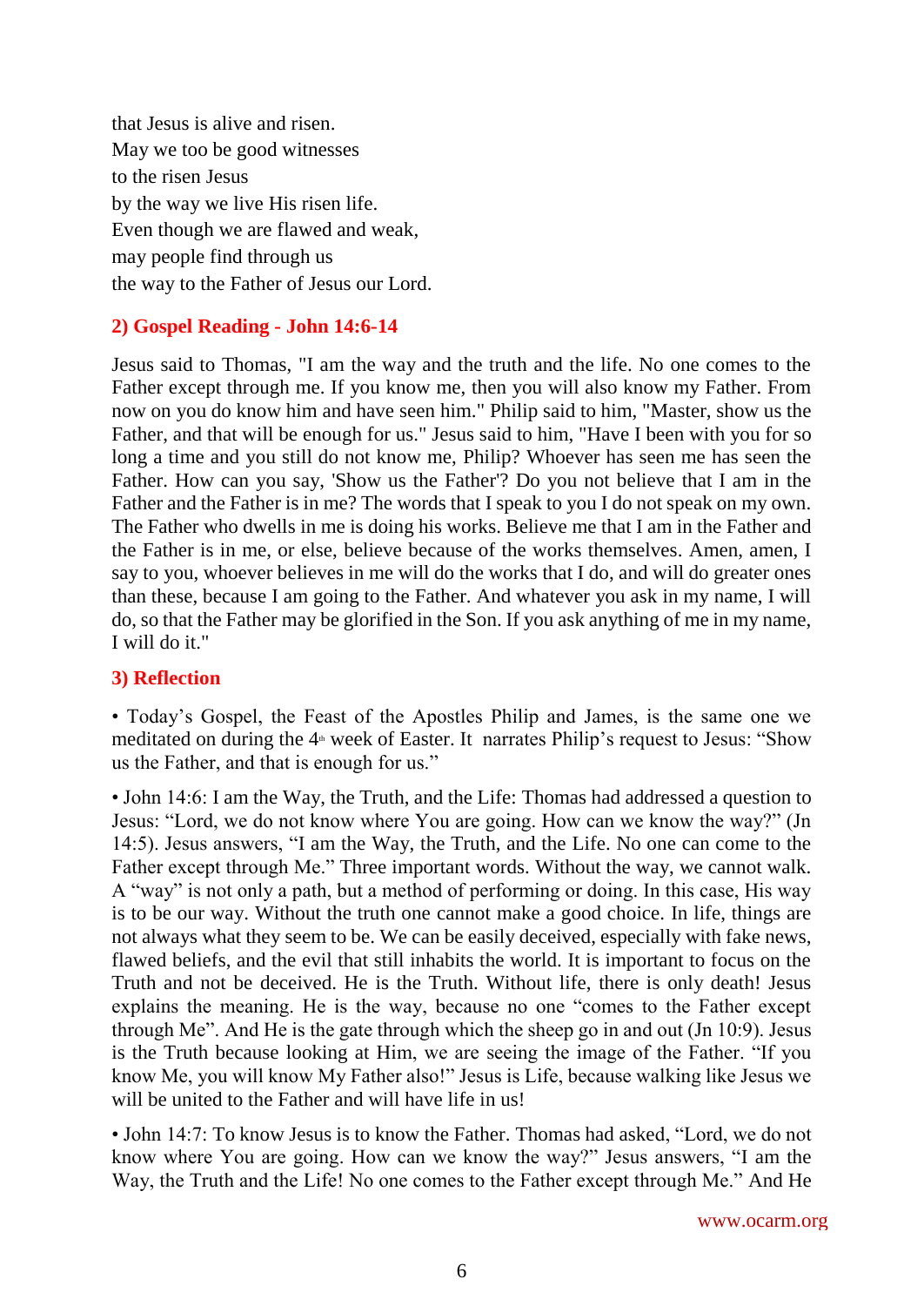that Jesus is alive and risen.
May we too be good witnesses
to the risen Jesus
by the way we live His risen life.
Even though we are flawed and weak,
may people find through us
the way to the Father of Jesus our Lord.

## 2) Gospel Reading - John 14:6-14

Jesus said to Thomas, "I am the way and the truth and the life. No one comes to the Father except through me. If you know me, then you will also know my Father. From now on you do know him and have seen him." Philip said to him, "Master, show us the Father, and that will be enough for us." Jesus said to him, "Have I been with you for so long a time and you still do not know me, Philip? Whoever has seen me has seen the Father. How can you say, 'Show us the Father'? Do you not believe that I am in the Father and the Father is in me? The words that I speak to you I do not speak on my own. The Father who dwells in me is doing his works. Believe me that I am in the Father and the Father is in me, or else, believe because of the works themselves. Amen, amen, I say to you, whoever believes in me will do the works that I do, and will do greater ones than these, because I am going to the Father. And whatever you ask in my name, I will do, so that the Father may be glorified in the Son. If you ask anything of me in my name, I will do it."

## 3) Reflection

• Today's Gospel, the Feast of the Apostles Philip and James, is the same one we meditated on during the 4th week of Easter. It narrates Philip's request to Jesus: "Show us the Father, and that is enough for us."

• John 14:6: I am the Way, the Truth, and the Life: Thomas had addressed a question to Jesus: "Lord, we do not know where You are going. How can we know the way?" (Jn 14:5). Jesus answers, "I am the Way, the Truth, and the Life. No one can come to the Father except through Me." Three important words. Without the way, we cannot walk. A "way" is not only a path, but a method of performing or doing. In this case, His way is to be our way. Without the truth one cannot make a good choice. In life, things are not always what they seem to be. We can be easily deceived, especially with fake news, flawed beliefs, and the evil that still inhabits the world. It is important to focus on the Truth and not be deceived. He is the Truth. Without life, there is only death! Jesus explains the meaning. He is the way, because no one "comes to the Father except through Me". And He is the gate through which the sheep go in and out (Jn 10:9). Jesus is the Truth because looking at Him, we are seeing the image of the Father. "If you know Me, you will know My Father also!" Jesus is Life, because walking like Jesus we will be united to the Father and will have life in us!

• John 14:7: To know Jesus is to know the Father. Thomas had asked, "Lord, we do not know where You are going. How can we know the way?" Jesus answers, "I am the Way, the Truth and the Life! No one comes to the Father except through Me." And He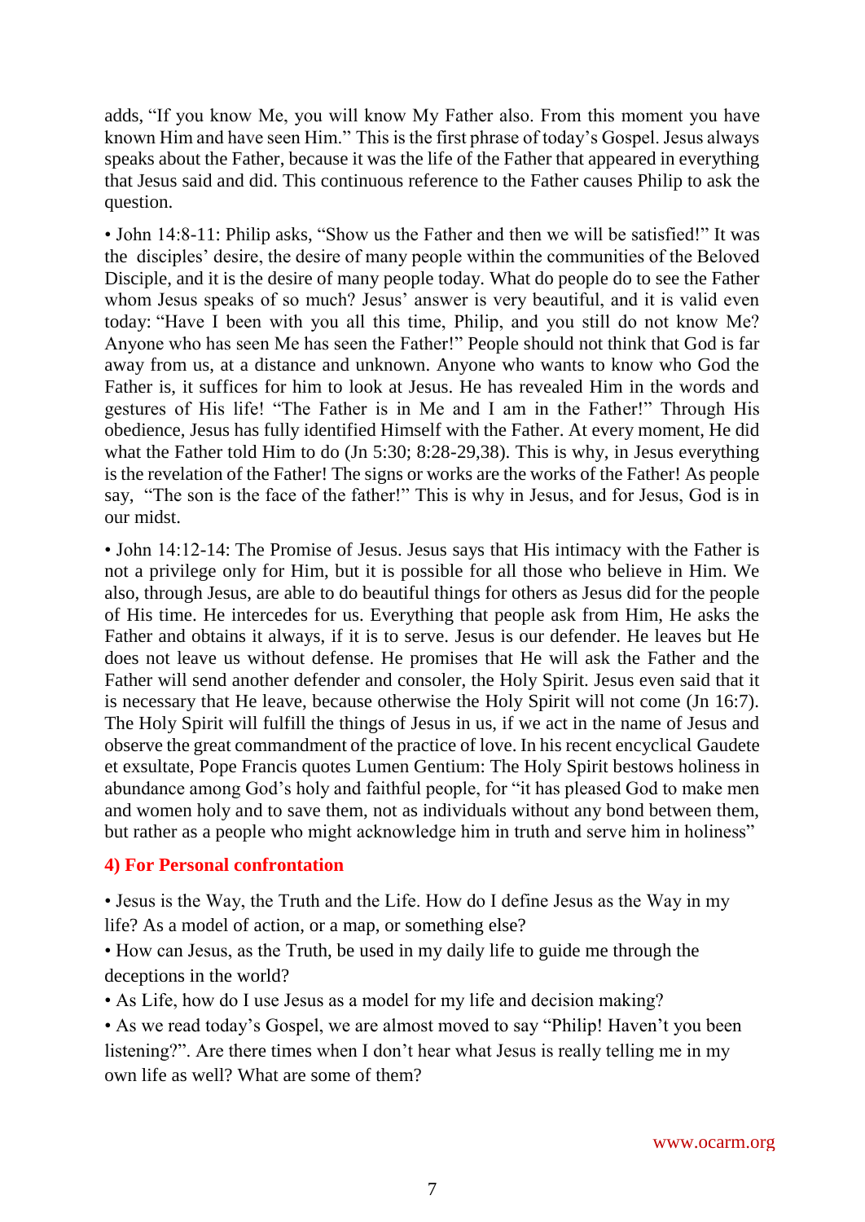adds, "If you know Me, you will know My Father also. From this moment you have known Him and have seen Him." This is the first phrase of today's Gospel. Jesus always speaks about the Father, because it was the life of the Father that appeared in everything that Jesus said and did. This continuous reference to the Father causes Philip to ask the question.

• John 14:8-11: Philip asks, "Show us the Father and then we will be satisfied!" It was the disciples' desire, the desire of many people within the communities of the Beloved Disciple, and it is the desire of many people today. What do people do to see the Father whom Jesus speaks of so much? Jesus' answer is very beautiful, and it is valid even today: "Have I been with you all this time, Philip, and you still do not know Me? Anyone who has seen Me has seen the Father!" People should not think that God is far away from us, at a distance and unknown. Anyone who wants to know who God the Father is, it suffices for him to look at Jesus. He has revealed Him in the words and gestures of His life! "The Father is in Me and I am in the Father!" Through His obedience, Jesus has fully identified Himself with the Father. At every moment, He did what the Father told Him to do (Jn 5:30; 8:28-29,38). This is why, in Jesus everything is the revelation of the Father! The signs or works are the works of the Father! As people say, "The son is the face of the father!" This is why in Jesus, and for Jesus, God is in our midst.

• John 14:12-14: The Promise of Jesus. Jesus says that His intimacy with the Father is not a privilege only for Him, but it is possible for all those who believe in Him. We also, through Jesus, are able to do beautiful things for others as Jesus did for the people of His time. He intercedes for us. Everything that people ask from Him, He asks the Father and obtains it always, if it is to serve. Jesus is our defender. He leaves but He does not leave us without defense. He promises that He will ask the Father and the Father will send another defender and consoler, the Holy Spirit. Jesus even said that it is necessary that He leave, because otherwise the Holy Spirit will not come (Jn 16:7). The Holy Spirit will fulfill the things of Jesus in us, if we act in the name of Jesus and observe the great commandment of the practice of love. In his recent encyclical Gaudete et exsultate, Pope Francis quotes Lumen Gentium: The Holy Spirit bestows holiness in abundance among God's holy and faithful people, for "it has pleased God to make men and women holy and to save them, not as individuals without any bond between them, but rather as a people who might acknowledge him in truth and serve him in holiness"

## 4) For Personal confrontation

• Jesus is the Way, the Truth and the Life. How do I define Jesus as the Way in my life? As a model of action, or a map, or something else?

• How can Jesus, as the Truth, be used in my daily life to guide me through the deceptions in the world?

• As Life, how do I use Jesus as a model for my life and decision making?

• As we read today's Gospel, we are almost moved to say "Philip! Haven't you been listening?". Are there times when I don't hear what Jesus is really telling me in my own life as well? What are some of them?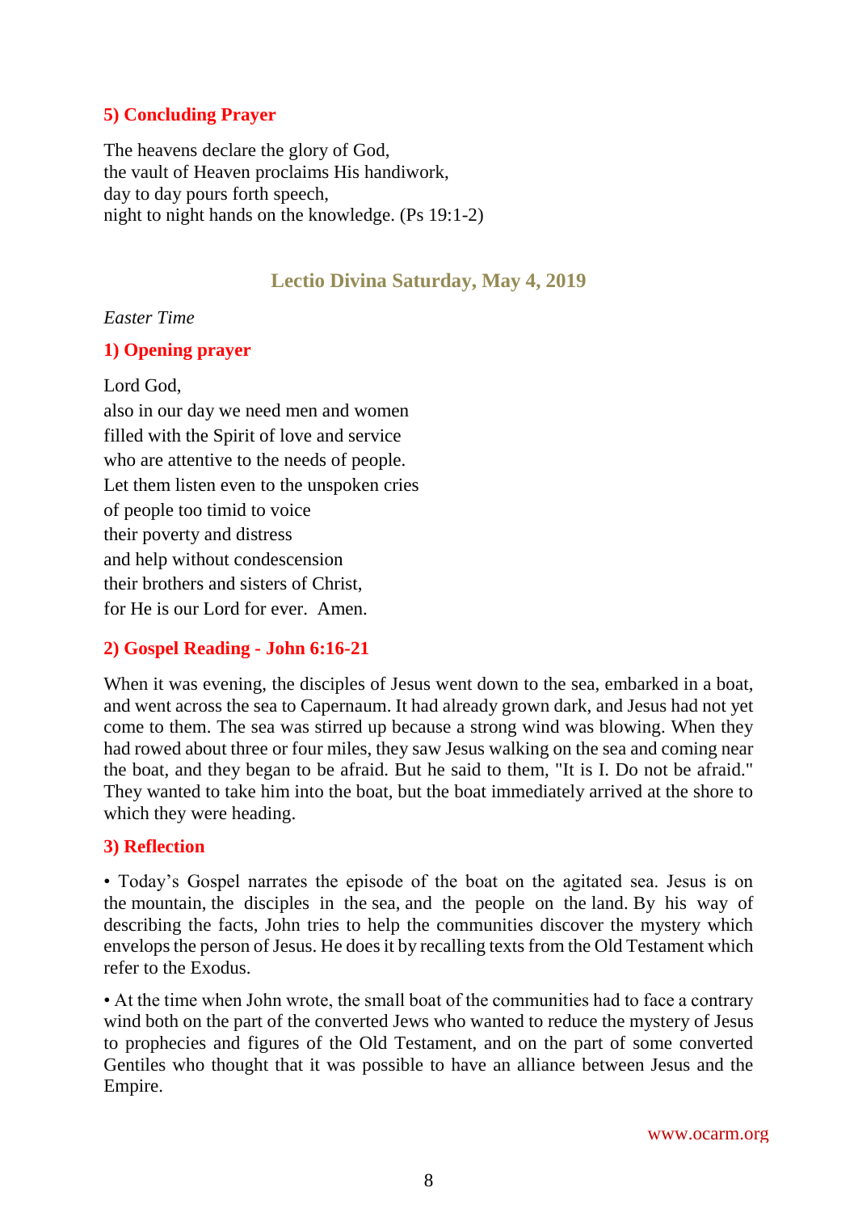### 5) Concluding Prayer

The heavens declare the glory of God,
the vault of Heaven proclaims His handiwork,
day to day pours forth speech,
night to night hands on the knowledge. (Ps 19:1-2)

## Lectio Divina Saturday, May 4, 2019

*Easter Time*

### 1) Opening prayer

Lord God,
also in our day we need men and women
filled with the Spirit of love and service
who are attentive to the needs of people.
Let them listen even to the unspoken cries
of people too timid to voice
their poverty and distress
and help without condescension
their brothers and sisters of Christ,
for He is our Lord for ever. Amen.

### 2) Gospel Reading - John 6:16-21

When it was evening, the disciples of Jesus went down to the sea, embarked in a boat, and went across the sea to Capernaum. It had already grown dark, and Jesus had not yet come to them. The sea was stirred up because a strong wind was blowing. When they had rowed about three or four miles, they saw Jesus walking on the sea and coming near the boat, and they began to be afraid. But he said to them, "It is I. Do not be afraid." They wanted to take him into the boat, but the boat immediately arrived at the shore to which they were heading.

### 3) Reflection

• Today's Gospel narrates the episode of the boat on the agitated sea. Jesus is on the mountain, the disciples in the sea, and the people on the land. By his way of describing the facts, John tries to help the communities discover the mystery which envelops the person of Jesus. He does it by recalling texts from the Old Testament which refer to the Exodus.

• At the time when John wrote, the small boat of the communities had to face a contrary wind both on the part of the converted Jews who wanted to reduce the mystery of Jesus to prophecies and figures of the Old Testament, and on the part of some converted Gentiles who thought that it was possible to have an alliance between Jesus and the Empire.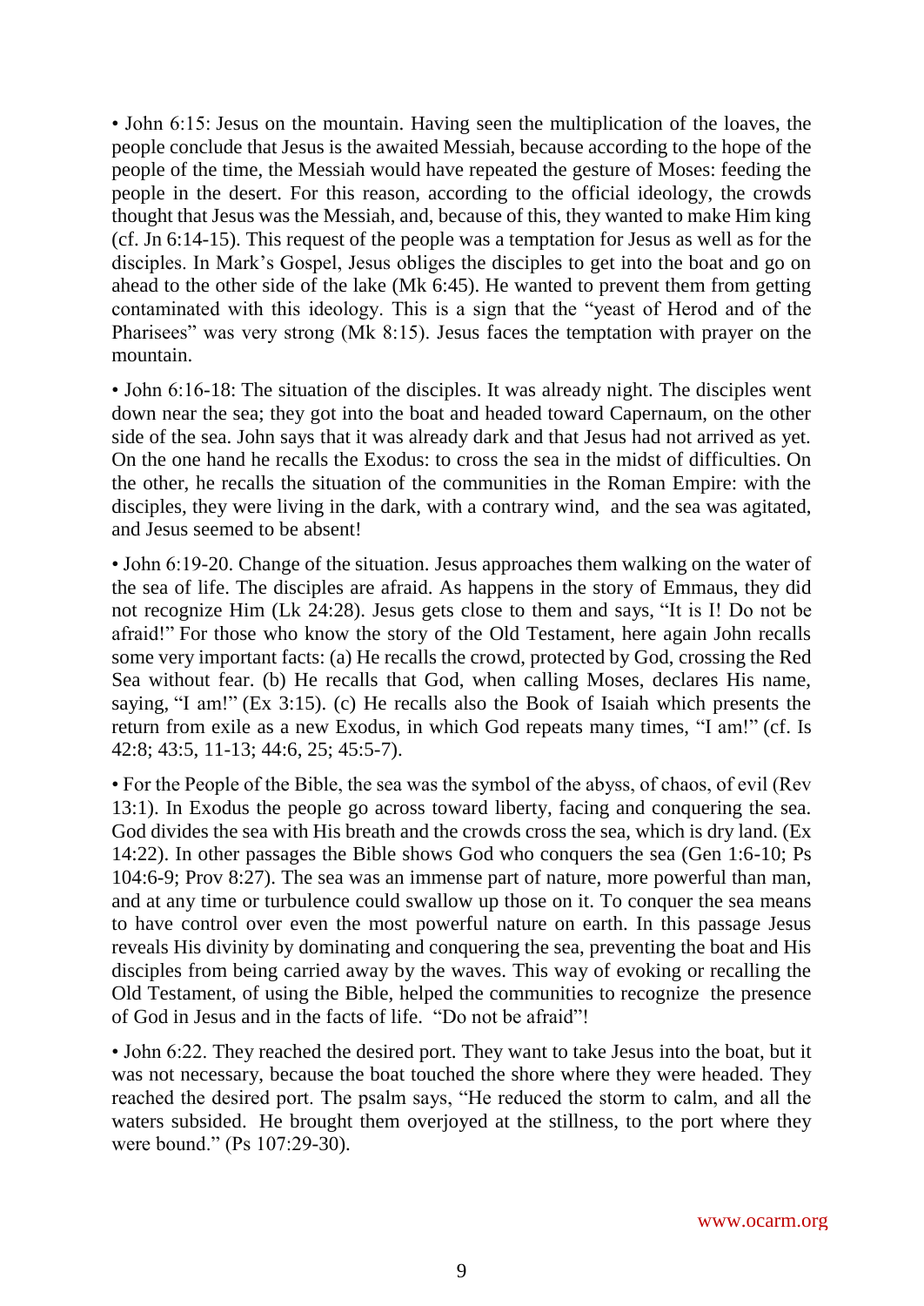• John 6:15: Jesus on the mountain. Having seen the multiplication of the loaves, the people conclude that Jesus is the awaited Messiah, because according to the hope of the people of the time, the Messiah would have repeated the gesture of Moses: feeding the people in the desert. For this reason, according to the official ideology, the crowds thought that Jesus was the Messiah, and, because of this, they wanted to make Him king (cf. Jn 6:14-15). This request of the people was a temptation for Jesus as well as for the disciples. In Mark's Gospel, Jesus obliges the disciples to get into the boat and go on ahead to the other side of the lake (Mk 6:45). He wanted to prevent them from getting contaminated with this ideology. This is a sign that the "yeast of Herod and of the Pharisees" was very strong (Mk 8:15). Jesus faces the temptation with prayer on the mountain.

• John 6:16-18: The situation of the disciples. It was already night. The disciples went down near the sea; they got into the boat and headed toward Capernaum, on the other side of the sea. John says that it was already dark and that Jesus had not arrived as yet. On the one hand he recalls the Exodus: to cross the sea in the midst of difficulties. On the other, he recalls the situation of the communities in the Roman Empire: with the disciples, they were living in the dark, with a contrary wind, and the sea was agitated, and Jesus seemed to be absent!

• John 6:19-20. Change of the situation. Jesus approaches them walking on the water of the sea of life. The disciples are afraid. As happens in the story of Emmaus, they did not recognize Him (Lk 24:28). Jesus gets close to them and says, "It is I! Do not be afraid!" For those who know the story of the Old Testament, here again John recalls some very important facts: (a) He recalls the crowd, protected by God, crossing the Red Sea without fear. (b) He recalls that God, when calling Moses, declares His name, saying, "I am!" (Ex 3:15). (c) He recalls also the Book of Isaiah which presents the return from exile as a new Exodus, in which God repeats many times, "I am!" (cf. Is 42:8; 43:5, 11-13; 44:6, 25; 45:5-7).

• For the People of the Bible, the sea was the symbol of the abyss, of chaos, of evil (Rev 13:1). In Exodus the people go across toward liberty, facing and conquering the sea. God divides the sea with His breath and the crowds cross the sea, which is dry land. (Ex 14:22). In other passages the Bible shows God who conquers the sea (Gen 1:6-10; Ps 104:6-9; Prov 8:27). The sea was an immense part of nature, more powerful than man, and at any time or turbulence could swallow up those on it. To conquer the sea means to have control over even the most powerful nature on earth. In this passage Jesus reveals His divinity by dominating and conquering the sea, preventing the boat and His disciples from being carried away by the waves. This way of evoking or recalling the Old Testament, of using the Bible, helped the communities to recognize the presence of God in Jesus and in the facts of life. "Do not be afraid"!

• John 6:22. They reached the desired port. They want to take Jesus into the boat, but it was not necessary, because the boat touched the shore where they were headed. They reached the desired port. The psalm says, "He reduced the storm to calm, and all the waters subsided. He brought them overjoyed at the stillness, to the port where they were bound." (Ps 107:29-30).

www.ocarm.org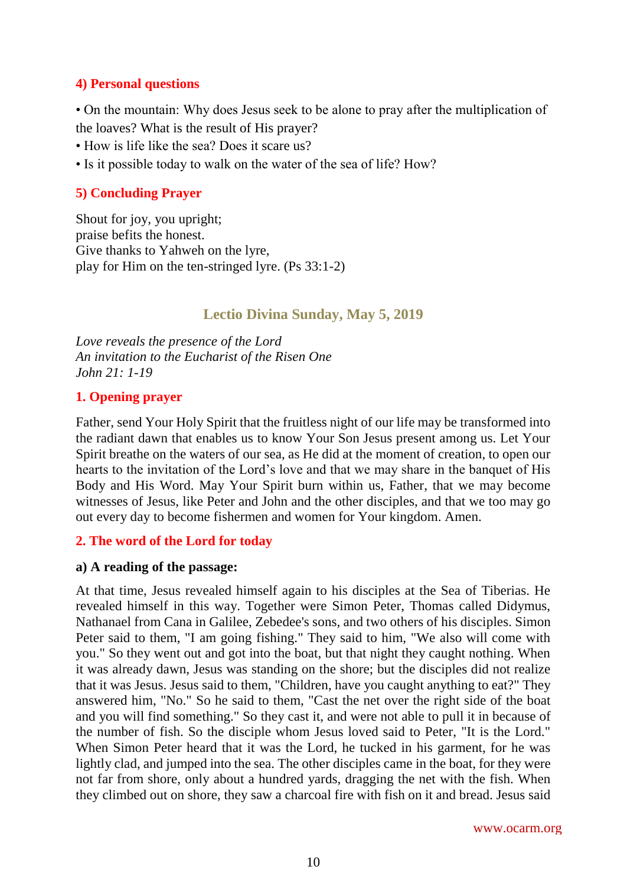### 4) Personal questions

• On the mountain: Why does Jesus seek to be alone to pray after the multiplication of the loaves? What is the result of His prayer?
• How is life like the sea? Does it scare us?
• Is it possible today to walk on the water of the sea of life? How?

### 5) Concluding Prayer

Shout for joy, you upright;
praise befits the honest.
Give thanks to Yahweh on the lyre,
play for Him on the ten-stringed lyre. (Ps 33:1-2)

## Lectio Divina Sunday, May 5, 2019

*Love reveals the presence of the Lord*
*An invitation to the Eucharist of the Risen One*
*John 21: 1-19*

### 1. Opening prayer

Father, send Your Holy Spirit that the fruitless night of our life may be transformed into the radiant dawn that enables us to know Your Son Jesus present among us. Let Your Spirit breathe on the waters of our sea, as He did at the moment of creation, to open our hearts to the invitation of the Lord's love and that we may share in the banquet of His Body and His Word. May Your Spirit burn within us, Father, that we may become witnesses of Jesus, like Peter and John and the other disciples, and that we too may go out every day to become fishermen and women for Your kingdom. Amen.

### 2. The word of the Lord for today

**a) A reading of the passage:**

At that time, Jesus revealed himself again to his disciples at the Sea of Tiberias. He revealed himself in this way. Together were Simon Peter, Thomas called Didymus, Nathanael from Cana in Galilee, Zebedee's sons, and two others of his disciples. Simon Peter said to them, "I am going fishing." They said to him, "We also will come with you." So they went out and got into the boat, but that night they caught nothing. When it was already dawn, Jesus was standing on the shore; but the disciples did not realize that it was Jesus. Jesus said to them, "Children, have you caught anything to eat?" They answered him, "No." So he said to them, "Cast the net over the right side of the boat and you will find something." So they cast it, and were not able to pull it in because of the number of fish. So the disciple whom Jesus loved said to Peter, "It is the Lord." When Simon Peter heard that it was the Lord, he tucked in his garment, for he was lightly clad, and jumped into the sea. The other disciples came in the boat, for they were not far from shore, only about a hundred yards, dragging the net with the fish. When they climbed out on shore, they saw a charcoal fire with fish on it and bread. Jesus said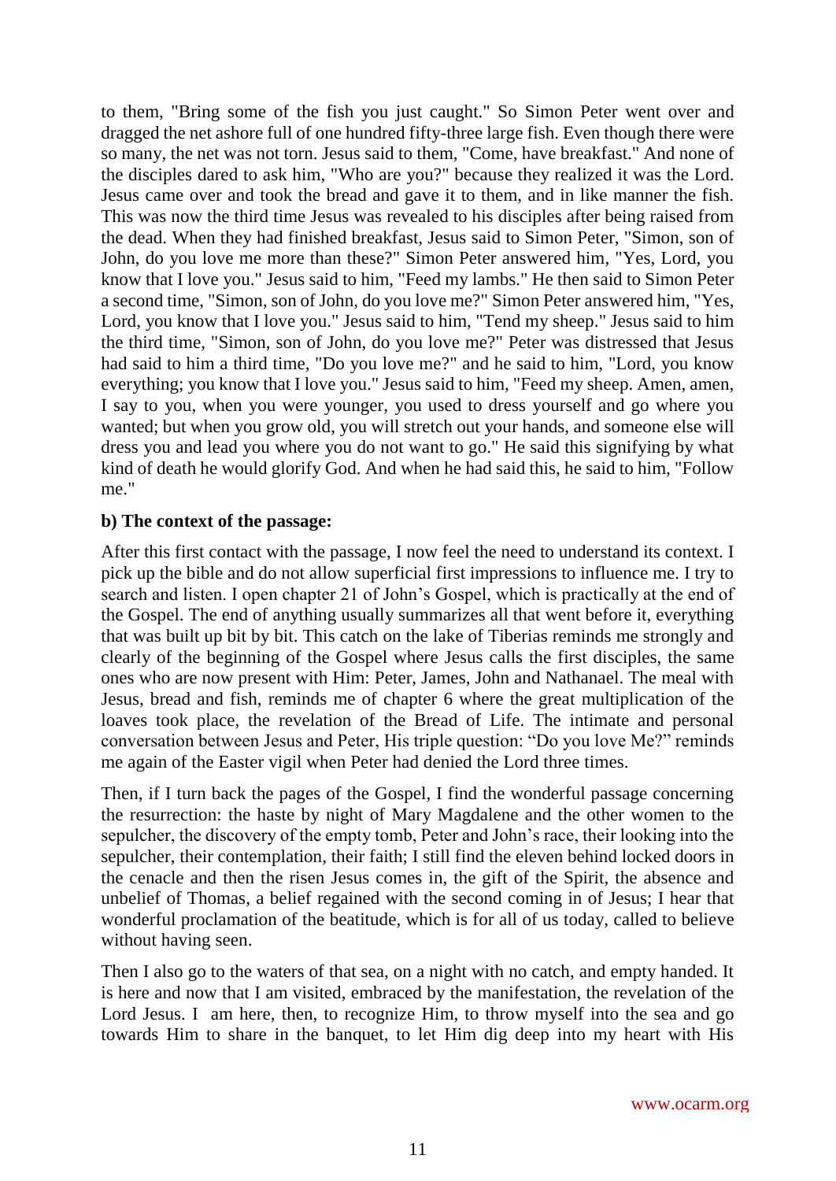to them, "Bring some of the fish you just caught." So Simon Peter went over and dragged the net ashore full of one hundred fifty-three large fish. Even though there were so many, the net was not torn. Jesus said to them, "Come, have breakfast." And none of the disciples dared to ask him, "Who are you?" because they realized it was the Lord. Jesus came over and took the bread and gave it to them, and in like manner the fish. This was now the third time Jesus was revealed to his disciples after being raised from the dead. When they had finished breakfast, Jesus said to Simon Peter, "Simon, son of John, do you love me more than these?" Simon Peter answered him, "Yes, Lord, you know that I love you." Jesus said to him, "Feed my lambs." He then said to Simon Peter a second time, "Simon, son of John, do you love me?" Simon Peter answered him, "Yes, Lord, you know that I love you." Jesus said to him, "Tend my sheep." Jesus said to him the third time, "Simon, son of John, do you love me?" Peter was distressed that Jesus had said to him a third time, "Do you love me?" and he said to him, "Lord, you know everything; you know that I love you." Jesus said to him, "Feed my sheep. Amen, amen, I say to you, when you were younger, you used to dress yourself and go where you wanted; but when you grow old, you will stretch out your hands, and someone else will dress you and lead you where you do not want to go." He said this signifying by what kind of death he would glorify God. And when he had said this, he said to him, "Follow me."

**b) The context of the passage:**

After this first contact with the passage, I now feel the need to understand its context. I pick up the bible and do not allow superficial first impressions to influence me. I try to search and listen. I open chapter 21 of John's Gospel, which is practically at the end of the Gospel. The end of anything usually summarizes all that went before it, everything that was built up bit by bit. This catch on the lake of Tiberias reminds me strongly and clearly of the beginning of the Gospel where Jesus calls the first disciples, the same ones who are now present with Him: Peter, James, John and Nathanael. The meal with Jesus, bread and fish, reminds me of chapter 6 where the great multiplication of the loaves took place, the revelation of the Bread of Life. The intimate and personal conversation between Jesus and Peter, His triple question: "Do you love Me?" reminds me again of the Easter vigil when Peter had denied the Lord three times.

Then, if I turn back the pages of the Gospel, I find the wonderful passage concerning the resurrection: the haste by night of Mary Magdalene and the other women to the sepulcher, the discovery of the empty tomb, Peter and John's race, their looking into the sepulcher, their contemplation, their faith; I still find the eleven behind locked doors in the cenacle and then the risen Jesus comes in, the gift of the Spirit, the absence and unbelief of Thomas, a belief regained with the second coming in of Jesus; I hear that wonderful proclamation of the beatitude, which is for all of us today, called to believe without having seen.

Then I also go to the waters of that sea, on a night with no catch, and empty handed. It is here and now that I am visited, embraced by the manifestation, the revelation of the Lord Jesus. I am here, then, to recognize Him, to throw myself into the sea and go towards Him to share in the banquet, to let Him dig deep into my heart with His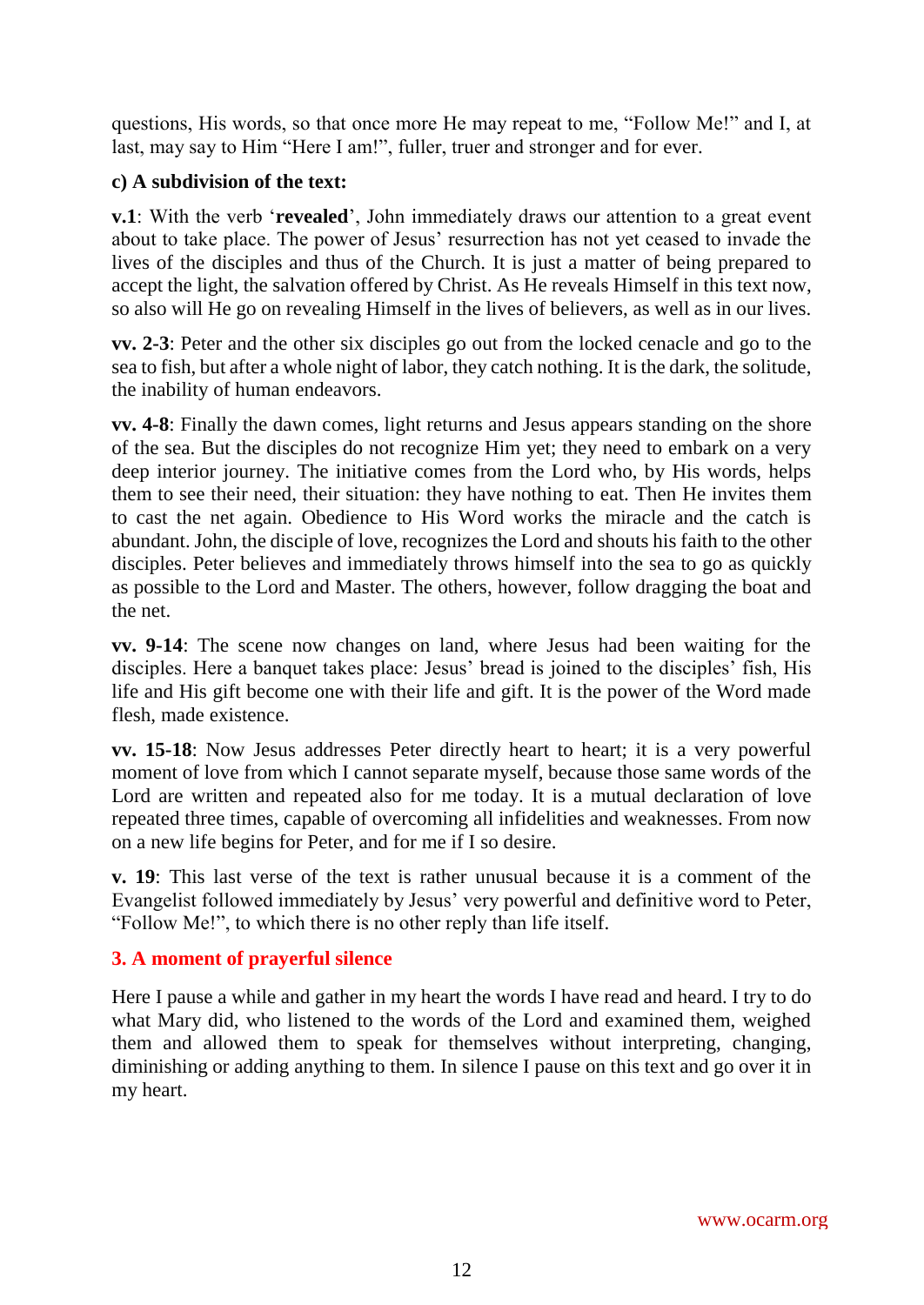questions, His words, so that once more He may repeat to me, "Follow Me!" and I, at last, may say to Him "Here I am!", fuller, truer and stronger and for ever.

**c) A subdivision of the text:**

**v.1**: With the verb '**revealed**', John immediately draws our attention to a great event about to take place. The power of Jesus' resurrection has not yet ceased to invade the lives of the disciples and thus of the Church. It is just a matter of being prepared to accept the light, the salvation offered by Christ. As He reveals Himself in this text now, so also will He go on revealing Himself in the lives of believers, as well as in our lives.

**vv. 2-3**: Peter and the other six disciples go out from the locked cenacle and go to the sea to fish, but after a whole night of labor, they catch nothing. It is the dark, the solitude, the inability of human endeavors.

**vv. 4-8**: Finally the dawn comes, light returns and Jesus appears standing on the shore of the sea. But the disciples do not recognize Him yet; they need to embark on a very deep interior journey. The initiative comes from the Lord who, by His words, helps them to see their need, their situation: they have nothing to eat. Then He invites them to cast the net again. Obedience to His Word works the miracle and the catch is abundant. John, the disciple of love, recognizes the Lord and shouts his faith to the other disciples. Peter believes and immediately throws himself into the sea to go as quickly as possible to the Lord and Master. The others, however, follow dragging the boat and the net.

**vv. 9-14**: The scene now changes on land, where Jesus had been waiting for the disciples. Here a banquet takes place: Jesus' bread is joined to the disciples' fish, His life and His gift become one with their life and gift. It is the power of the Word made flesh, made existence.

**vv. 15-18**: Now Jesus addresses Peter directly heart to heart; it is a very powerful moment of love from which I cannot separate myself, because those same words of the Lord are written and repeated also for me today. It is a mutual declaration of love repeated three times, capable of overcoming all infidelities and weaknesses. From now on a new life begins for Peter, and for me if I so desire.

**v. 19**: This last verse of the text is rather unusual because it is a comment of the Evangelist followed immediately by Jesus' very powerful and definitive word to Peter, "Follow Me!", to which there is no other reply than life itself.

## 3. A moment of prayerful silence

Here I pause a while and gather in my heart the words I have read and heard. I try to do what Mary did, who listened to the words of the Lord and examined them, weighed them and allowed them to speak for themselves without interpreting, changing, diminishing or adding anything to them. In silence I pause on this text and go over it in my heart.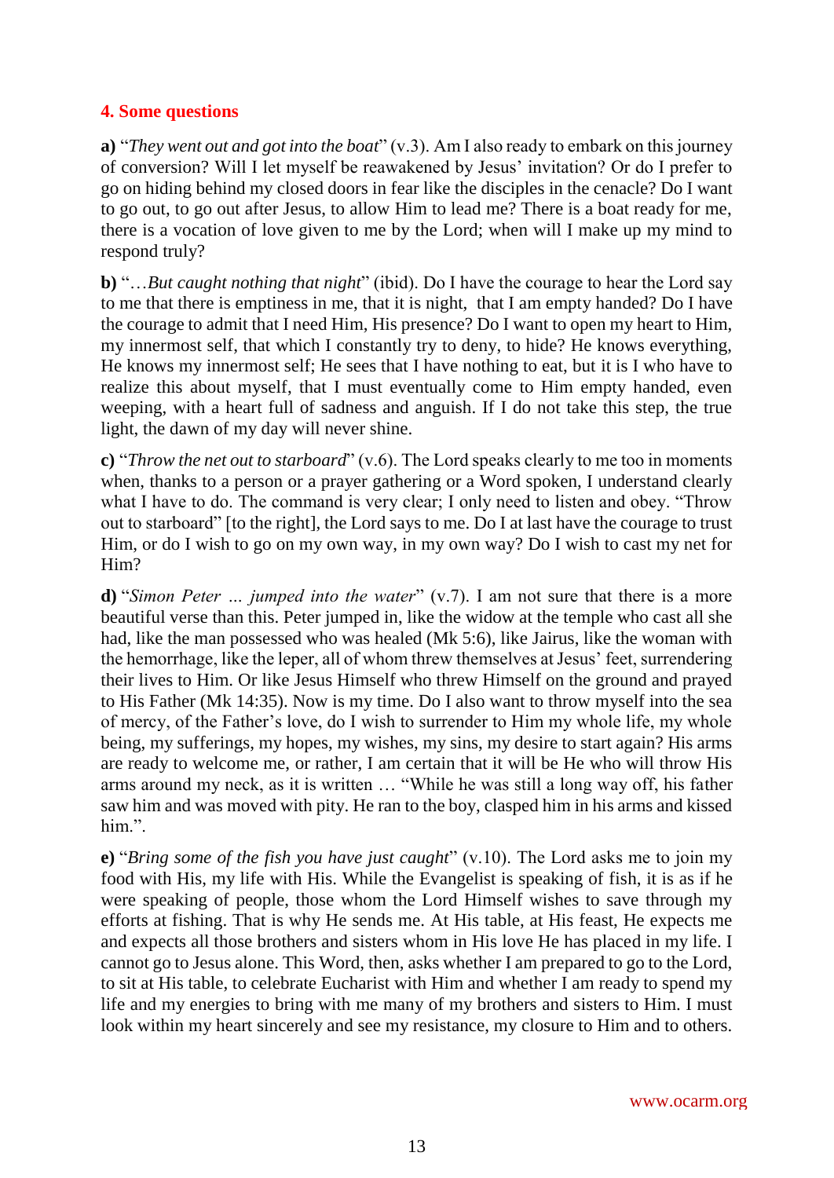## 4. Some questions

**a)** "*They went out and got into the boat*" (v.3). Am I also ready to embark on this journey of conversion? Will I let myself be reawakened by Jesus' invitation? Or do I prefer to go on hiding behind my closed doors in fear like the disciples in the cenacle? Do I want to go out, to go out after Jesus, to allow Him to lead me? There is a boat ready for me, there is a vocation of love given to me by the Lord; when will I make up my mind to respond truly?

**b)** "…*But caught nothing that night*" (ibid). Do I have the courage to hear the Lord say to me that there is emptiness in me, that it is night, that I am empty handed? Do I have the courage to admit that I need Him, His presence? Do I want to open my heart to Him, my innermost self, that which I constantly try to deny, to hide? He knows everything, He knows my innermost self; He sees that I have nothing to eat, but it is I who have to realize this about myself, that I must eventually come to Him empty handed, even weeping, with a heart full of sadness and anguish. If I do not take this step, the true light, the dawn of my day will never shine.

**c)** "*Throw the net out to starboard*" (v.6). The Lord speaks clearly to me too in moments when, thanks to a person or a prayer gathering or a Word spoken, I understand clearly what I have to do. The command is very clear; I only need to listen and obey. "Throw out to starboard" [to the right], the Lord says to me. Do I at last have the courage to trust Him, or do I wish to go on my own way, in my own way? Do I wish to cast my net for Him?

**d)** "*Simon Peter … jumped into the water*" (v.7). I am not sure that there is a more beautiful verse than this. Peter jumped in, like the widow at the temple who cast all she had, like the man possessed who was healed (Mk 5:6), like Jairus, like the woman with the hemorrhage, like the leper, all of whom threw themselves at Jesus' feet, surrendering their lives to Him. Or like Jesus Himself who threw Himself on the ground and prayed to His Father (Mk 14:35). Now is my time. Do I also want to throw myself into the sea of mercy, of the Father's love, do I wish to surrender to Him my whole life, my whole being, my sufferings, my hopes, my wishes, my sins, my desire to start again? His arms are ready to welcome me, or rather, I am certain that it will be He who will throw His arms around my neck, as it is written … "While he was still a long way off, his father saw him and was moved with pity. He ran to the boy, clasped him in his arms and kissed him.".

**e)** "*Bring some of the fish you have just caught*" (v.10). The Lord asks me to join my food with His, my life with His. While the Evangelist is speaking of fish, it is as if he were speaking of people, those whom the Lord Himself wishes to save through my efforts at fishing. That is why He sends me. At His table, at His feast, He expects me and expects all those brothers and sisters whom in His love He has placed in my life. I cannot go to Jesus alone. This Word, then, asks whether I am prepared to go to the Lord, to sit at His table, to celebrate Eucharist with Him and whether I am ready to spend my life and my energies to bring with me many of my brothers and sisters to Him. I must look within my heart sincerely and see my resistance, my closure to Him and to others.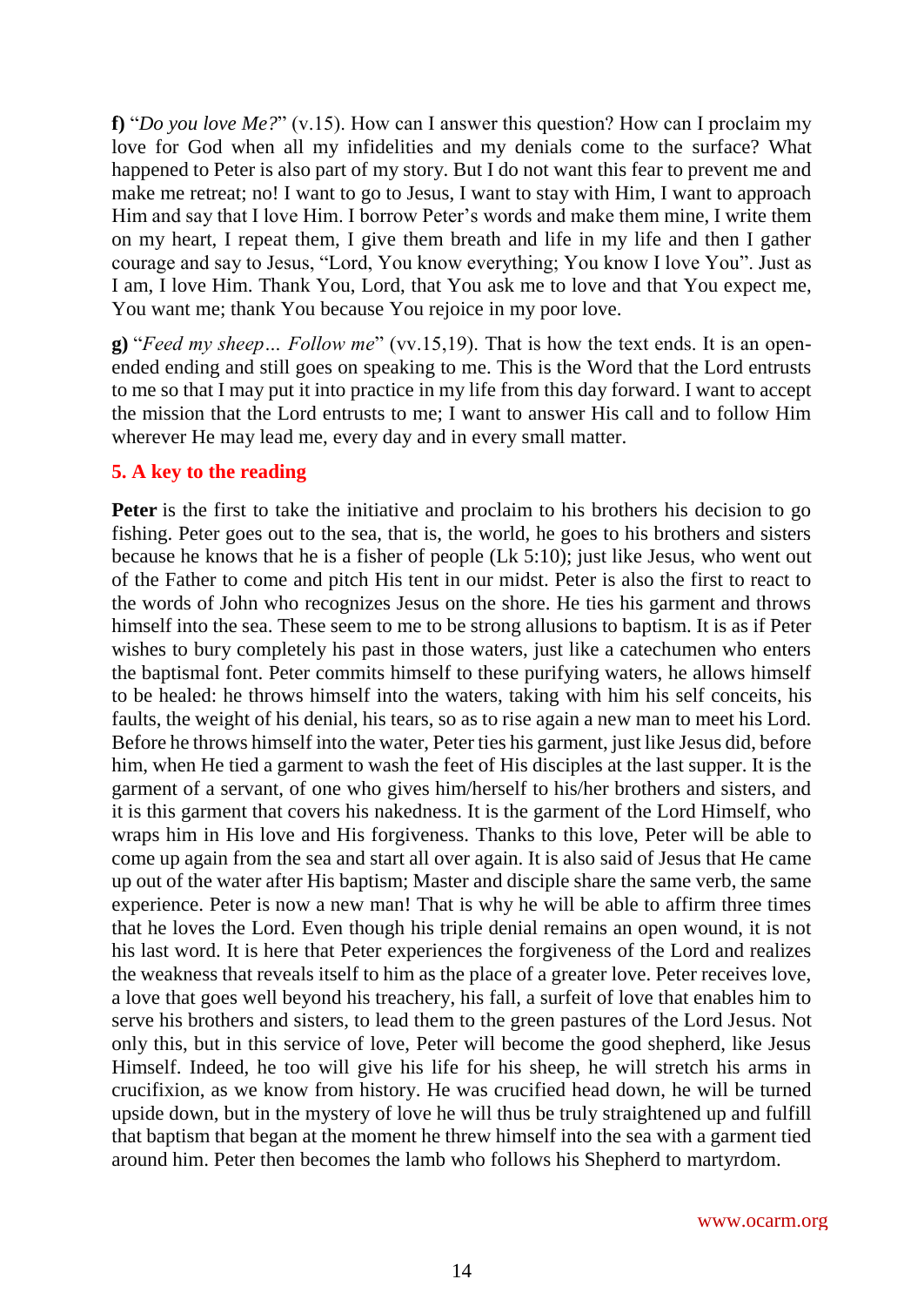**f)** "*Do you love Me?*" (v.15). How can I answer this question? How can I proclaim my love for God when all my infidelities and my denials come to the surface? What happened to Peter is also part of my story. But I do not want this fear to prevent me and make me retreat; no! I want to go to Jesus, I want to stay with Him, I want to approach Him and say that I love Him. I borrow Peter's words and make them mine, I write them on my heart, I repeat them, I give them breath and life in my life and then I gather courage and say to Jesus, "Lord, You know everything; You know I love You". Just as I am, I love Him. Thank You, Lord, that You ask me to love and that You expect me, You want me; thank You because You rejoice in my poor love.

**g)** "*Feed my sheep… Follow me*" (vv.15,19). That is how the text ends. It is an open-ended ending and still goes on speaking to me. This is the Word that the Lord entrusts to me so that I may put it into practice in my life from this day forward. I want to accept the mission that the Lord entrusts to me; I want to answer His call and to follow Him wherever He may lead me, every day and in every small matter.

## 5. A key to the reading

**Peter** is the first to take the initiative and proclaim to his brothers his decision to go fishing. Peter goes out to the sea, that is, the world, he goes to his brothers and sisters because he knows that he is a fisher of people (Lk 5:10); just like Jesus, who went out of the Father to come and pitch His tent in our midst. Peter is also the first to react to the words of John who recognizes Jesus on the shore. He ties his garment and throws himself into the sea. These seem to me to be strong allusions to baptism. It is as if Peter wishes to bury completely his past in those waters, just like a catechumen who enters the baptismal font. Peter commits himself to these purifying waters, he allows himself to be healed: he throws himself into the waters, taking with him his self conceits, his faults, the weight of his denial, his tears, so as to rise again a new man to meet his Lord. Before he throws himself into the water, Peter ties his garment, just like Jesus did, before him, when He tied a garment to wash the feet of His disciples at the last supper. It is the garment of a servant, of one who gives him/herself to his/her brothers and sisters, and it is this garment that covers his nakedness. It is the garment of the Lord Himself, who wraps him in His love and His forgiveness. Thanks to this love, Peter will be able to come up again from the sea and start all over again. It is also said of Jesus that He came up out of the water after His baptism; Master and disciple share the same verb, the same experience. Peter is now a new man! That is why he will be able to affirm three times that he loves the Lord. Even though his triple denial remains an open wound, it is not his last word. It is here that Peter experiences the forgiveness of the Lord and realizes the weakness that reveals itself to him as the place of a greater love. Peter receives love, a love that goes well beyond his treachery, his fall, a surfeit of love that enables him to serve his brothers and sisters, to lead them to the green pastures of the Lord Jesus. Not only this, but in this service of love, Peter will become the good shepherd, like Jesus Himself. Indeed, he too will give his life for his sheep, he will stretch his arms in crucifixion, as we know from history. He was crucified head down, he will be turned upside down, but in the mystery of love he will thus be truly straightened up and fulfill that baptism that began at the moment he threw himself into the sea with a garment tied around him. Peter then becomes the lamb who follows his Shepherd to martyrdom.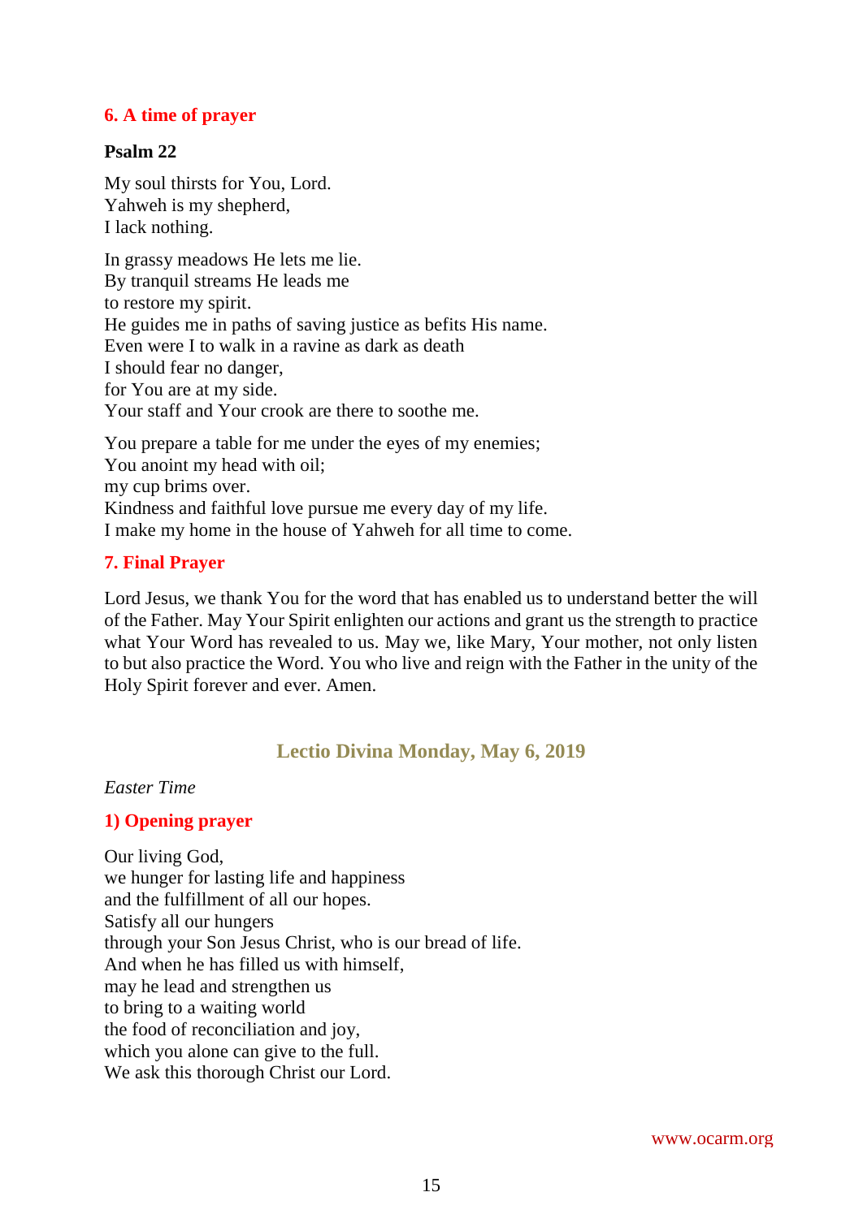### 6. A time of prayer

**Psalm 22**

My soul thirsts for You, Lord.
Yahweh is my shepherd,
I lack nothing.

In grassy meadows He lets me lie.
By tranquil streams He leads me
to restore my spirit.
He guides me in paths of saving justice as befits His name.
Even were I to walk in a ravine as dark as death
I should fear no danger,
for You are at my side.
Your staff and Your crook are there to soothe me.

You prepare a table for me under the eyes of my enemies;
You anoint my head with oil;
my cup brims over.
Kindness and faithful love pursue me every day of my life.
I make my home in the house of Yahweh for all time to come.

### 7. Final Prayer

Lord Jesus, we thank You for the word that has enabled us to understand better the will of the Father. May Your Spirit enlighten our actions and grant us the strength to practice what Your Word has revealed to us. May we, like Mary, Your mother, not only listen to but also practice the Word. You who live and reign with the Father in the unity of the Holy Spirit forever and ever. Amen.

## Lectio Divina Monday, May 6, 2019

*Easter Time*

### 1) Opening prayer

Our living God,
we hunger for lasting life and happiness
and the fulfillment of all our hopes.
Satisfy all our hungers
through your Son Jesus Christ, who is our bread of life.
And when he has filled us with himself,
may he lead and strengthen us
to bring to a waiting world
the food of reconciliation and joy,
which you alone can give to the full.
We ask this thorough Christ our Lord.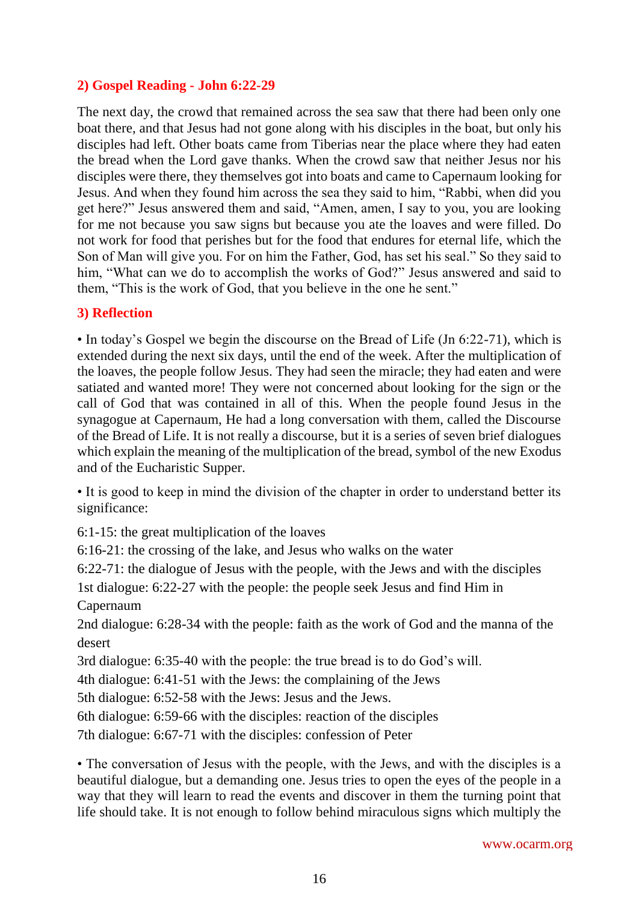## 2) Gospel Reading - John 6:22-29

The next day, the crowd that remained across the sea saw that there had been only one boat there, and that Jesus had not gone along with his disciples in the boat, but only his disciples had left. Other boats came from Tiberias near the place where they had eaten the bread when the Lord gave thanks. When the crowd saw that neither Jesus nor his disciples were there, they themselves got into boats and came to Capernaum looking for Jesus. And when they found him across the sea they said to him, "Rabbi, when did you get here?" Jesus answered them and said, "Amen, amen, I say to you, you are looking for me not because you saw signs but because you ate the loaves and were filled. Do not work for food that perishes but for the food that endures for eternal life, which the Son of Man will give you. For on him the Father, God, has set his seal." So they said to him, "What can we do to accomplish the works of God?" Jesus answered and said to them, "This is the work of God, that you believe in the one he sent."

## 3) Reflection

• In today's Gospel we begin the discourse on the Bread of Life (Jn 6:22-71), which is extended during the next six days, until the end of the week. After the multiplication of the loaves, the people follow Jesus. They had seen the miracle; they had eaten and were satiated and wanted more! They were not concerned about looking for the sign or the call of God that was contained in all of this. When the people found Jesus in the synagogue at Capernaum, He had a long conversation with them, called the Discourse of the Bread of Life. It is not really a discourse, but it is a series of seven brief dialogues which explain the meaning of the multiplication of the bread, symbol of the new Exodus and of the Eucharistic Supper.

• It is good to keep in mind the division of the chapter in order to understand better its significance:

6:1-15: the great multiplication of the loaves
6:16-21: the crossing of the lake, and Jesus who walks on the water
6:22-71: the dialogue of Jesus with the people, with the Jews and with the disciples
1st dialogue: 6:22-27 with the people: the people seek Jesus and find Him in Capernaum
2nd dialogue: 6:28-34 with the people: faith as the work of God and the manna of the desert
3rd dialogue: 6:35-40 with the people: the true bread is to do God's will.
4th dialogue: 6:41-51 with the Jews: the complaining of the Jews
5th dialogue: 6:52-58 with the Jews: Jesus and the Jews.
6th dialogue: 6:59-66 with the disciples: reaction of the disciples
7th dialogue: 6:67-71 with the disciples: confession of Peter

• The conversation of Jesus with the people, with the Jews, and with the disciples is a beautiful dialogue, but a demanding one. Jesus tries to open the eyes of the people in a way that they will learn to read the events and discover in them the turning point that life should take. It is not enough to follow behind miraculous signs which multiply the

www.ocarm.org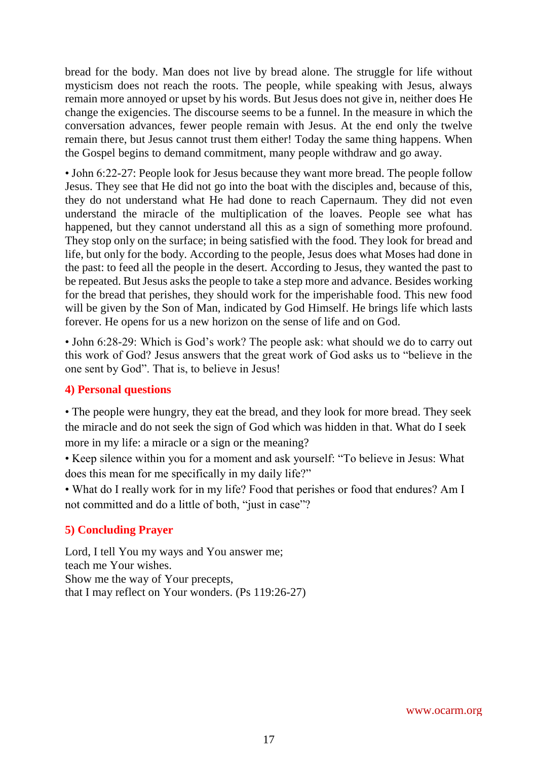bread for the body. Man does not live by bread alone. The struggle for life without mysticism does not reach the roots. The people, while speaking with Jesus, always remain more annoyed or upset by his words. But Jesus does not give in, neither does He change the exigencies. The discourse seems to be a funnel. In the measure in which the conversation advances, fewer people remain with Jesus. At the end only the twelve remain there, but Jesus cannot trust them either! Today the same thing happens. When the Gospel begins to demand commitment, many people withdraw and go away.

• John 6:22-27: People look for Jesus because they want more bread. The people follow Jesus. They see that He did not go into the boat with the disciples and, because of this, they do not understand what He had done to reach Capernaum. They did not even understand the miracle of the multiplication of the loaves. People see what has happened, but they cannot understand all this as a sign of something more profound. They stop only on the surface; in being satisfied with the food. They look for bread and life, but only for the body. According to the people, Jesus does what Moses had done in the past: to feed all the people in the desert. According to Jesus, they wanted the past to be repeated. But Jesus asks the people to take a step more and advance. Besides working for the bread that perishes, they should work for the imperishable food. This new food will be given by the Son of Man, indicated by God Himself. He brings life which lasts forever. He opens for us a new horizon on the sense of life and on God.

• John 6:28-29: Which is God's work? The people ask: what should we do to carry out this work of God? Jesus answers that the great work of God asks us to "believe in the one sent by God". That is, to believe in Jesus!

## 4) Personal questions

• The people were hungry, they eat the bread, and they look for more bread. They seek the miracle and do not seek the sign of God which was hidden in that. What do I seek more in my life: a miracle or a sign or the meaning?

• Keep silence within you for a moment and ask yourself: "To believe in Jesus: What does this mean for me specifically in my daily life?"

• What do I really work for in my life? Food that perishes or food that endures? Am I not committed and do a little of both, "just in case"?

## 5) Concluding Prayer

Lord, I tell You my ways and You answer me;  
teach me Your wishes.  
Show me the way of Your precepts,  
that I may reflect on Your wonders. (Ps 119:26-27)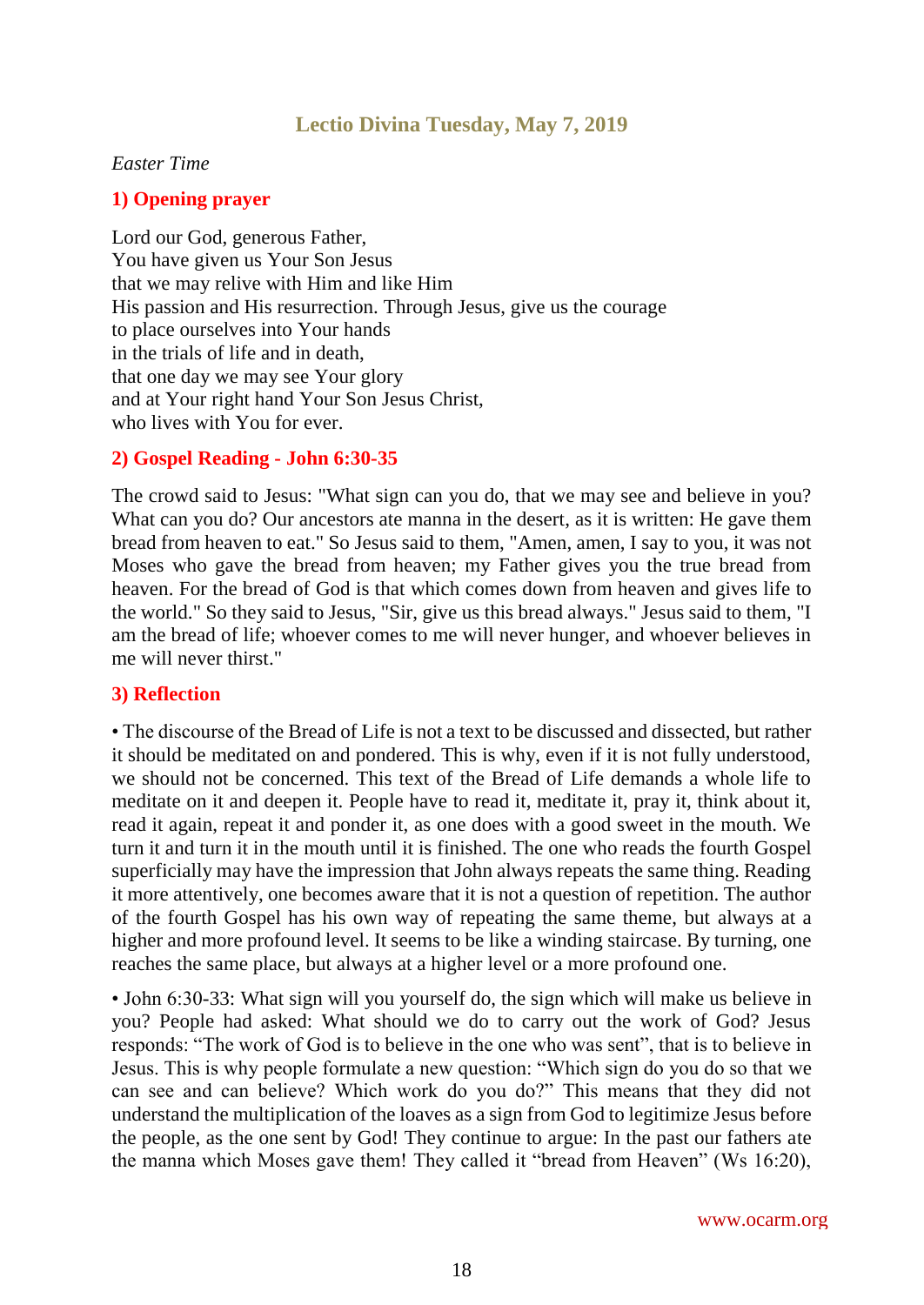## Lectio Divina Tuesday, May 7, 2019

*Easter Time*

### 1) Opening prayer

Lord our God, generous Father,
You have given us Your Son Jesus
that we may relive with Him and like Him
His passion and His resurrection. Through Jesus, give us the courage
to place ourselves into Your hands
in the trials of life and in death,
that one day we may see Your glory
and at Your right hand Your Son Jesus Christ,
who lives with You for ever.

### 2) Gospel Reading - John 6:30-35

The crowd said to Jesus: "What sign can you do, that we may see and believe in you? What can you do? Our ancestors ate manna in the desert, as it is written: He gave them bread from heaven to eat." So Jesus said to them, "Amen, amen, I say to you, it was not Moses who gave the bread from heaven; my Father gives you the true bread from heaven. For the bread of God is that which comes down from heaven and gives life to the world." So they said to Jesus, "Sir, give us this bread always." Jesus said to them, "I am the bread of life; whoever comes to me will never hunger, and whoever believes in me will never thirst."

### 3) Reflection

• The discourse of the Bread of Life is not a text to be discussed and dissected, but rather it should be meditated on and pondered. This is why, even if it is not fully understood, we should not be concerned. This text of the Bread of Life demands a whole life to meditate on it and deepen it. People have to read it, meditate it, pray it, think about it, read it again, repeat it and ponder it, as one does with a good sweet in the mouth. We turn it and turn it in the mouth until it is finished. The one who reads the fourth Gospel superficially may have the impression that John always repeats the same thing. Reading it more attentively, one becomes aware that it is not a question of repetition. The author of the fourth Gospel has his own way of repeating the same theme, but always at a higher and more profound level. It seems to be like a winding staircase. By turning, one reaches the same place, but always at a higher level or a more profound one.

• John 6:30-33: What sign will you yourself do, the sign which will make us believe in you? People had asked: What should we do to carry out the work of God? Jesus responds: "The work of God is to believe in the one who was sent", that is to believe in Jesus. This is why people formulate a new question: "Which sign do you do so that we can see and can believe? Which work do you do?" This means that they did not understand the multiplication of the loaves as a sign from God to legitimize Jesus before the people, as the one sent by God! They continue to argue: In the past our fathers ate the manna which Moses gave them! They called it "bread from Heaven" (Ws 16:20),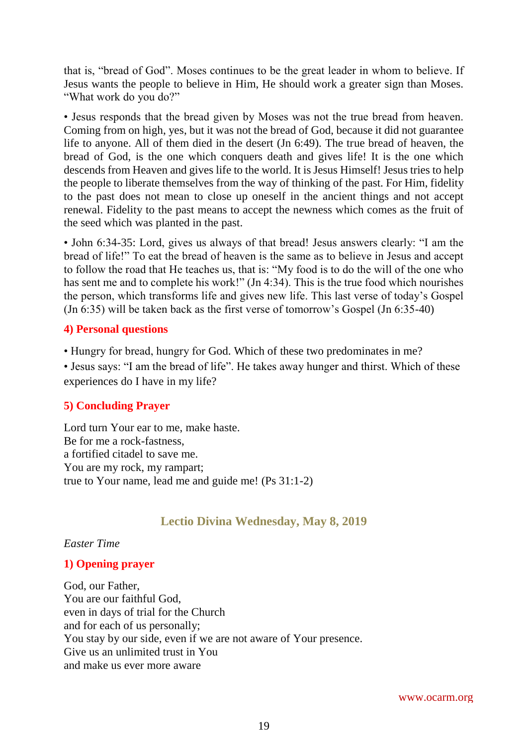that is, "bread of God". Moses continues to be the great leader in whom to believe. If Jesus wants the people to believe in Him, He should work a greater sign than Moses. "What work do you do?"

• Jesus responds that the bread given by Moses was not the true bread from heaven. Coming from on high, yes, but it was not the bread of God, because it did not guarantee life to anyone. All of them died in the desert (Jn 6:49). The true bread of heaven, the bread of God, is the one which conquers death and gives life! It is the one which descends from Heaven and gives life to the world. It is Jesus Himself! Jesus tries to help the people to liberate themselves from the way of thinking of the past. For Him, fidelity to the past does not mean to close up oneself in the ancient things and not accept renewal. Fidelity to the past means to accept the newness which comes as the fruit of the seed which was planted in the past.

• John 6:34-35: Lord, gives us always of that bread! Jesus answers clearly: "I am the bread of life!" To eat the bread of heaven is the same as to believe in Jesus and accept to follow the road that He teaches us, that is: "My food is to do the will of the one who has sent me and to complete his work!" (Jn 4:34). This is the true food which nourishes the person, which transforms life and gives new life. This last verse of today's Gospel (Jn 6:35) will be taken back as the first verse of tomorrow's Gospel (Jn 6:35-40)

### 4) Personal questions

• Hungry for bread, hungry for God. Which of these two predominates in me?

• Jesus says: "I am the bread of life". He takes away hunger and thirst. Which of these experiences do I have in my life?

### 5) Concluding Prayer

Lord turn Your ear to me, make haste.
Be for me a rock-fastness,
a fortified citadel to save me.
You are my rock, my rampart;
true to Your name, lead me and guide me! (Ps 31:1-2)

## Lectio Divina Wednesday, May 8, 2019

*Easter Time*

### 1) Opening prayer

God, our Father,
You are our faithful God,
even in days of trial for the Church
and for each of us personally;
You stay by our side, even if we are not aware of Your presence.
Give us an unlimited trust in You
and make us ever more aware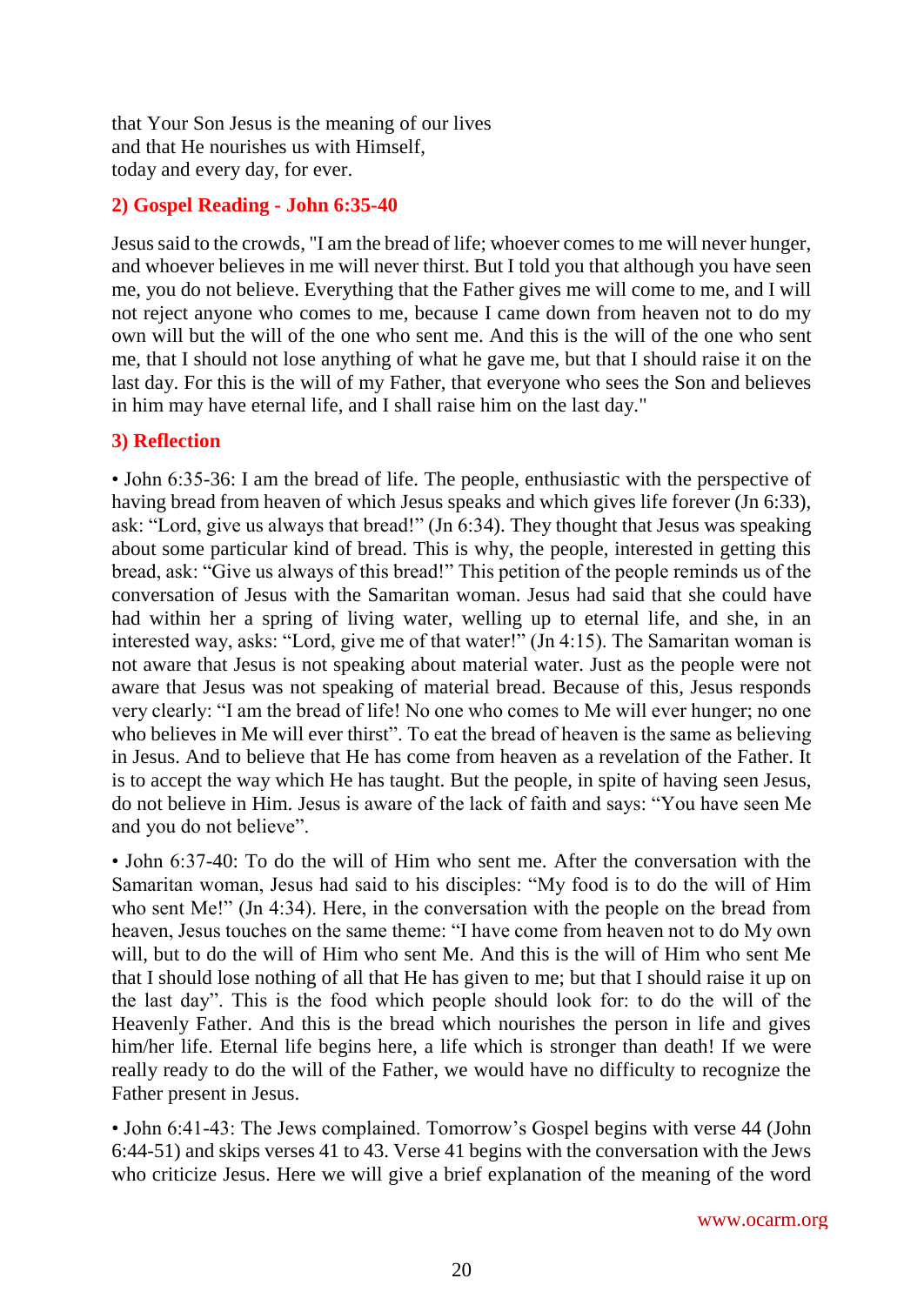that Your Son Jesus is the meaning of our lives
and that He nourishes us with Himself,
today and every day, for ever.

## 2) Gospel Reading - John 6:35-40

Jesus said to the crowds, "I am the bread of life; whoever comes to me will never hunger, and whoever believes in me will never thirst. But I told you that although you have seen me, you do not believe. Everything that the Father gives me will come to me, and I will not reject anyone who comes to me, because I came down from heaven not to do my own will but the will of the one who sent me. And this is the will of the one who sent me, that I should not lose anything of what he gave me, but that I should raise it on the last day. For this is the will of my Father, that everyone who sees the Son and believes in him may have eternal life, and I shall raise him on the last day."

## 3) Reflection

• John 6:35-36: I am the bread of life. The people, enthusiastic with the perspective of having bread from heaven of which Jesus speaks and which gives life forever (Jn 6:33), ask: "Lord, give us always that bread!" (Jn 6:34). They thought that Jesus was speaking about some particular kind of bread. This is why, the people, interested in getting this bread, ask: "Give us always of this bread!" This petition of the people reminds us of the conversation of Jesus with the Samaritan woman. Jesus had said that she could have had within her a spring of living water, welling up to eternal life, and she, in an interested way, asks: "Lord, give me of that water!" (Jn 4:15). The Samaritan woman is not aware that Jesus is not speaking about material water. Just as the people were not aware that Jesus was not speaking of material bread. Because of this, Jesus responds very clearly: "I am the bread of life! No one who comes to Me will ever hunger; no one who believes in Me will ever thirst". To eat the bread of heaven is the same as believing in Jesus. And to believe that He has come from heaven as a revelation of the Father. It is to accept the way which He has taught. But the people, in spite of having seen Jesus, do not believe in Him. Jesus is aware of the lack of faith and says: "You have seen Me and you do not believe".

• John 6:37-40: To do the will of Him who sent me. After the conversation with the Samaritan woman, Jesus had said to his disciples: "My food is to do the will of Him who sent Me!" (Jn 4:34). Here, in the conversation with the people on the bread from heaven, Jesus touches on the same theme: "I have come from heaven not to do My own will, but to do the will of Him who sent Me. And this is the will of Him who sent Me that I should lose nothing of all that He has given to me; but that I should raise it up on the last day". This is the food which people should look for: to do the will of the Heavenly Father. And this is the bread which nourishes the person in life and gives him/her life. Eternal life begins here, a life which is stronger than death! If we were really ready to do the will of the Father, we would have no difficulty to recognize the Father present in Jesus.

• John 6:41-43: The Jews complained. Tomorrow's Gospel begins with verse 44 (John 6:44-51) and skips verses 41 to 43. Verse 41 begins with the conversation with the Jews who criticize Jesus. Here we will give a brief explanation of the meaning of the word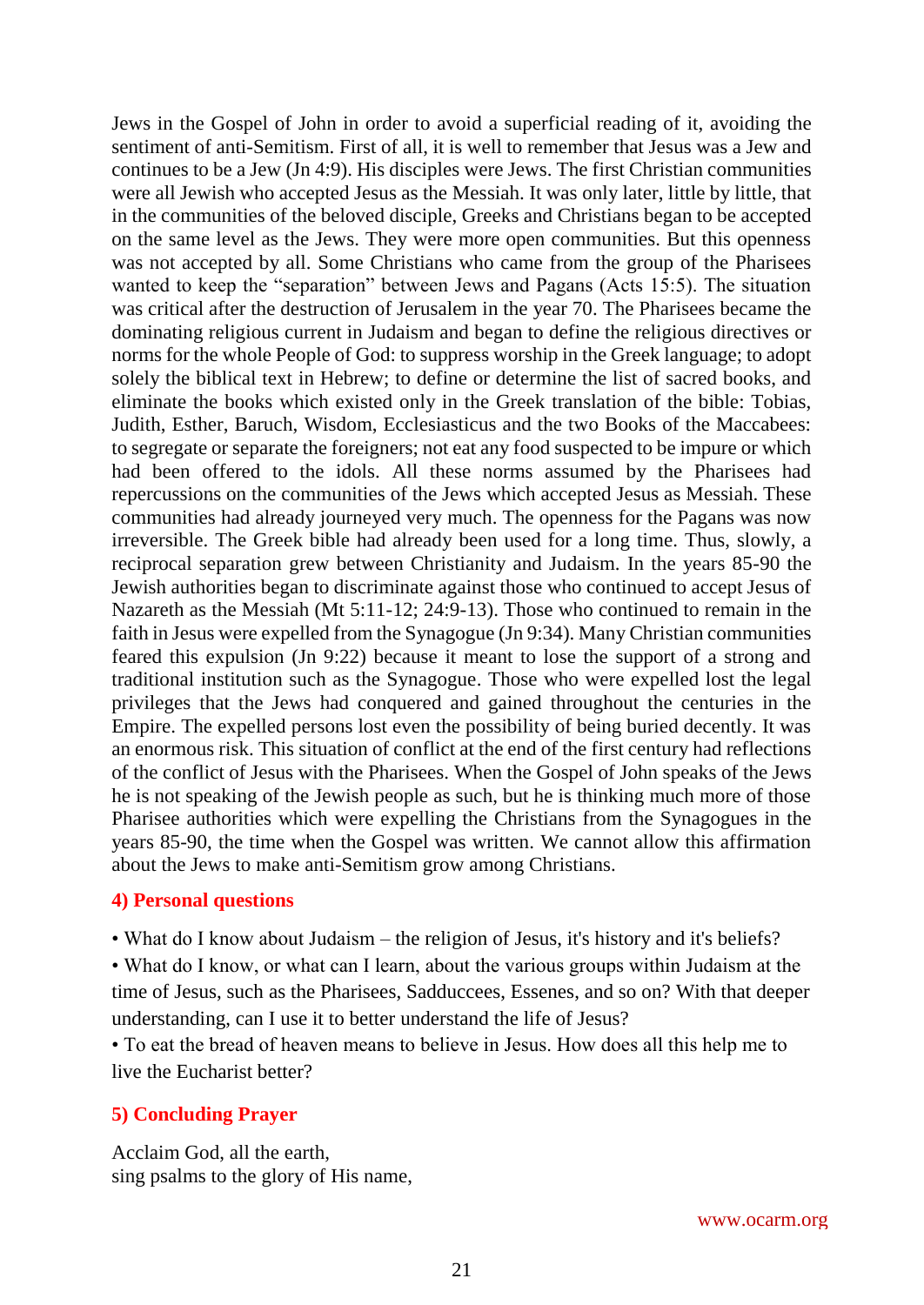Jews in the Gospel of John in order to avoid a superficial reading of it, avoiding the sentiment of anti-Semitism. First of all, it is well to remember that Jesus was a Jew and continues to be a Jew (Jn 4:9). His disciples were Jews. The first Christian communities were all Jewish who accepted Jesus as the Messiah. It was only later, little by little, that in the communities of the beloved disciple, Greeks and Christians began to be accepted on the same level as the Jews. They were more open communities. But this openness was not accepted by all. Some Christians who came from the group of the Pharisees wanted to keep the "separation" between Jews and Pagans (Acts 15:5). The situation was critical after the destruction of Jerusalem in the year 70. The Pharisees became the dominating religious current in Judaism and began to define the religious directives or norms for the whole People of God: to suppress worship in the Greek language; to adopt solely the biblical text in Hebrew; to define or determine the list of sacred books, and eliminate the books which existed only in the Greek translation of the bible: Tobias, Judith, Esther, Baruch, Wisdom, Ecclesiasticus and the two Books of the Maccabees: to segregate or separate the foreigners; not eat any food suspected to be impure or which had been offered to the idols. All these norms assumed by the Pharisees had repercussions on the communities of the Jews which accepted Jesus as Messiah. These communities had already journeyed very much. The openness for the Pagans was now irreversible. The Greek bible had already been used for a long time. Thus, slowly, a reciprocal separation grew between Christianity and Judaism. In the years 85-90 the Jewish authorities began to discriminate against those who continued to accept Jesus of Nazareth as the Messiah (Mt 5:11-12; 24:9-13). Those who continued to remain in the faith in Jesus were expelled from the Synagogue (Jn 9:34). Many Christian communities feared this expulsion (Jn 9:22) because it meant to lose the support of a strong and traditional institution such as the Synagogue. Those who were expelled lost the legal privileges that the Jews had conquered and gained throughout the centuries in the Empire. The expelled persons lost even the possibility of being buried decently. It was an enormous risk. This situation of conflict at the end of the first century had reflections of the conflict of Jesus with the Pharisees. When the Gospel of John speaks of the Jews he is not speaking of the Jewish people as such, but he is thinking much more of those Pharisee authorities which were expelling the Christians from the Synagogues in the years 85-90, the time when the Gospel was written. We cannot allow this affirmation about the Jews to make anti-Semitism grow among Christians.

## 4) Personal questions

- What do I know about Judaism – the religion of Jesus, it's history and it's beliefs?
- What do I know, or what can I learn, about the various groups within Judaism at the time of Jesus, such as the Pharisees, Sadducees, Essenes, and so on? With that deeper understanding, can I use it to better understand the life of Jesus?
- To eat the bread of heaven means to believe in Jesus. How does all this help me to live the Eucharist better?

## 5) Concluding Prayer

Acclaim God, all the earth,
sing psalms to the glory of His name,

www.ocarm.org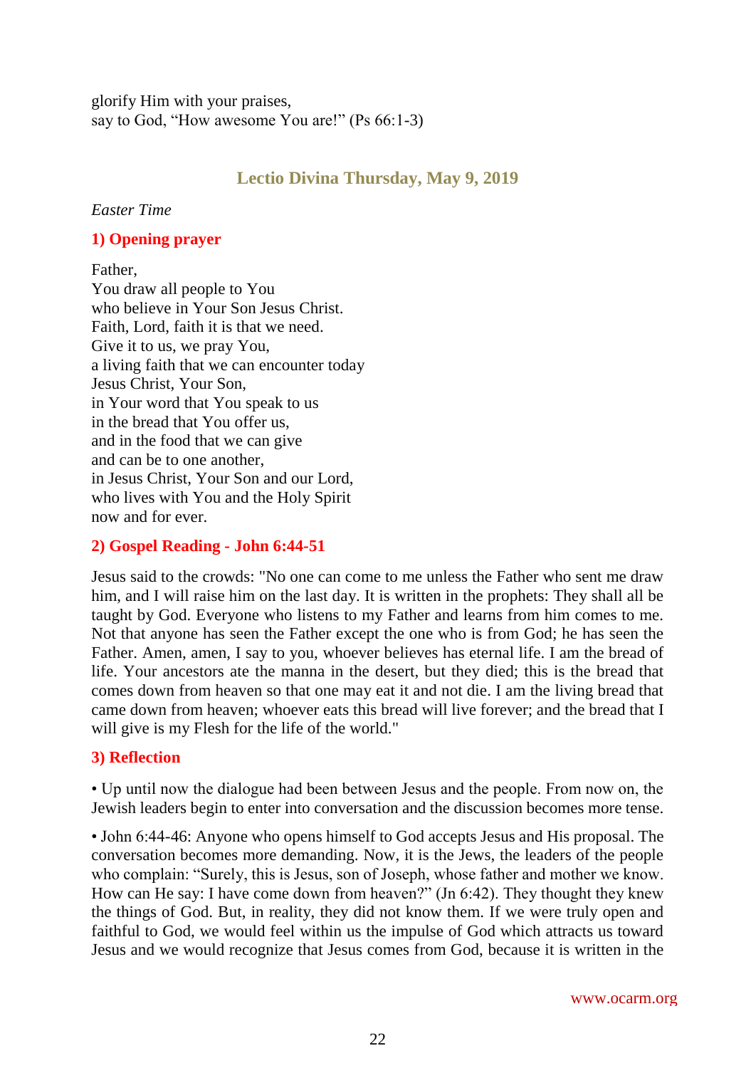glorify Him with your praises,
say to God, "How awesome You are!" (Ps 66:1-3)

## Lectio Divina Thursday, May 9, 2019

*Easter Time*

### 1) Opening prayer

Father,
You draw all people to You
who believe in Your Son Jesus Christ.
Faith, Lord, faith it is that we need.
Give it to us, we pray You,
a living faith that we can encounter today
Jesus Christ, Your Son,
in Your word that You speak to us
in the bread that You offer us,
and in the food that we can give
and can be to one another,
in Jesus Christ, Your Son and our Lord,
who lives with You and the Holy Spirit
now and for ever.

### 2) Gospel Reading - John 6:44-51

Jesus said to the crowds: "No one can come to me unless the Father who sent me draw him, and I will raise him on the last day. It is written in the prophets: They shall all be taught by God. Everyone who listens to my Father and learns from him comes to me. Not that anyone has seen the Father except the one who is from God; he has seen the Father. Amen, amen, I say to you, whoever believes has eternal life. I am the bread of life. Your ancestors ate the manna in the desert, but they died; this is the bread that comes down from heaven so that one may eat it and not die. I am the living bread that came down from heaven; whoever eats this bread will live forever; and the bread that I will give is my Flesh for the life of the world."

### 3) Reflection

• Up until now the dialogue had been between Jesus and the people. From now on, the Jewish leaders begin to enter into conversation and the discussion becomes more tense.

• John 6:44-46: Anyone who opens himself to God accepts Jesus and His proposal. The conversation becomes more demanding. Now, it is the Jews, the leaders of the people who complain: "Surely, this is Jesus, son of Joseph, whose father and mother we know. How can He say: I have come down from heaven?" (Jn 6:42). They thought they knew the things of God. But, in reality, they did not know them. If we were truly open and faithful to God, we would feel within us the impulse of God which attracts us toward Jesus and we would recognize that Jesus comes from God, because it is written in the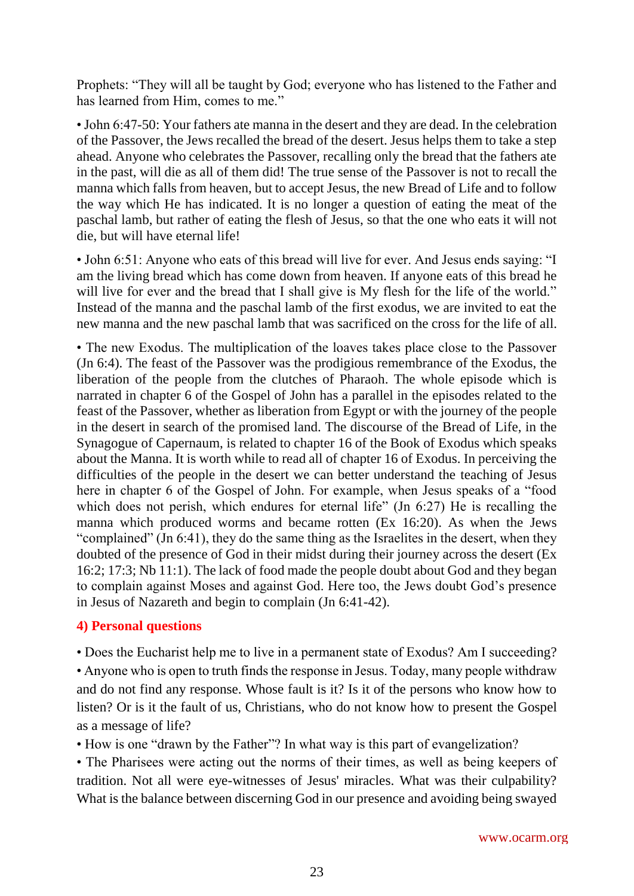Prophets: "They will all be taught by God; everyone who has listened to the Father and has learned from Him, comes to me."

• John 6:47-50: Your fathers ate manna in the desert and they are dead. In the celebration of the Passover, the Jews recalled the bread of the desert. Jesus helps them to take a step ahead. Anyone who celebrates the Passover, recalling only the bread that the fathers ate in the past, will die as all of them did! The true sense of the Passover is not to recall the manna which falls from heaven, but to accept Jesus, the new Bread of Life and to follow the way which He has indicated. It is no longer a question of eating the meat of the paschal lamb, but rather of eating the flesh of Jesus, so that the one who eats it will not die, but will have eternal life!

• John 6:51: Anyone who eats of this bread will live for ever. And Jesus ends saying: "I am the living bread which has come down from heaven. If anyone eats of this bread he will live for ever and the bread that I shall give is My flesh for the life of the world." Instead of the manna and the paschal lamb of the first exodus, we are invited to eat the new manna and the new paschal lamb that was sacrificed on the cross for the life of all.

• The new Exodus. The multiplication of the loaves takes place close to the Passover (Jn 6:4). The feast of the Passover was the prodigious remembrance of the Exodus, the liberation of the people from the clutches of Pharaoh. The whole episode which is narrated in chapter 6 of the Gospel of John has a parallel in the episodes related to the feast of the Passover, whether as liberation from Egypt or with the journey of the people in the desert in search of the promised land. The discourse of the Bread of Life, in the Synagogue of Capernaum, is related to chapter 16 of the Book of Exodus which speaks about the Manna. It is worth while to read all of chapter 16 of Exodus. In perceiving the difficulties of the people in the desert we can better understand the teaching of Jesus here in chapter 6 of the Gospel of John. For example, when Jesus speaks of a "food which does not perish, which endures for eternal life" (Jn 6:27) He is recalling the manna which produced worms and became rotten (Ex 16:20). As when the Jews "complained" (Jn 6:41), they do the same thing as the Israelites in the desert, when they doubted of the presence of God in their midst during their journey across the desert (Ex 16:2; 17:3; Nb 11:1). The lack of food made the people doubt about God and they began to complain against Moses and against God. Here too, the Jews doubt God's presence in Jesus of Nazareth and begin to complain (Jn 6:41-42).

## 4) Personal questions

• Does the Eucharist help me to live in a permanent state of Exodus? Am I succeeding?

• Anyone who is open to truth finds the response in Jesus. Today, many people withdraw and do not find any response. Whose fault is it? Is it of the persons who know how to listen? Or is it the fault of us, Christians, who do not know how to present the Gospel as a message of life?

• How is one "drawn by the Father"? In what way is this part of evangelization?

• The Pharisees were acting out the norms of their times, as well as being keepers of tradition. Not all were eye-witnesses of Jesus' miracles. What was their culpability? What is the balance between discerning God in our presence and avoiding being swayed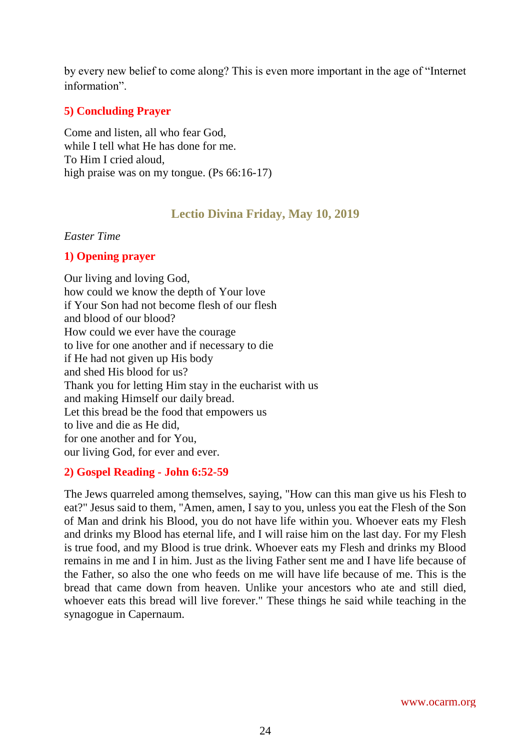by every new belief to come along? This is even more important in the age of “Internet information”.

### 5) Concluding Prayer

Come and listen, all who fear God,
while I tell what He has done for me.
To Him I cried aloud,
high praise was on my tongue. (Ps 66:16-17)

## Lectio Divina Friday, May 10, 2019

*Easter Time*

### 1) Opening prayer

Our living and loving God,
how could we know the depth of Your love
if Your Son had not become flesh of our flesh
and blood of our blood?
How could we ever have the courage
to live for one another and if necessary to die
if He had not given up His body
and shed His blood for us?
Thank you for letting Him stay in the eucharist with us
and making Himself our daily bread.
Let this bread be the food that empowers us
to live and die as He did,
for one another and for You,
our living God, for ever and ever.

### 2) Gospel Reading - John 6:52-59

The Jews quarreled among themselves, saying, "How can this man give us his Flesh to eat?" Jesus said to them, "Amen, amen, I say to you, unless you eat the Flesh of the Son of Man and drink his Blood, you do not have life within you. Whoever eats my Flesh and drinks my Blood has eternal life, and I will raise him on the last day. For my Flesh is true food, and my Blood is true drink. Whoever eats my Flesh and drinks my Blood remains in me and I in him. Just as the living Father sent me and I have life because of the Father, so also the one who feeds on me will have life because of me. This is the bread that came down from heaven. Unlike your ancestors who ate and still died, whoever eats this bread will live forever." These things he said while teaching in the synagogue in Capernaum.

www.ocarm.org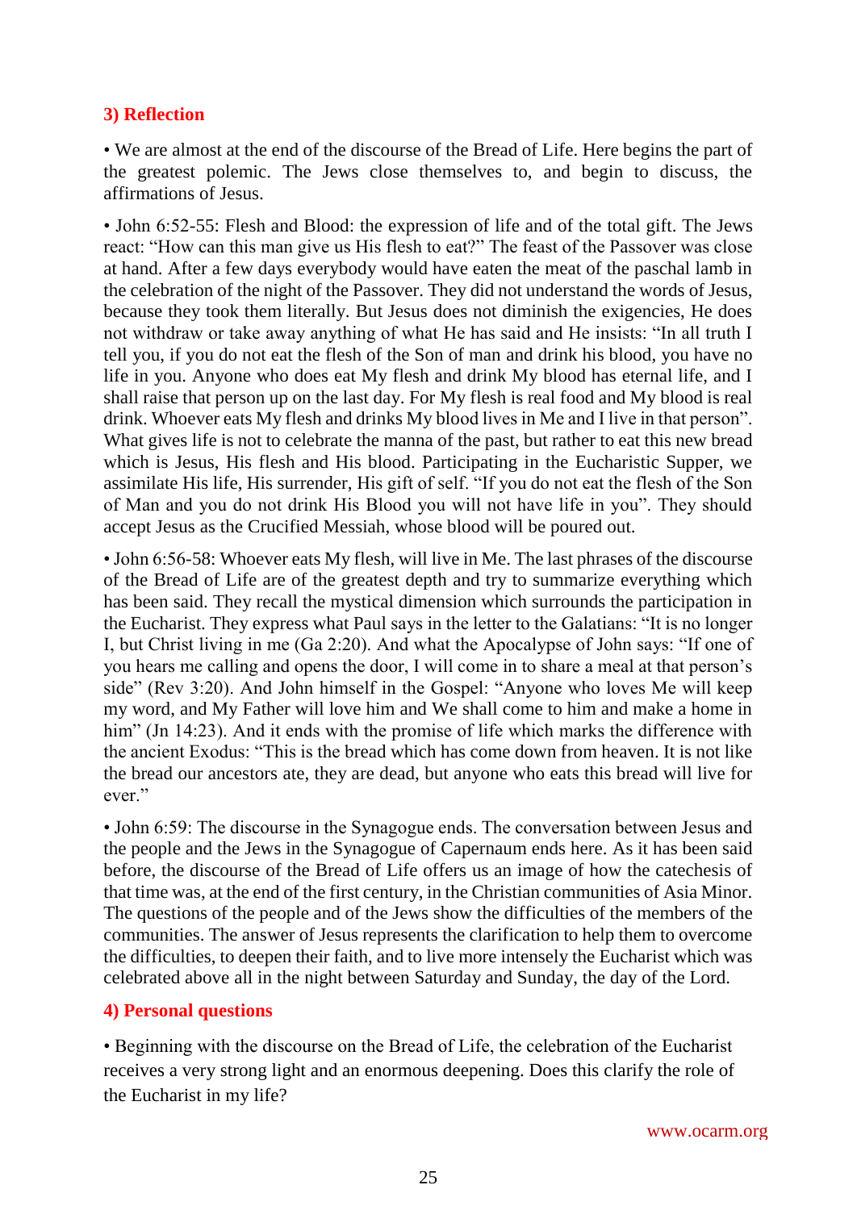### 3) Reflection

• We are almost at the end of the discourse of the Bread of Life. Here begins the part of the greatest polemic. The Jews close themselves to, and begin to discuss, the affirmations of Jesus.

• John 6:52-55: Flesh and Blood: the expression of life and of the total gift. The Jews react: "How can this man give us His flesh to eat?" The feast of the Passover was close at hand. After a few days everybody would have eaten the meat of the paschal lamb in the celebration of the night of the Passover. They did not understand the words of Jesus, because they took them literally. But Jesus does not diminish the exigencies, He does not withdraw or take away anything of what He has said and He insists: "In all truth I tell you, if you do not eat the flesh of the Son of man and drink his blood, you have no life in you. Anyone who does eat My flesh and drink My blood has eternal life, and I shall raise that person up on the last day. For My flesh is real food and My blood is real drink. Whoever eats My flesh and drinks My blood lives in Me and I live in that person". What gives life is not to celebrate the manna of the past, but rather to eat this new bread which is Jesus, His flesh and His blood. Participating in the Eucharistic Supper, we assimilate His life, His surrender, His gift of self. "If you do not eat the flesh of the Son of Man and you do not drink His Blood you will not have life in you". They should accept Jesus as the Crucified Messiah, whose blood will be poured out.

• John 6:56-58: Whoever eats My flesh, will live in Me. The last phrases of the discourse of the Bread of Life are of the greatest depth and try to summarize everything which has been said. They recall the mystical dimension which surrounds the participation in the Eucharist. They express what Paul says in the letter to the Galatians: "It is no longer I, but Christ living in me (Ga 2:20). And what the Apocalypse of John says: "If one of you hears me calling and opens the door, I will come in to share a meal at that person's side" (Rev 3:20). And John himself in the Gospel: "Anyone who loves Me will keep my word, and My Father will love him and We shall come to him and make a home in him" (Jn 14:23). And it ends with the promise of life which marks the difference with the ancient Exodus: "This is the bread which has come down from heaven. It is not like the bread our ancestors ate, they are dead, but anyone who eats this bread will live for ever."

• John 6:59: The discourse in the Synagogue ends. The conversation between Jesus and the people and the Jews in the Synagogue of Capernaum ends here. As it has been said before, the discourse of the Bread of Life offers us an image of how the catechesis of that time was, at the end of the first century, in the Christian communities of Asia Minor. The questions of the people and of the Jews show the difficulties of the members of the communities. The answer of Jesus represents the clarification to help them to overcome the difficulties, to deepen their faith, and to live more intensely the Eucharist which was celebrated above all in the night between Saturday and Sunday, the day of the Lord.

### 4) Personal questions

• Beginning with the discourse on the Bread of Life, the celebration of the Eucharist receives a very strong light and an enormous deepening. Does this clarify the role of the Eucharist in my life?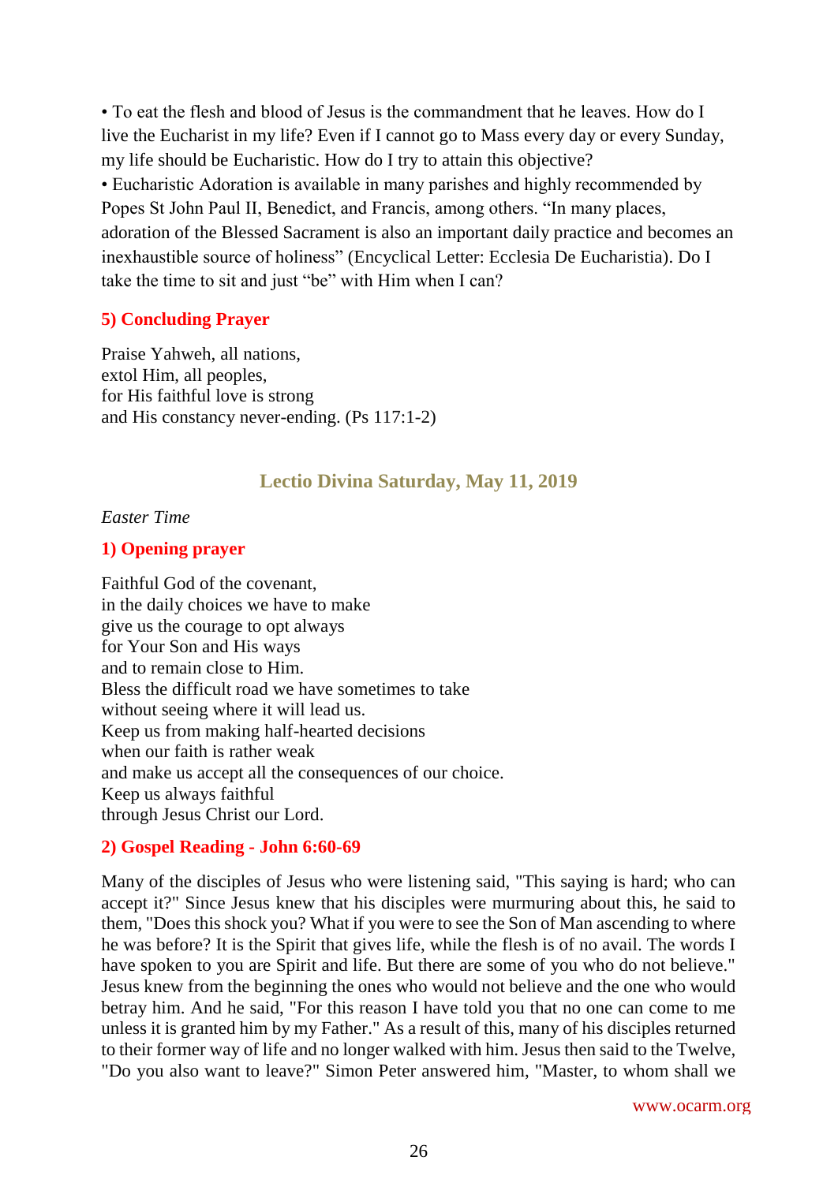• To eat the flesh and blood of Jesus is the commandment that he leaves. How do I live the Eucharist in my life? Even if I cannot go to Mass every day or every Sunday, my life should be Eucharistic. How do I try to attain this objective?

• Eucharistic Adoration is available in many parishes and highly recommended by Popes St John Paul II, Benedict, and Francis, among others. "In many places, adoration of the Blessed Sacrament is also an important daily practice and becomes an inexhaustible source of holiness" (Encyclical Letter: Ecclesia De Eucharistia). Do I take the time to sit and just "be" with Him when I can?

### 5) Concluding Prayer

Praise Yahweh, all nations,
extol Him, all peoples,
for His faithful love is strong
and His constancy never-ending. (Ps 117:1-2)

## Lectio Divina Saturday, May 11, 2019

*Easter Time*

### 1) Opening prayer

Faithful God of the covenant,
in the daily choices we have to make
give us the courage to opt always
for Your Son and His ways
and to remain close to Him.
Bless the difficult road we have sometimes to take
without seeing where it will lead us.
Keep us from making half-hearted decisions
when our faith is rather weak
and make us accept all the consequences of our choice.
Keep us always faithful
through Jesus Christ our Lord.

### 2) Gospel Reading - John 6:60-69

Many of the disciples of Jesus who were listening said, "This saying is hard; who can accept it?" Since Jesus knew that his disciples were murmuring about this, he said to them, "Does this shock you? What if you were to see the Son of Man ascending to where he was before? It is the Spirit that gives life, while the flesh is of no avail. The words I have spoken to you are Spirit and life. But there are some of you who do not believe." Jesus knew from the beginning the ones who would not believe and the one who would betray him. And he said, "For this reason I have told you that no one can come to me unless it is granted him by my Father." As a result of this, many of his disciples returned to their former way of life and no longer walked with him. Jesus then said to the Twelve, "Do you also want to leave?" Simon Peter answered him, "Master, to whom shall we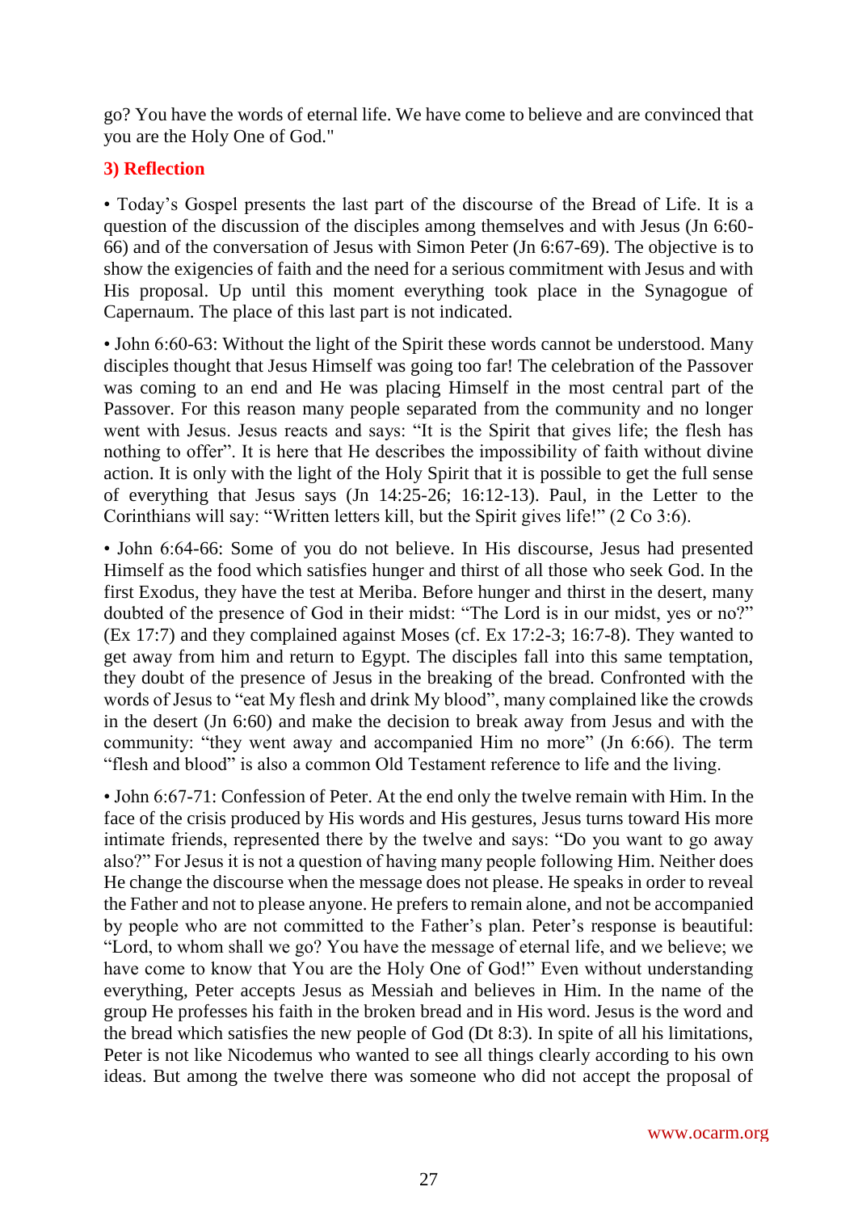go? You have the words of eternal life. We have come to believe and are convinced that you are the Holy One of God."

### 3) Reflection

• Today's Gospel presents the last part of the discourse of the Bread of Life. It is a question of the discussion of the disciples among themselves and with Jesus (Jn 6:60-66) and of the conversation of Jesus with Simon Peter (Jn 6:67-69). The objective is to show the exigencies of faith and the need for a serious commitment with Jesus and with His proposal. Up until this moment everything took place in the Synagogue of Capernaum. The place of this last part is not indicated.

• John 6:60-63: Without the light of the Spirit these words cannot be understood. Many disciples thought that Jesus Himself was going too far! The celebration of the Passover was coming to an end and He was placing Himself in the most central part of the Passover. For this reason many people separated from the community and no longer went with Jesus. Jesus reacts and says: "It is the Spirit that gives life; the flesh has nothing to offer". It is here that He describes the impossibility of faith without divine action. It is only with the light of the Holy Spirit that it is possible to get the full sense of everything that Jesus says (Jn 14:25-26; 16:12-13). Paul, in the Letter to the Corinthians will say: "Written letters kill, but the Spirit gives life!" (2 Co 3:6).

• John 6:64-66: Some of you do not believe. In His discourse, Jesus had presented Himself as the food which satisfies hunger and thirst of all those who seek God. In the first Exodus, they have the test at Meriba. Before hunger and thirst in the desert, many doubted of the presence of God in their midst: "The Lord is in our midst, yes or no?" (Ex 17:7) and they complained against Moses (cf. Ex 17:2-3; 16:7-8). They wanted to get away from him and return to Egypt. The disciples fall into this same temptation, they doubt of the presence of Jesus in the breaking of the bread. Confronted with the words of Jesus to "eat My flesh and drink My blood", many complained like the crowds in the desert (Jn 6:60) and make the decision to break away from Jesus and with the community: "they went away and accompanied Him no more" (Jn 6:66). The term "flesh and blood" is also a common Old Testament reference to life and the living.

• John 6:67-71: Confession of Peter. At the end only the twelve remain with Him. In the face of the crisis produced by His words and His gestures, Jesus turns toward His more intimate friends, represented there by the twelve and says: "Do you want to go away also?" For Jesus it is not a question of having many people following Him. Neither does He change the discourse when the message does not please. He speaks in order to reveal the Father and not to please anyone. He prefers to remain alone, and not be accompanied by people who are not committed to the Father's plan. Peter's response is beautiful: "Lord, to whom shall we go? You have the message of eternal life, and we believe; we have come to know that You are the Holy One of God!" Even without understanding everything, Peter accepts Jesus as Messiah and believes in Him. In the name of the group He professes his faith in the broken bread and in His word. Jesus is the word and the bread which satisfies the new people of God (Dt 8:3). In spite of all his limitations, Peter is not like Nicodemus who wanted to see all things clearly according to his own ideas. But among the twelve there was someone who did not accept the proposal of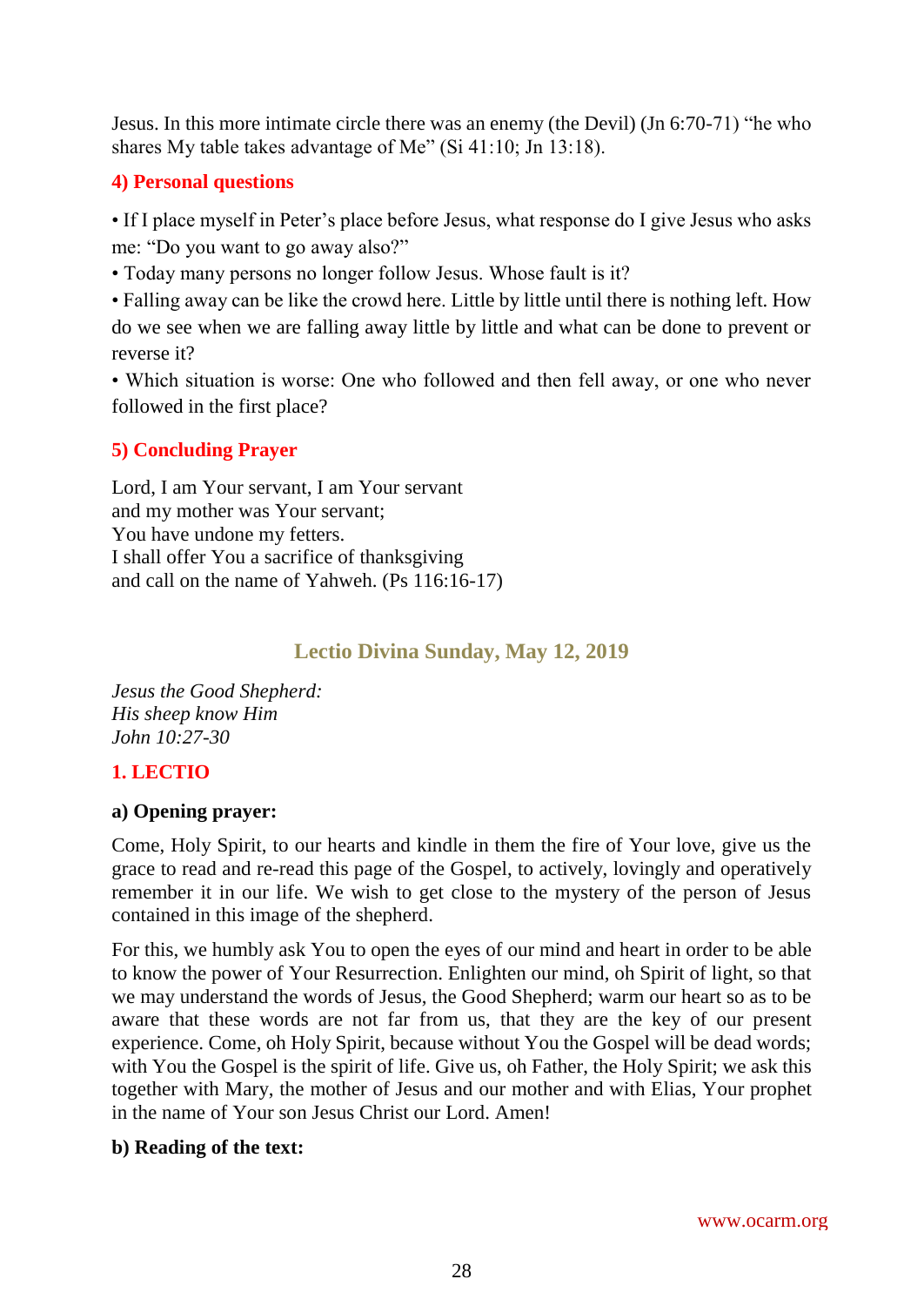Jesus. In this more intimate circle there was an enemy (the Devil) (Jn 6:70-71) "he who shares My table takes advantage of Me" (Si 41:10; Jn 13:18).

### 4) Personal questions

• If I place myself in Peter's place before Jesus, what response do I give Jesus who asks me: "Do you want to go away also?"

• Today many persons no longer follow Jesus. Whose fault is it?

• Falling away can be like the crowd here. Little by little until there is nothing left. How do we see when we are falling away little by little and what can be done to prevent or reverse it?

• Which situation is worse: One who followed and then fell away, or one who never followed in the first place?

### 5) Concluding Prayer

Lord, I am Your servant, I am Your servant
and my mother was Your servant;
You have undone my fetters.
I shall offer You a sacrifice of thanksgiving
and call on the name of Yahweh. (Ps 116:16-17)

## Lectio Divina Sunday, May 12, 2019

*Jesus the Good Shepherd:*
*His sheep know Him*
*John 10:27-30*

### 1. LECTIO

**a) Opening prayer:**

Come, Holy Spirit, to our hearts and kindle in them the fire of Your love, give us the grace to read and re-read this page of the Gospel, to actively, lovingly and operatively remember it in our life. We wish to get close to the mystery of the person of Jesus contained in this image of the shepherd.

For this, we humbly ask You to open the eyes of our mind and heart in order to be able to know the power of Your Resurrection. Enlighten our mind, oh Spirit of light, so that we may understand the words of Jesus, the Good Shepherd; warm our heart so as to be aware that these words are not far from us, that they are the key of our present experience. Come, oh Holy Spirit, because without You the Gospel will be dead words; with You the Gospel is the spirit of life. Give us, oh Father, the Holy Spirit; we ask this together with Mary, the mother of Jesus and our mother and with Elias, Your prophet in the name of Your son Jesus Christ our Lord. Amen!

**b) Reading of the text:**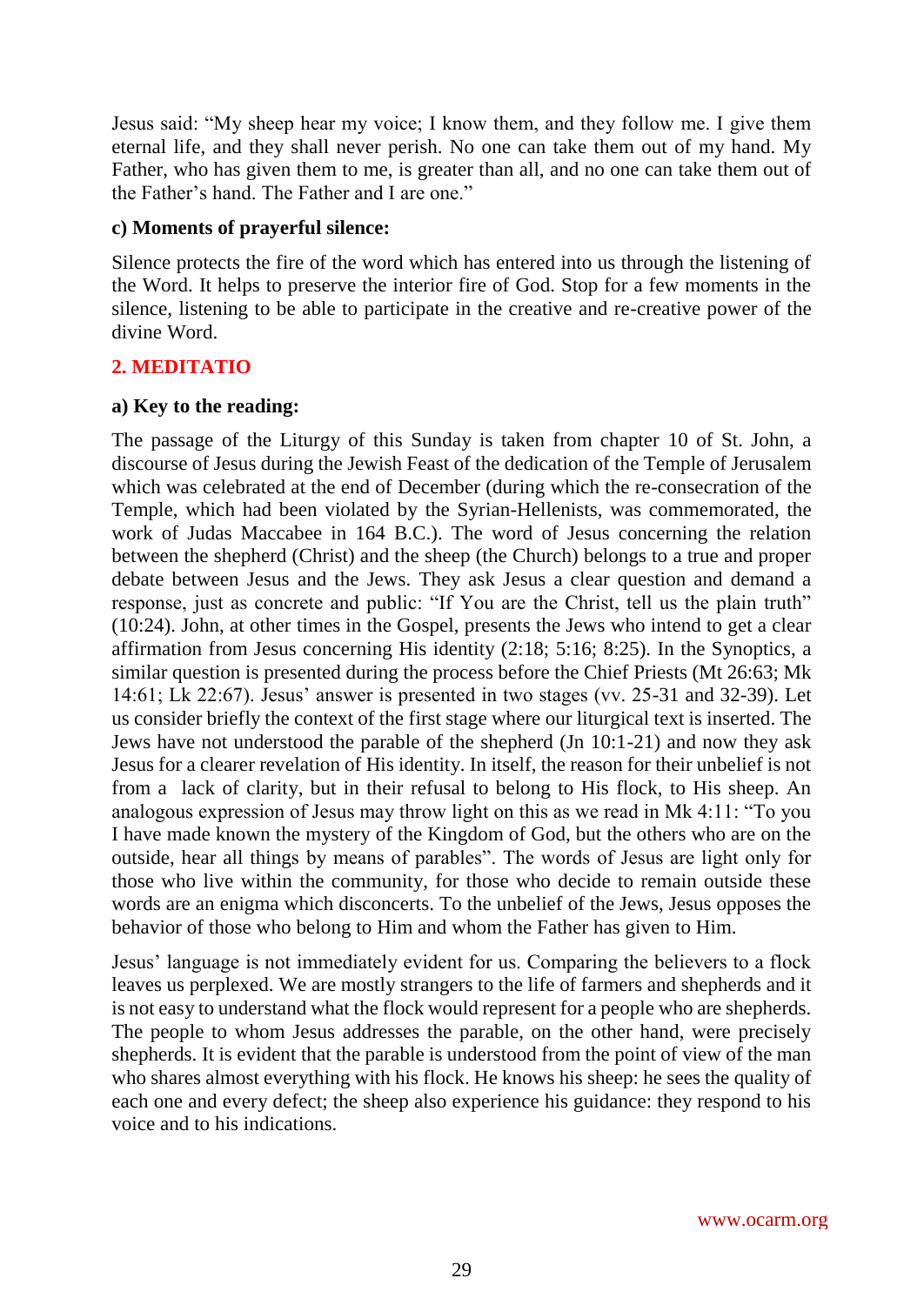Jesus said: "My sheep hear my voice; I know them, and they follow me. I give them eternal life, and they shall never perish. No one can take them out of my hand. My Father, who has given them to me, is greater than all, and no one can take them out of the Father's hand. The Father and I are one."

**c) Moments of prayerful silence:**

Silence protects the fire of the word which has entered into us through the listening of the Word. It helps to preserve the interior fire of God. Stop for a few moments in the silence, listening to be able to participate in the creative and re-creative power of the divine Word.

## 2. MEDITATIO

**a) Key to the reading:**

The passage of the Liturgy of this Sunday is taken from chapter 10 of St. John, a discourse of Jesus during the Jewish Feast of the dedication of the Temple of Jerusalem which was celebrated at the end of December (during which the re-consecration of the Temple, which had been violated by the Syrian-Hellenists, was commemorated, the work of Judas Maccabee in 164 B.C.). The word of Jesus concerning the relation between the shepherd (Christ) and the sheep (the Church) belongs to a true and proper debate between Jesus and the Jews. They ask Jesus a clear question and demand a response, just as concrete and public: "If You are the Christ, tell us the plain truth" (10:24). John, at other times in the Gospel, presents the Jews who intend to get a clear affirmation from Jesus concerning His identity (2:18; 5:16; 8:25). In the Synoptics, a similar question is presented during the process before the Chief Priests (Mt 26:63; Mk 14:61; Lk 22:67). Jesus' answer is presented in two stages (vv. 25-31 and 32-39). Let us consider briefly the context of the first stage where our liturgical text is inserted. The Jews have not understood the parable of the shepherd (Jn 10:1-21) and now they ask Jesus for a clearer revelation of His identity. In itself, the reason for their unbelief is not from a lack of clarity, but in their refusal to belong to His flock, to His sheep. An analogous expression of Jesus may throw light on this as we read in Mk 4:11: "To you I have made known the mystery of the Kingdom of God, but the others who are on the outside, hear all things by means of parables". The words of Jesus are light only for those who live within the community, for those who decide to remain outside these words are an enigma which disconcerts. To the unbelief of the Jews, Jesus opposes the behavior of those who belong to Him and whom the Father has given to Him.

Jesus' language is not immediately evident for us. Comparing the believers to a flock leaves us perplexed. We are mostly strangers to the life of farmers and shepherds and it is not easy to understand what the flock would represent for a people who are shepherds. The people to whom Jesus addresses the parable, on the other hand, were precisely shepherds. It is evident that the parable is understood from the point of view of the man who shares almost everything with his flock. He knows his sheep: he sees the quality of each one and every defect; the sheep also experience his guidance: they respond to his voice and to his indications.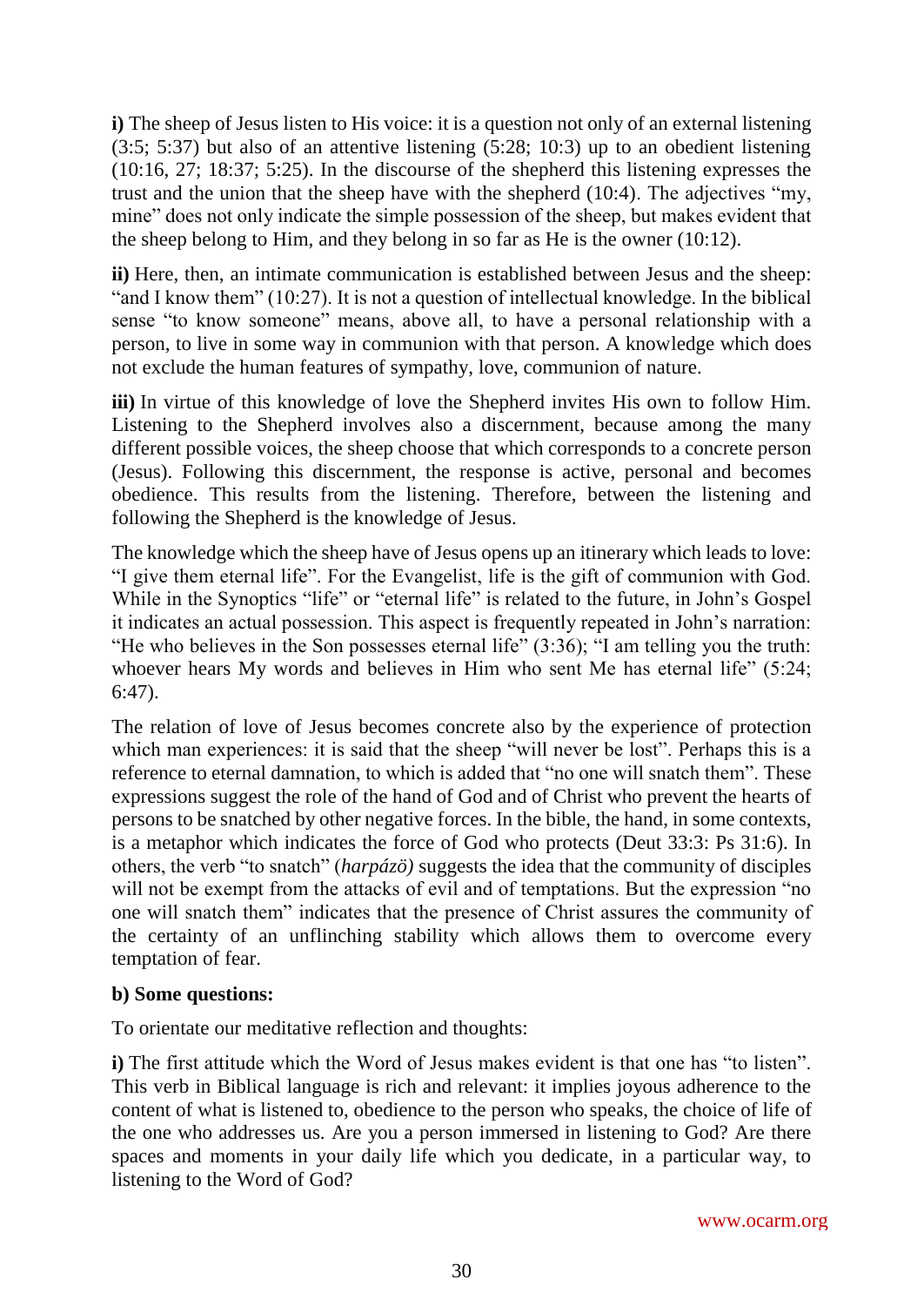**i)** The sheep of Jesus listen to His voice: it is a question not only of an external listening (3:5; 5:37) but also of an attentive listening (5:28; 10:3) up to an obedient listening (10:16, 27; 18:37; 5:25). In the discourse of the shepherd this listening expresses the trust and the union that the sheep have with the shepherd (10:4). The adjectives "my, mine" does not only indicate the simple possession of the sheep, but makes evident that the sheep belong to Him, and they belong in so far as He is the owner (10:12).

**ii)** Here, then, an intimate communication is established between Jesus and the sheep: "and I know them" (10:27). It is not a question of intellectual knowledge. In the biblical sense "to know someone" means, above all, to have a personal relationship with a person, to live in some way in communion with that person. A knowledge which does not exclude the human features of sympathy, love, communion of nature.

**iii)** In virtue of this knowledge of love the Shepherd invites His own to follow Him. Listening to the Shepherd involves also a discernment, because among the many different possible voices, the sheep choose that which corresponds to a concrete person (Jesus). Following this discernment, the response is active, personal and becomes obedience. This results from the listening. Therefore, between the listening and following the Shepherd is the knowledge of Jesus.

The knowledge which the sheep have of Jesus opens up an itinerary which leads to love: "I give them eternal life". For the Evangelist, life is the gift of communion with God. While in the Synoptics "life" or "eternal life" is related to the future, in John's Gospel it indicates an actual possession. This aspect is frequently repeated in John's narration: "He who believes in the Son possesses eternal life" (3:36); "I am telling you the truth: whoever hears My words and believes in Him who sent Me has eternal life" (5:24; 6:47).

The relation of love of Jesus becomes concrete also by the experience of protection which man experiences: it is said that the sheep "will never be lost". Perhaps this is a reference to eternal damnation, to which is added that "no one will snatch them". These expressions suggest the role of the hand of God and of Christ who prevent the hearts of persons to be snatched by other negative forces. In the bible, the hand, in some contexts, is a metaphor which indicates the force of God who protects (Deut 33:3: Ps 31:6). In others, the verb "to snatch" (*harpázö)* suggests the idea that the community of disciples will not be exempt from the attacks of evil and of temptations. But the expression "no one will snatch them" indicates that the presence of Christ assures the community of the certainty of an unflinching stability which allows them to overcome every temptation of fear.

**b) Some questions:**

To orientate our meditative reflection and thoughts:

**i)** The first attitude which the Word of Jesus makes evident is that one has "to listen". This verb in Biblical language is rich and relevant: it implies joyous adherence to the content of what is listened to, obedience to the person who speaks, the choice of life of the one who addresses us. Are you a person immersed in listening to God? Are there spaces and moments in your daily life which you dedicate, in a particular way, to listening to the Word of God?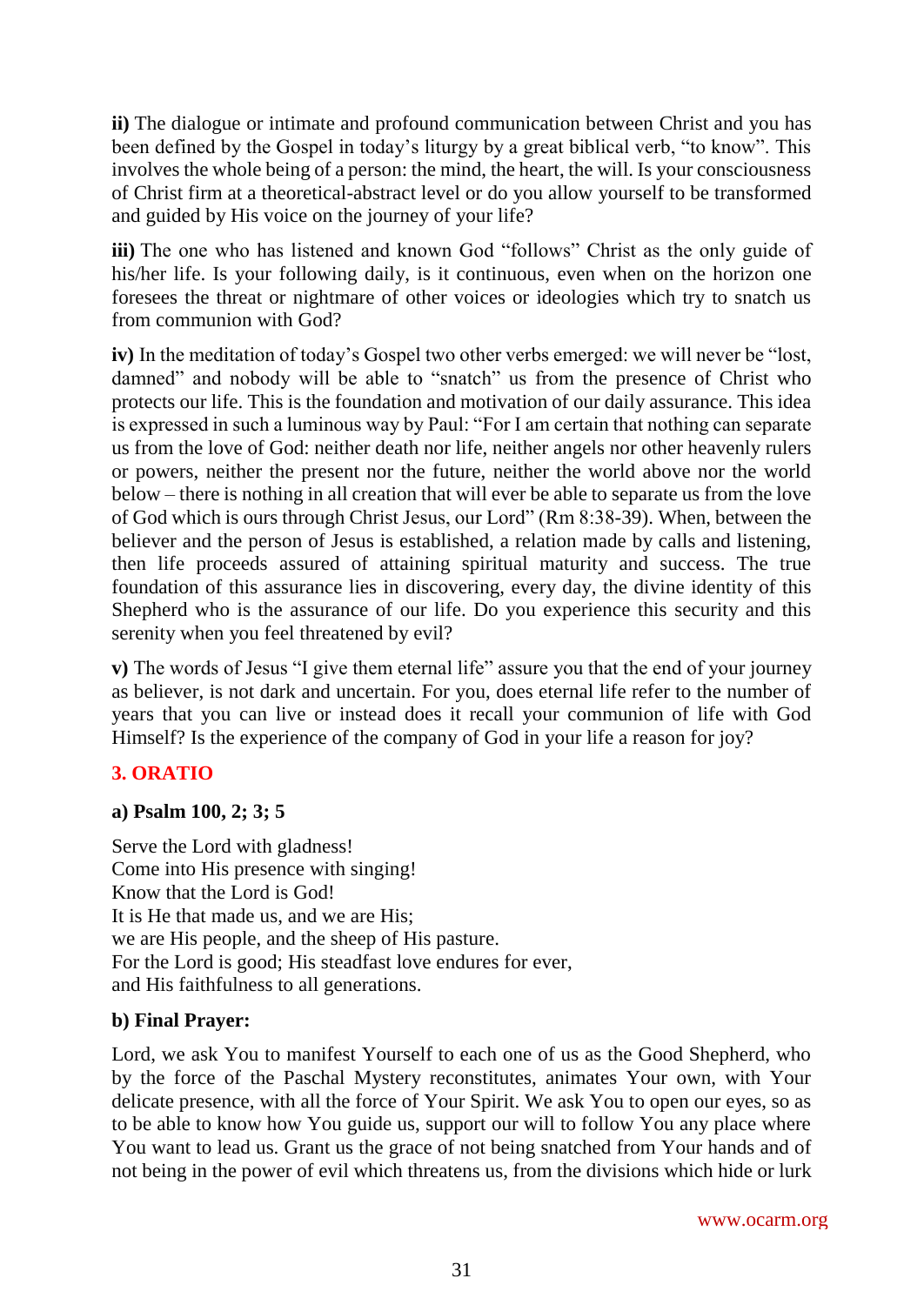**ii)** The dialogue or intimate and profound communication between Christ and you has been defined by the Gospel in today's liturgy by a great biblical verb, "to know". This involves the whole being of a person: the mind, the heart, the will. Is your consciousness of Christ firm at a theoretical-abstract level or do you allow yourself to be transformed and guided by His voice on the journey of your life?

**iii)** The one who has listened and known God "follows" Christ as the only guide of his/her life. Is your following daily, is it continuous, even when on the horizon one foresees the threat or nightmare of other voices or ideologies which try to snatch us from communion with God?

**iv)** In the meditation of today's Gospel two other verbs emerged: we will never be "lost, damned" and nobody will be able to "snatch" us from the presence of Christ who protects our life. This is the foundation and motivation of our daily assurance. This idea is expressed in such a luminous way by Paul: "For I am certain that nothing can separate us from the love of God: neither death nor life, neither angels nor other heavenly rulers or powers, neither the present nor the future, neither the world above nor the world below – there is nothing in all creation that will ever be able to separate us from the love of God which is ours through Christ Jesus, our Lord" (Rm 8:38-39). When, between the believer and the person of Jesus is established, a relation made by calls and listening, then life proceeds assured of attaining spiritual maturity and success. The true foundation of this assurance lies in discovering, every day, the divine identity of this Shepherd who is the assurance of our life. Do you experience this security and this serenity when you feel threatened by evil?

**v)** The words of Jesus "I give them eternal life" assure you that the end of your journey as believer, is not dark and uncertain. For you, does eternal life refer to the number of years that you can live or instead does it recall your communion of life with God Himself? Is the experience of the company of God in your life a reason for joy?

## 3. ORATIO

### a) Psalm 100, 2; 3; 5

Serve the Lord with gladness!
Come into His presence with singing!
Know that the Lord is God!
It is He that made us, and we are His;
we are His people, and the sheep of His pasture.
For the Lord is good; His steadfast love endures for ever,
and His faithfulness to all generations.

### b) Final Prayer:

Lord, we ask You to manifest Yourself to each one of us as the Good Shepherd, who by the force of the Paschal Mystery reconstitutes, animates Your own, with Your delicate presence, with all the force of Your Spirit. We ask You to open our eyes, so as to be able to know how You guide us, support our will to follow You any place where You want to lead us. Grant us the grace of not being snatched from Your hands and of not being in the power of evil which threatens us, from the divisions which hide or lurk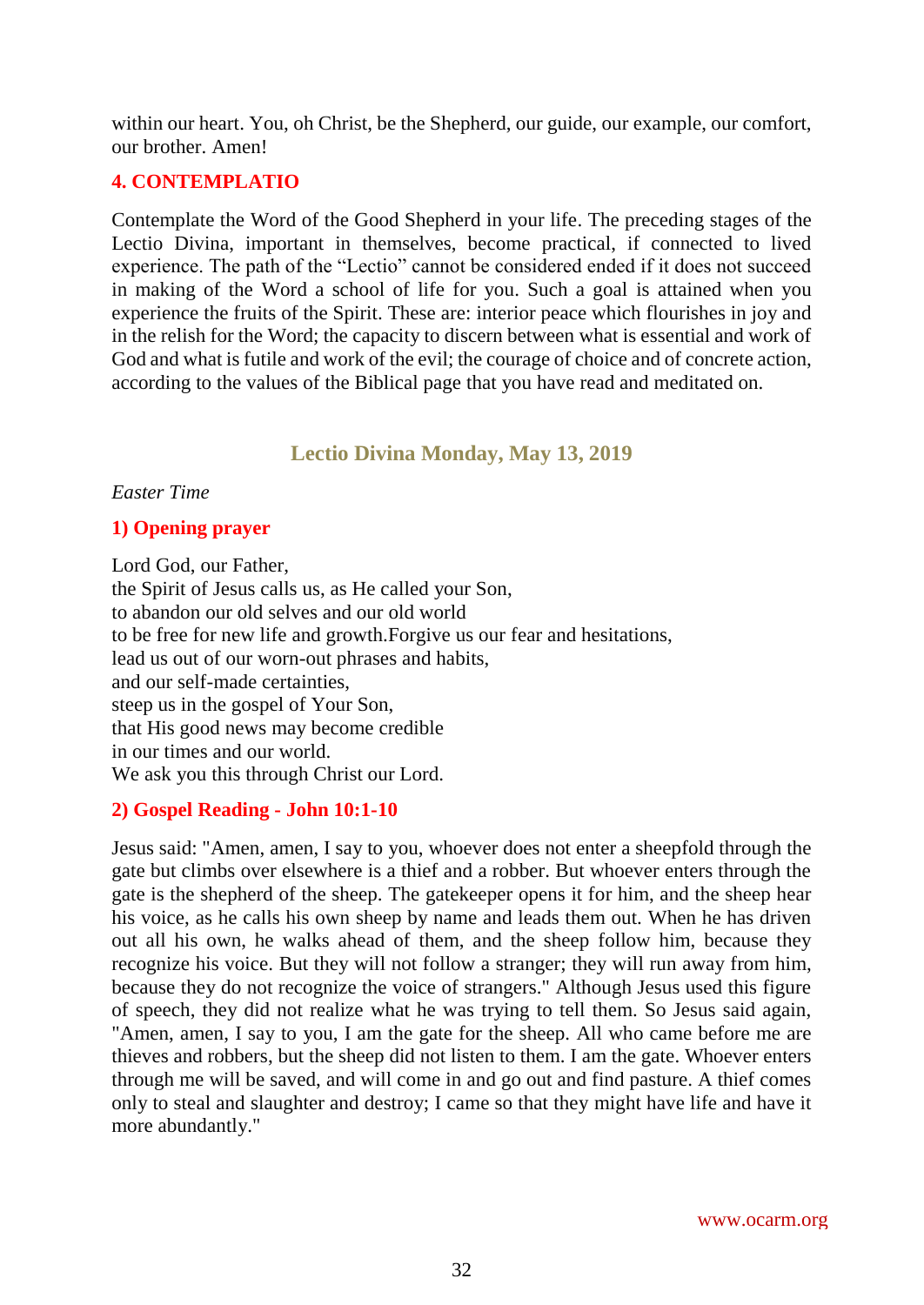within our heart. You, oh Christ, be the Shepherd, our guide, our example, our comfort, our brother. Amen!

### 4. CONTEMPLATIO

Contemplate the Word of the Good Shepherd in your life. The preceding stages of the Lectio Divina, important in themselves, become practical, if connected to lived experience. The path of the "Lectio" cannot be considered ended if it does not succeed in making of the Word a school of life for you. Such a goal is attained when you experience the fruits of the Spirit. These are: interior peace which flourishes in joy and in the relish for the Word; the capacity to discern between what is essential and work of God and what is futile and work of the evil; the courage of choice and of concrete action, according to the values of the Biblical page that you have read and meditated on.

## Lectio Divina Monday, May 13, 2019

*Easter Time*

### 1) Opening prayer

Lord God, our Father,
the Spirit of Jesus calls us, as He called your Son,
to abandon our old selves and our old world
to be free for new life and growth.Forgive us our fear and hesitations,
lead us out of our worn-out phrases and habits,
and our self-made certainties,
steep us in the gospel of Your Son,
that His good news may become credible
in our times and our world.
We ask you this through Christ our Lord.

### 2) Gospel Reading - John 10:1-10

Jesus said: "Amen, amen, I say to you, whoever does not enter a sheepfold through the gate but climbs over elsewhere is a thief and a robber. But whoever enters through the gate is the shepherd of the sheep. The gatekeeper opens it for him, and the sheep hear his voice, as he calls his own sheep by name and leads them out. When he has driven out all his own, he walks ahead of them, and the sheep follow him, because they recognize his voice. But they will not follow a stranger; they will run away from him, because they do not recognize the voice of strangers." Although Jesus used this figure of speech, they did not realize what he was trying to tell them. So Jesus said again, "Amen, amen, I say to you, I am the gate for the sheep. All who came before me are thieves and robbers, but the sheep did not listen to them. I am the gate. Whoever enters through me will be saved, and will come in and go out and find pasture. A thief comes only to steal and slaughter and destroy; I came so that they might have life and have it more abundantly."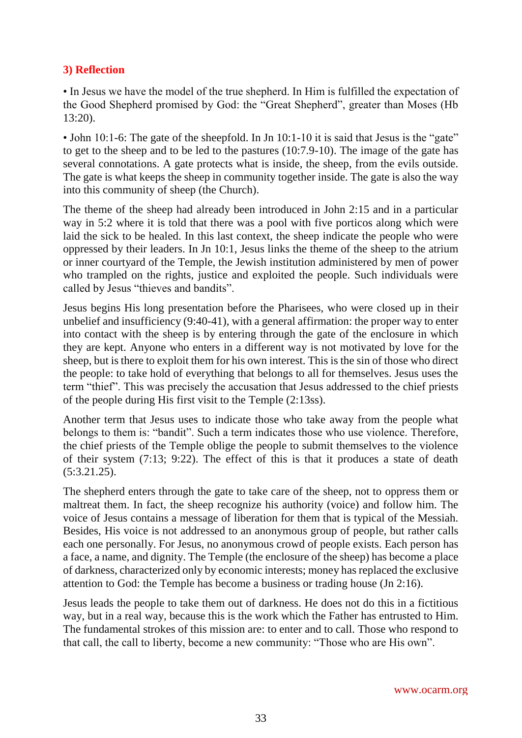### 3) Reflection

• In Jesus we have the model of the true shepherd. In Him is fulfilled the expectation of the Good Shepherd promised by God: the "Great Shepherd", greater than Moses (Hb 13:20).

• John 10:1-6: The gate of the sheepfold. In Jn 10:1-10 it is said that Jesus is the "gate" to get to the sheep and to be led to the pastures (10:7.9-10). The image of the gate has several connotations. A gate protects what is inside, the sheep, from the evils outside. The gate is what keeps the sheep in community together inside. The gate is also the way into this community of sheep (the Church).

The theme of the sheep had already been introduced in John 2:15 and in a particular way in 5:2 where it is told that there was a pool with five porticos along which were laid the sick to be healed. In this last context, the sheep indicate the people who were oppressed by their leaders. In Jn 10:1, Jesus links the theme of the sheep to the atrium or inner courtyard of the Temple, the Jewish institution administered by men of power who trampled on the rights, justice and exploited the people. Such individuals were called by Jesus "thieves and bandits".

Jesus begins His long presentation before the Pharisees, who were closed up in their unbelief and insufficiency (9:40-41), with a general affirmation: the proper way to enter into contact with the sheep is by entering through the gate of the enclosure in which they are kept. Anyone who enters in a different way is not motivated by love for the sheep, but is there to exploit them for his own interest. This is the sin of those who direct the people: to take hold of everything that belongs to all for themselves. Jesus uses the term "thief". This was precisely the accusation that Jesus addressed to the chief priests of the people during His first visit to the Temple (2:13ss).

Another term that Jesus uses to indicate those who take away from the people what belongs to them is: "bandit". Such a term indicates those who use violence. Therefore, the chief priests of the Temple oblige the people to submit themselves to the violence of their system (7:13; 9:22). The effect of this is that it produces a state of death (5:3.21.25).

The shepherd enters through the gate to take care of the sheep, not to oppress them or maltreat them. In fact, the sheep recognize his authority (voice) and follow him. The voice of Jesus contains a message of liberation for them that is typical of the Messiah. Besides, His voice is not addressed to an anonymous group of people, but rather calls each one personally. For Jesus, no anonymous crowd of people exists. Each person has a face, a name, and dignity. The Temple (the enclosure of the sheep) has become a place of darkness, characterized only by economic interests; money has replaced the exclusive attention to God: the Temple has become a business or trading house (Jn 2:16).

Jesus leads the people to take them out of darkness. He does not do this in a fictitious way, but in a real way, because this is the work which the Father has entrusted to Him. The fundamental strokes of this mission are: to enter and to call. Those who respond to that call, the call to liberty, become a new community: "Those who are His own".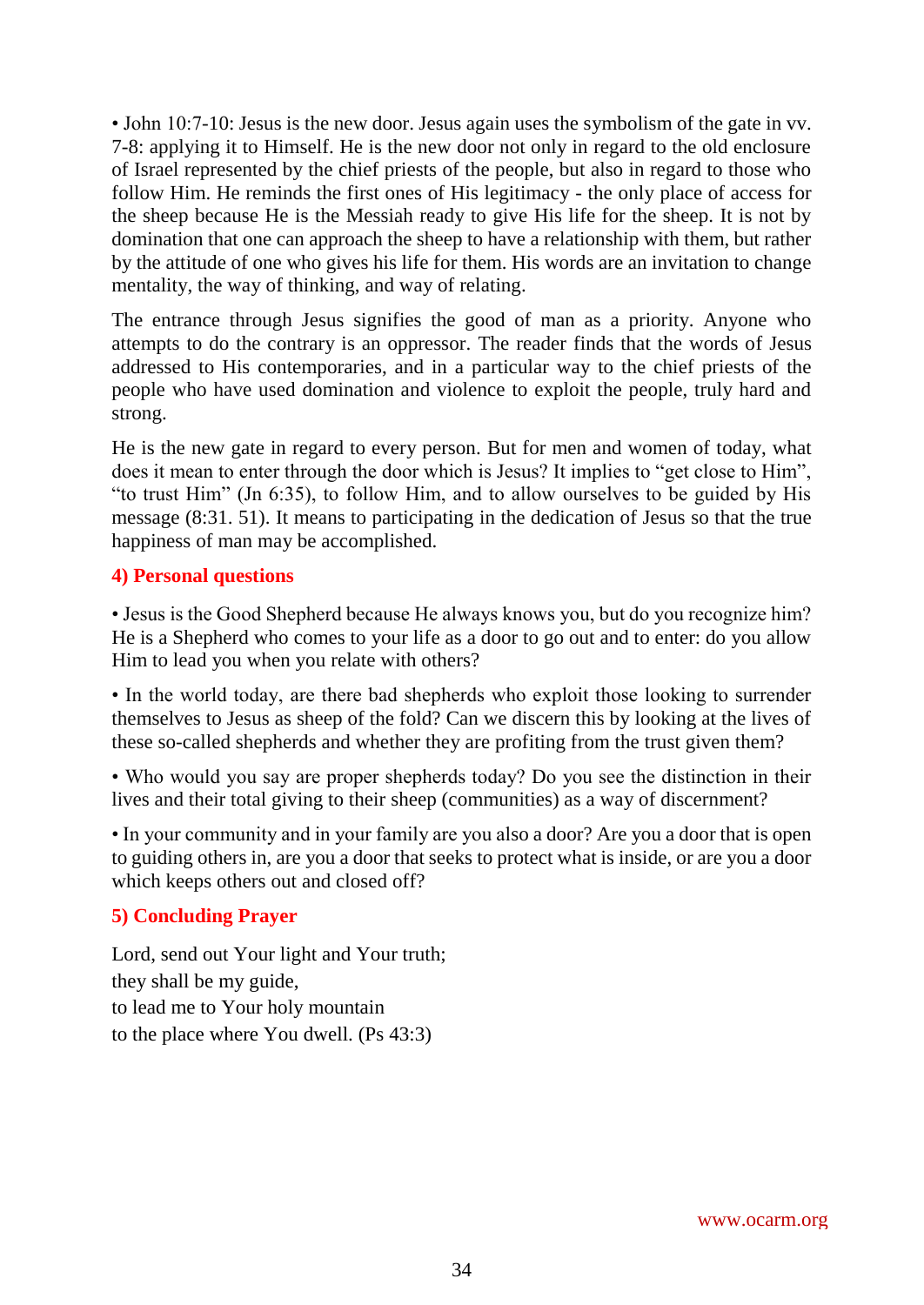• John 10:7-10: Jesus is the new door. Jesus again uses the symbolism of the gate in vv. 7-8: applying it to Himself. He is the new door not only in regard to the old enclosure of Israel represented by the chief priests of the people, but also in regard to those who follow Him. He reminds the first ones of His legitimacy - the only place of access for the sheep because He is the Messiah ready to give His life for the sheep. It is not by domination that one can approach the sheep to have a relationship with them, but rather by the attitude of one who gives his life for them. His words are an invitation to change mentality, the way of thinking, and way of relating.

The entrance through Jesus signifies the good of man as a priority. Anyone who attempts to do the contrary is an oppressor. The reader finds that the words of Jesus addressed to His contemporaries, and in a particular way to the chief priests of the people who have used domination and violence to exploit the people, truly hard and strong.

He is the new gate in regard to every person. But for men and women of today, what does it mean to enter through the door which is Jesus? It implies to "get close to Him", "to trust Him" (Jn 6:35), to follow Him, and to allow ourselves to be guided by His message (8:31. 51). It means to participating in the dedication of Jesus so that the true happiness of man may be accomplished.

## 4) Personal questions

• Jesus is the Good Shepherd because He always knows you, but do you recognize him? He is a Shepherd who comes to your life as a door to go out and to enter: do you allow Him to lead you when you relate with others?

• In the world today, are there bad shepherds who exploit those looking to surrender themselves to Jesus as sheep of the fold? Can we discern this by looking at the lives of these so-called shepherds and whether they are profiting from the trust given them?

• Who would you say are proper shepherds today? Do you see the distinction in their lives and their total giving to their sheep (communities) as a way of discernment?

• In your community and in your family are you also a door? Are you a door that is open to guiding others in, are you a door that seeks to protect what is inside, or are you a door which keeps others out and closed off?

## 5) Concluding Prayer

Lord, send out Your light and Your truth;  
they shall be my guide,  
to lead me to Your holy mountain  
to the place where You dwell. (Ps 43:3)

www.ocarm.org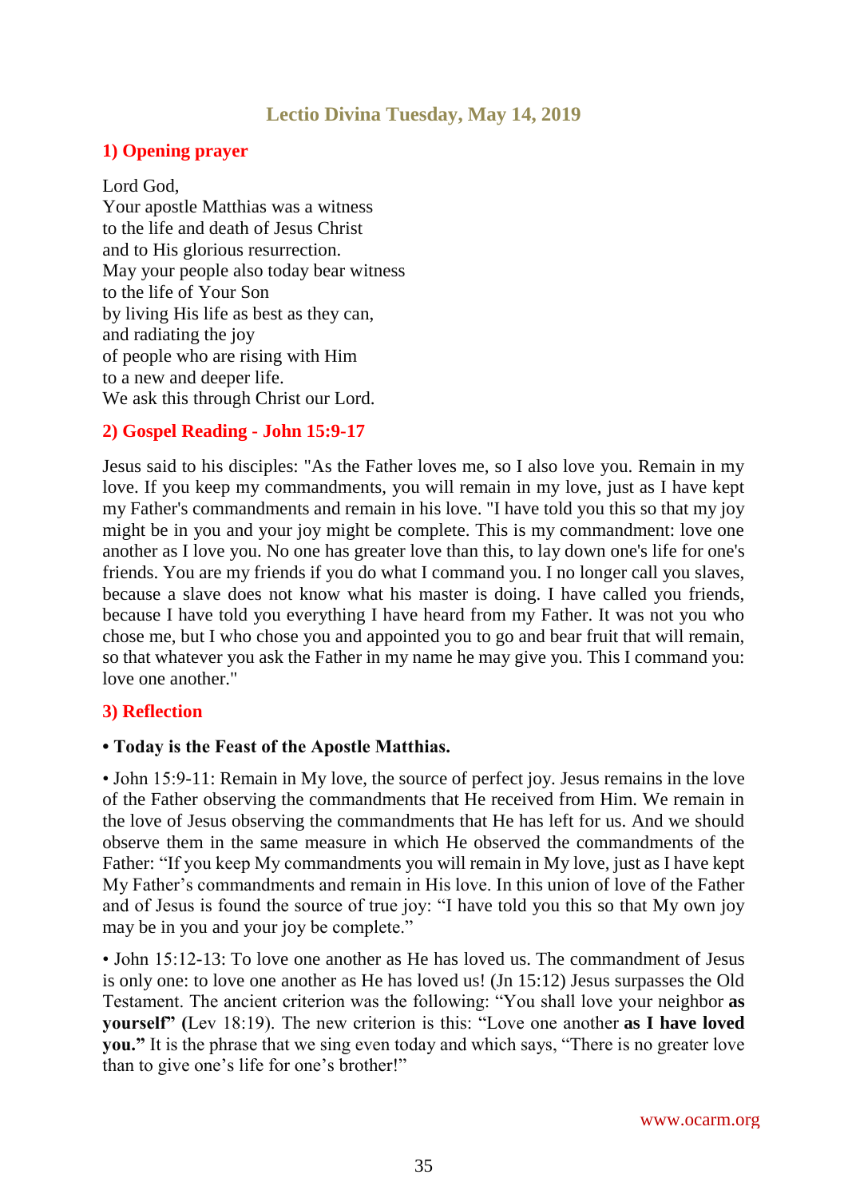## Lectio Divina Tuesday, May 14, 2019

### 1) Opening prayer

Lord God,
Your apostle Matthias was a witness
to the life and death of Jesus Christ
and to His glorious resurrection.
May your people also today bear witness
to the life of Your Son
by living His life as best as they can,
and radiating the joy
of people who are rising with Him
to a new and deeper life.
We ask this through Christ our Lord.

### 2) Gospel Reading - John 15:9-17

Jesus said to his disciples: "As the Father loves me, so I also love you. Remain in my love. If you keep my commandments, you will remain in my love, just as I have kept my Father's commandments and remain in his love. "I have told you this so that my joy might be in you and your joy might be complete. This is my commandment: love one another as I love you. No one has greater love than this, to lay down one's life for one's friends. You are my friends if you do what I command you. I no longer call you slaves, because a slave does not know what his master is doing. I have called you friends, because I have told you everything I have heard from my Father. It was not you who chose me, but I who chose you and appointed you to go and bear fruit that will remain, so that whatever you ask the Father in my name he may give you. This I command you: love one another."

### 3) Reflection

**• Today is the Feast of the Apostle Matthias.**

• John 15:9-11: Remain in My love, the source of perfect joy. Jesus remains in the love of the Father observing the commandments that He received from Him. We remain in the love of Jesus observing the commandments that He has left for us. And we should observe them in the same measure in which He observed the commandments of the Father: "If you keep My commandments you will remain in My love, just as I have kept My Father's commandments and remain in His love. In this union of love of the Father and of Jesus is found the source of true joy: "I have told you this so that My own joy may be in you and your joy be complete."

• John 15:12-13: To love one another as He has loved us. The commandment of Jesus is only one: to love one another as He has loved us! (Jn 15:12) Jesus surpasses the Old Testament. The ancient criterion was the following: "You shall love your neighbor **as yourself" (**Lev 18:19). The new criterion is this: "Love one another **as I have loved you."** It is the phrase that we sing even today and which says, "There is no greater love than to give one's life for one's brother!"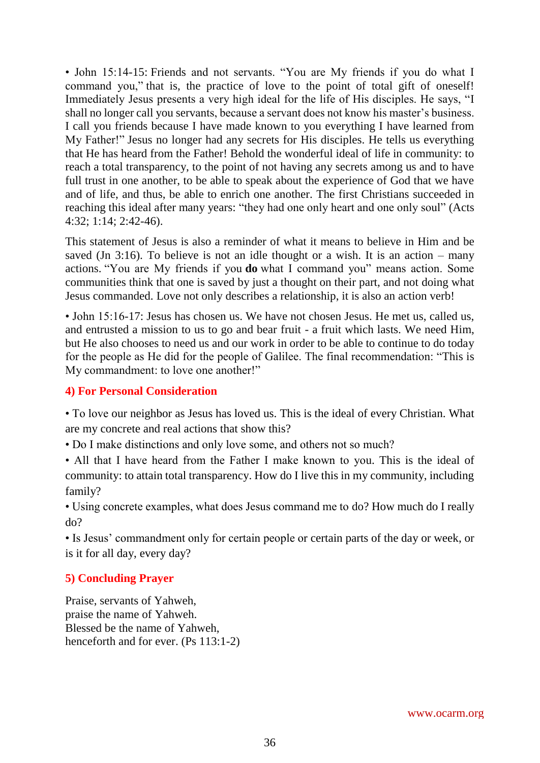• John 15:14-15: Friends and not servants. "You are My friends if you do what I command you," that is, the practice of love to the point of total gift of oneself! Immediately Jesus presents a very high ideal for the life of His disciples. He says, "I shall no longer call you servants, because a servant does not know his master's business. I call you friends because I have made known to you everything I have learned from My Father!" Jesus no longer had any secrets for His disciples. He tells us everything that He has heard from the Father! Behold the wonderful ideal of life in community: to reach a total transparency, to the point of not having any secrets among us and to have full trust in one another, to be able to speak about the experience of God that we have and of life, and thus, be able to enrich one another. The first Christians succeeded in reaching this ideal after many years: "they had one only heart and one only soul" (Acts 4:32; 1:14; 2:42-46).

This statement of Jesus is also a reminder of what it means to believe in Him and be saved (Jn 3:16). To believe is not an idle thought or a wish. It is an action – many actions. "You are My friends if you **do** what I command you" means action. Some communities think that one is saved by just a thought on their part, and not doing what Jesus commanded. Love not only describes a relationship, it is also an action verb!

• John 15:16-17: Jesus has chosen us. We have not chosen Jesus. He met us, called us, and entrusted a mission to us to go and bear fruit - a fruit which lasts. We need Him, but He also chooses to need us and our work in order to be able to continue to do today for the people as He did for the people of Galilee. The final recommendation: "This is My commandment: to love one another!"

## 4) For Personal Consideration

• To love our neighbor as Jesus has loved us. This is the ideal of every Christian. What are my concrete and real actions that show this?

• Do I make distinctions and only love some, and others not so much?

• All that I have heard from the Father I make known to you. This is the ideal of community: to attain total transparency. How do I live this in my community, including family?

• Using concrete examples, what does Jesus command me to do? How much do I really do?

• Is Jesus' commandment only for certain people or certain parts of the day or week, or is it for all day, every day?

## 5) Concluding Prayer

Praise, servants of Yahweh,
praise the name of Yahweh.
Blessed be the name of Yahweh,
henceforth and for ever. (Ps 113:1-2)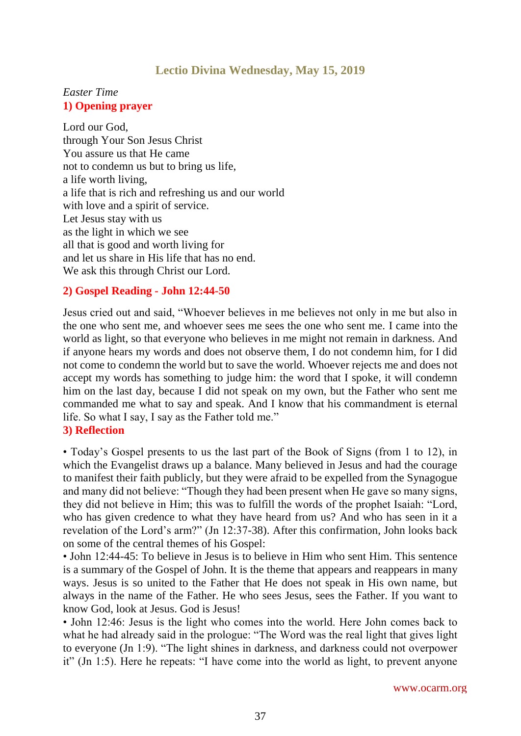# Lectio Divina Wednesday, May 15, 2019

*Easter Time*

## 1) Opening prayer

Lord our God,
through Your Son Jesus Christ
You assure us that He came
not to condemn us but to bring us life,
a life worth living,
a life that is rich and refreshing us and our world
with love and a spirit of service.
Let Jesus stay with us
as the light in which we see
all that is good and worth living for
and let us share in His life that has no end.
We ask this through Christ our Lord.

## 2) Gospel Reading - John 12:44-50

Jesus cried out and said, "Whoever believes in me believes not only in me but also in the one who sent me, and whoever sees me sees the one who sent me. I came into the world as light, so that everyone who believes in me might not remain in darkness. And if anyone hears my words and does not observe them, I do not condemn him, for I did not come to condemn the world but to save the world. Whoever rejects me and does not accept my words has something to judge him: the word that I spoke, it will condemn him on the last day, because I did not speak on my own, but the Father who sent me commanded me what to say and speak. And I know that his commandment is eternal life. So what I say, I say as the Father told me."

## 3) Reflection

• Today's Gospel presents to us the last part of the Book of Signs (from 1 to 12), in which the Evangelist draws up a balance. Many believed in Jesus and had the courage to manifest their faith publicly, but they were afraid to be expelled from the Synagogue and many did not believe: "Though they had been present when He gave so many signs, they did not believe in Him; this was to fulfill the words of the prophet Isaiah: "Lord, who has given credence to what they have heard from us? And who has seen in it a revelation of the Lord's arm?" (Jn 12:37-38). After this confirmation, John looks back on some of the central themes of his Gospel:

• John 12:44-45: To believe in Jesus is to believe in Him who sent Him. This sentence is a summary of the Gospel of John. It is the theme that appears and reappears in many ways. Jesus is so united to the Father that He does not speak in His own name, but always in the name of the Father. He who sees Jesus, sees the Father. If you want to know God, look at Jesus. God is Jesus!

• John 12:46: Jesus is the light who comes into the world. Here John comes back to what he had already said in the prologue: "The Word was the real light that gives light to everyone (Jn 1:9). "The light shines in darkness, and darkness could not overpower it" (Jn 1:5). Here he repeats: "I have come into the world as light, to prevent anyone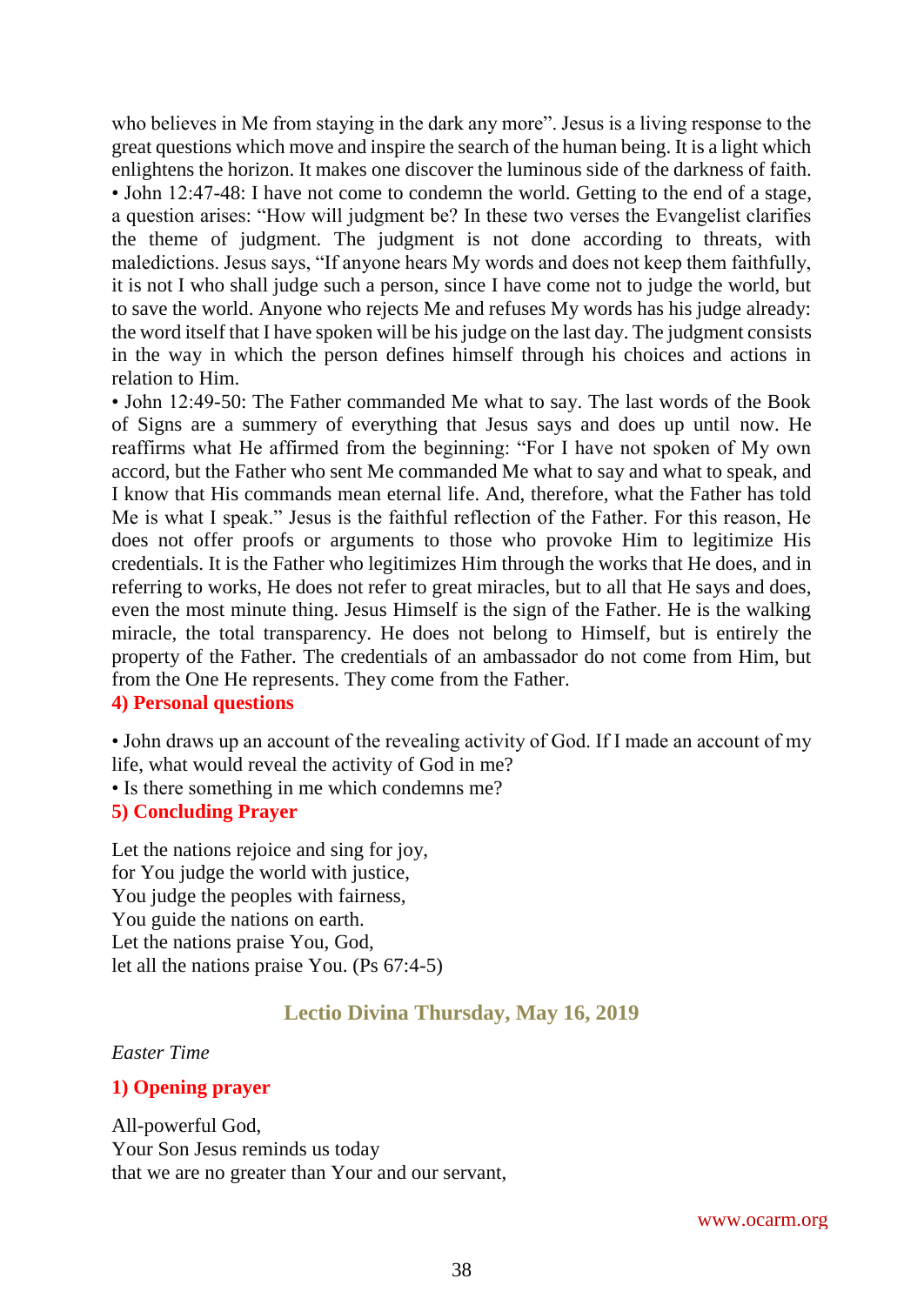who believes in Me from staying in the dark any more". Jesus is a living response to the great questions which move and inspire the search of the human being. It is a light which enlightens the horizon. It makes one discover the luminous side of the darkness of faith.

• John 12:47-48: I have not come to condemn the world. Getting to the end of a stage, a question arises: "How will judgment be? In these two verses the Evangelist clarifies the theme of judgment. The judgment is not done according to threats, with maledictions. Jesus says, "If anyone hears My words and does not keep them faithfully, it is not I who shall judge such a person, since I have come not to judge the world, but to save the world. Anyone who rejects Me and refuses My words has his judge already: the word itself that I have spoken will be his judge on the last day. The judgment consists in the way in which the person defines himself through his choices and actions in relation to Him.

• John 12:49-50: The Father commanded Me what to say. The last words of the Book of Signs are a summery of everything that Jesus says and does up until now. He reaffirms what He affirmed from the beginning: "For I have not spoken of My own accord, but the Father who sent Me commanded Me what to say and what to speak, and I know that His commands mean eternal life. And, therefore, what the Father has told Me is what I speak." Jesus is the faithful reflection of the Father. For this reason, He does not offer proofs or arguments to those who provoke Him to legitimize His credentials. It is the Father who legitimizes Him through the works that He does, and in referring to works, He does not refer to great miracles, but to all that He says and does, even the most minute thing. Jesus Himself is the sign of the Father. He is the walking miracle, the total transparency. He does not belong to Himself, but is entirely the property of the Father. The credentials of an ambassador do not come from Him, but from the One He represents. They come from the Father.

**4) Personal questions**

• John draws up an account of the revealing activity of God. If I made an account of my life, what would reveal the activity of God in me?
• Is there something in me which condemns me?

**5) Concluding Prayer**

Let the nations rejoice and sing for joy,
for You judge the world with justice,
You judge the peoples with fairness,
You guide the nations on earth.
Let the nations praise You, God,
let all the nations praise You. (Ps 67:4-5)

## Lectio Divina Thursday, May 16, 2019

*Easter Time*

**1) Opening prayer**

All-powerful God,
Your Son Jesus reminds us today
that we are no greater than Your and our servant,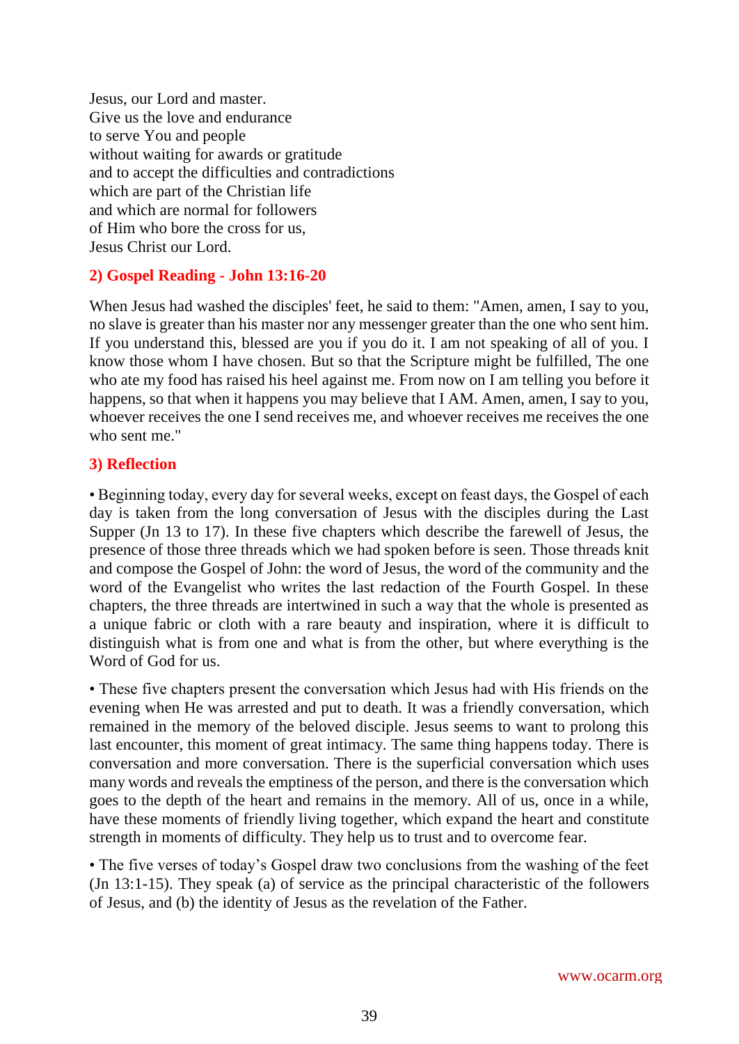Jesus, our Lord and master.
Give us the love and endurance
to serve You and people
without waiting for awards or gratitude
and to accept the difficulties and contradictions
which are part of the Christian life
and which are normal for followers
of Him who bore the cross for us,
Jesus Christ our Lord.

### 2) Gospel Reading - John 13:16-20

When Jesus had washed the disciples' feet, he said to them: "Amen, amen, I say to you, no slave is greater than his master nor any messenger greater than the one who sent him. If you understand this, blessed are you if you do it. I am not speaking of all of you. I know those whom I have chosen. But so that the Scripture might be fulfilled, The one who ate my food has raised his heel against me. From now on I am telling you before it happens, so that when it happens you may believe that I AM. Amen, amen, I say to you, whoever receives the one I send receives me, and whoever receives me receives the one who sent me."

### 3) Reflection

• Beginning today, every day for several weeks, except on feast days, the Gospel of each day is taken from the long conversation of Jesus with the disciples during the Last Supper (Jn 13 to 17). In these five chapters which describe the farewell of Jesus, the presence of those three threads which we had spoken before is seen. Those threads knit and compose the Gospel of John: the word of Jesus, the word of the community and the word of the Evangelist who writes the last redaction of the Fourth Gospel. In these chapters, the three threads are intertwined in such a way that the whole is presented as a unique fabric or cloth with a rare beauty and inspiration, where it is difficult to distinguish what is from one and what is from the other, but where everything is the Word of God for us.

• These five chapters present the conversation which Jesus had with His friends on the evening when He was arrested and put to death. It was a friendly conversation, which remained in the memory of the beloved disciple. Jesus seems to want to prolong this last encounter, this moment of great intimacy. The same thing happens today. There is conversation and more conversation. There is the superficial conversation which uses many words and reveals the emptiness of the person, and there is the conversation which goes to the depth of the heart and remains in the memory. All of us, once in a while, have these moments of friendly living together, which expand the heart and constitute strength in moments of difficulty. They help us to trust and to overcome fear.

• The five verses of today's Gospel draw two conclusions from the washing of the feet (Jn 13:1-15). They speak (a) of service as the principal characteristic of the followers of Jesus, and (b) the identity of Jesus as the revelation of the Father.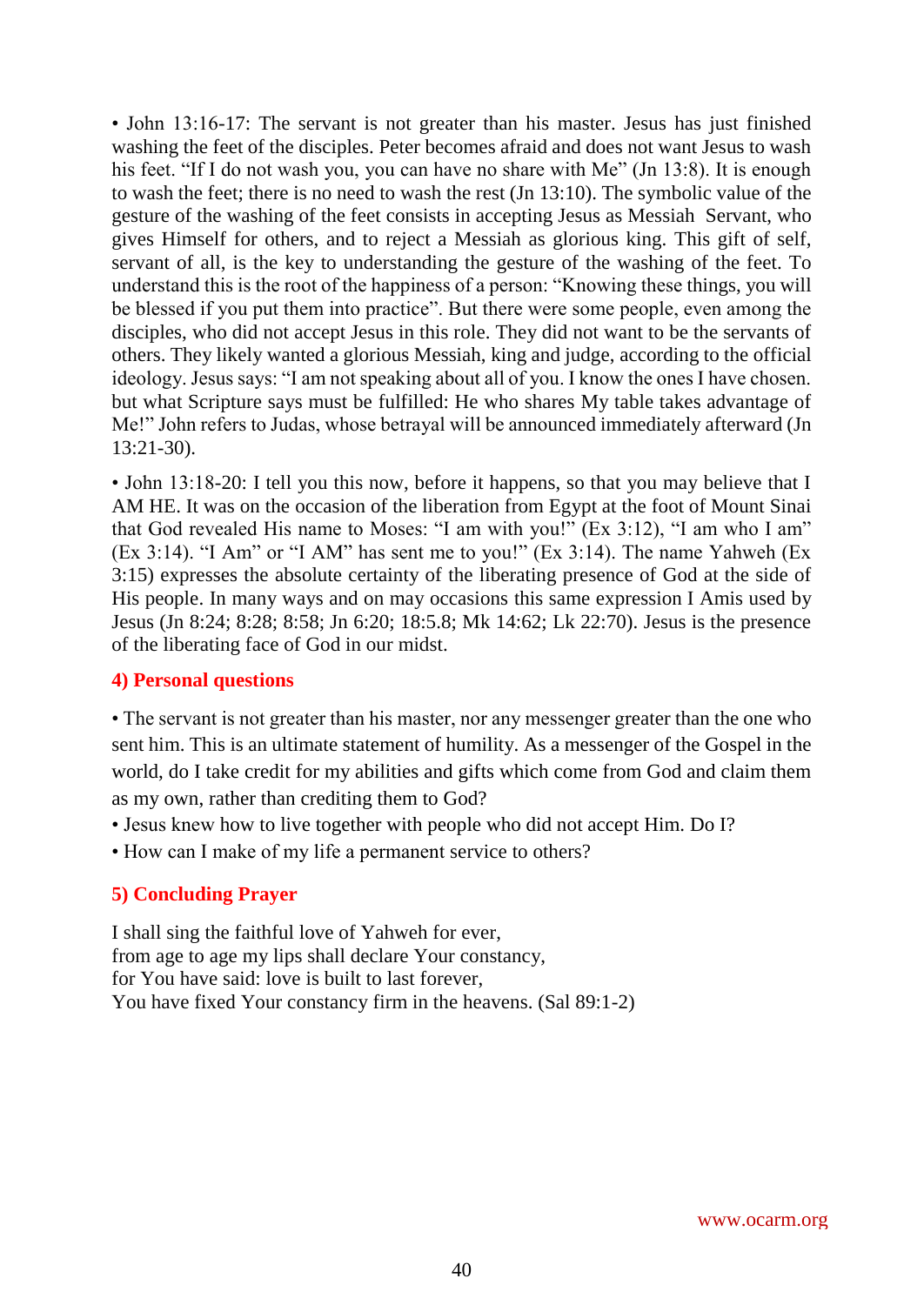• John 13:16-17: The servant is not greater than his master. Jesus has just finished washing the feet of the disciples. Peter becomes afraid and does not want Jesus to wash his feet. “If I do not wash you, you can have no share with Me” (Jn 13:8). It is enough to wash the feet; there is no need to wash the rest (Jn 13:10). The symbolic value of the gesture of the washing of the feet consists in accepting Jesus as Messiah Servant, who gives Himself for others, and to reject a Messiah as glorious king. This gift of self, servant of all, is the key to understanding the gesture of the washing of the feet. To understand this is the root of the happiness of a person: “Knowing these things, you will be blessed if you put them into practice”. But there were some people, even among the disciples, who did not accept Jesus in this role. They did not want to be the servants of others. They likely wanted a glorious Messiah, king and judge, according to the official ideology. Jesus says: “I am not speaking about all of you. I know the ones I have chosen. but what Scripture says must be fulfilled: He who shares My table takes advantage of Me!” John refers to Judas, whose betrayal will be announced immediately afterward (Jn 13:21-30).

• John 13:18-20: I tell you this now, before it happens, so that you may believe that I AM HE. It was on the occasion of the liberation from Egypt at the foot of Mount Sinai that God revealed His name to Moses: “I am with you!” (Ex 3:12), “I am who I am” (Ex 3:14). “I Am” or “I AM” has sent me to you!” (Ex 3:14). The name Yahweh (Ex 3:15) expresses the absolute certainty of the liberating presence of God at the side of His people. In many ways and on may occasions this same expression I Amis used by Jesus (Jn 8:24; 8:28; 8:58; Jn 6:20; 18:5.8; Mk 14:62; Lk 22:70). Jesus is the presence of the liberating face of God in our midst.

## 4) Personal questions

• The servant is not greater than his master, nor any messenger greater than the one who sent him. This is an ultimate statement of humility. As a messenger of the Gospel in the world, do I take credit for my abilities and gifts which come from God and claim them as my own, rather than crediting them to God?

• Jesus knew how to live together with people who did not accept Him. Do I?

• How can I make of my life a permanent service to others?

## 5) Concluding Prayer

I shall sing the faithful love of Yahweh for ever,
from age to age my lips shall declare Your constancy,
for You have said: love is built to last forever,
You have fixed Your constancy firm in the heavens. (Sal 89:1-2)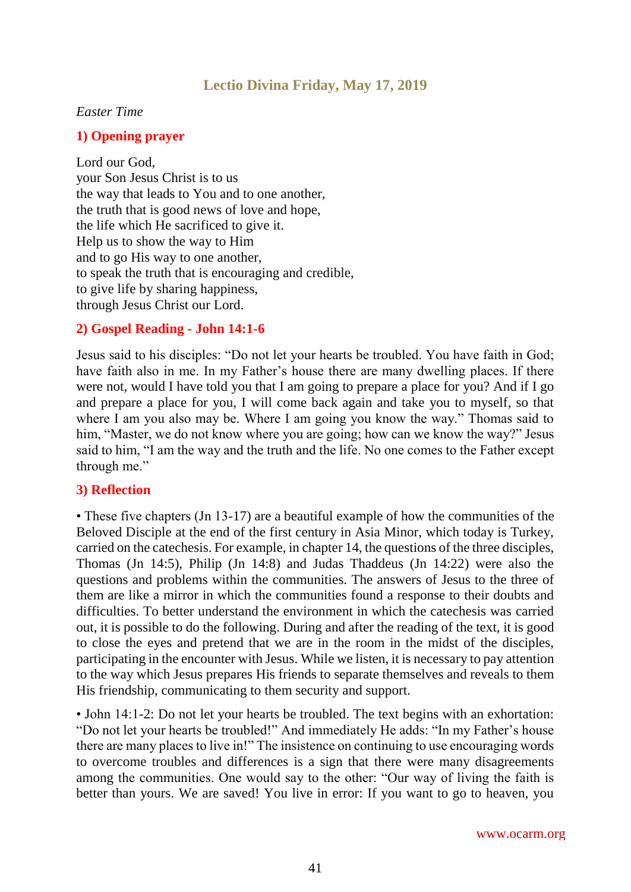## Lectio Divina Friday, May 17, 2019

*Easter Time*

### 1) Opening prayer

Lord our God,
your Son Jesus Christ is to us
the way that leads to You and to one another,
the truth that is good news of love and hope,
the life which He sacrificed to give it.
Help us to show the way to Him
and to go His way to one another,
to speak the truth that is encouraging and credible,
to give life by sharing happiness,
through Jesus Christ our Lord.

### 2) Gospel Reading - John 14:1-6

Jesus said to his disciples: "Do not let your hearts be troubled. You have faith in God; have faith also in me. In my Father's house there are many dwelling places. If there were not, would I have told you that I am going to prepare a place for you? And if I go and prepare a place for you, I will come back again and take you to myself, so that where I am you also may be. Where I am going you know the way." Thomas said to him, "Master, we do not know where you are going; how can we know the way?" Jesus said to him, "I am the way and the truth and the life. No one comes to the Father except through me."

### 3) Reflection

• These five chapters (Jn 13-17) are a beautiful example of how the communities of the Beloved Disciple at the end of the first century in Asia Minor, which today is Turkey, carried on the catechesis. For example, in chapter 14, the questions of the three disciples, Thomas (Jn 14:5), Philip (Jn 14:8) and Judas Thaddeus (Jn 14:22) were also the questions and problems within the communities. The answers of Jesus to the three of them are like a mirror in which the communities found a response to their doubts and difficulties. To better understand the environment in which the catechesis was carried out, it is possible to do the following. During and after the reading of the text, it is good to close the eyes and pretend that we are in the room in the midst of the disciples, participating in the encounter with Jesus. While we listen, it is necessary to pay attention to the way which Jesus prepares His friends to separate themselves and reveals to them His friendship, communicating to them security and support.

• John 14:1-2: Do not let your hearts be troubled. The text begins with an exhortation: "Do not let your hearts be troubled!" And immediately He adds: "In my Father's house there are many places to live in!" The insistence on continuing to use encouraging words to overcome troubles and differences is a sign that there were many disagreements among the communities. One would say to the other: "Our way of living the faith is better than yours. We are saved! You live in error: If you want to go to heaven, you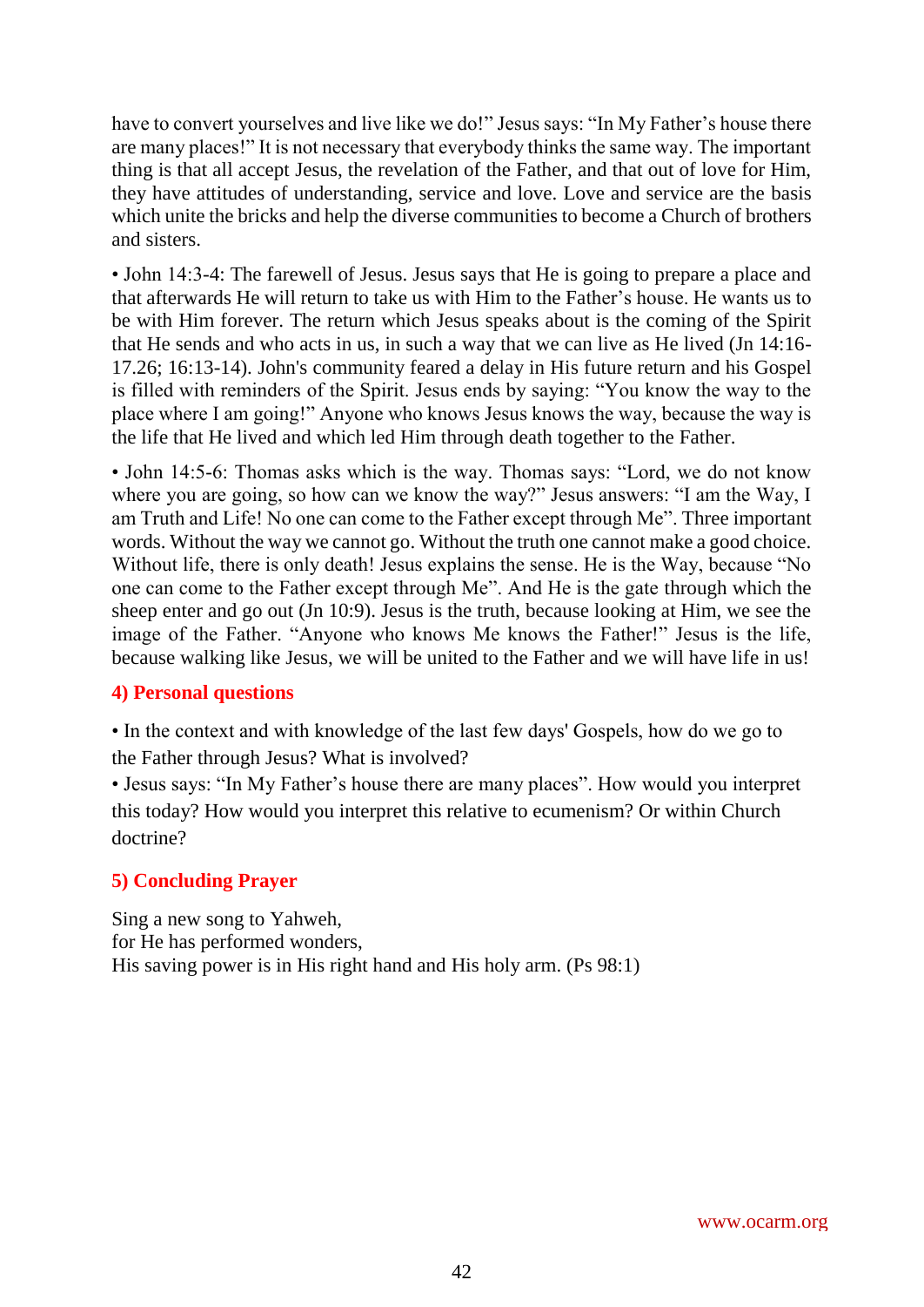have to convert yourselves and live like we do!" Jesus says: "In My Father's house there are many places!" It is not necessary that everybody thinks the same way. The important thing is that all accept Jesus, the revelation of the Father, and that out of love for Him, they have attitudes of understanding, service and love. Love and service are the basis which unite the bricks and help the diverse communities to become a Church of brothers and sisters.

• John 14:3-4: The farewell of Jesus. Jesus says that He is going to prepare a place and that afterwards He will return to take us with Him to the Father's house. He wants us to be with Him forever. The return which Jesus speaks about is the coming of the Spirit that He sends and who acts in us, in such a way that we can live as He lived (Jn 14:16-17.26; 16:13-14). John's community feared a delay in His future return and his Gospel is filled with reminders of the Spirit. Jesus ends by saying: "You know the way to the place where I am going!" Anyone who knows Jesus knows the way, because the way is the life that He lived and which led Him through death together to the Father.

• John 14:5-6: Thomas asks which is the way. Thomas says: "Lord, we do not know where you are going, so how can we know the way?" Jesus answers: "I am the Way, I am Truth and Life! No one can come to the Father except through Me". Three important words. Without the way we cannot go. Without the truth one cannot make a good choice. Without life, there is only death! Jesus explains the sense. He is the Way, because "No one can come to the Father except through Me". And He is the gate through which the sheep enter and go out (Jn 10:9). Jesus is the truth, because looking at Him, we see the image of the Father. "Anyone who knows Me knows the Father!" Jesus is the life, because walking like Jesus, we will be united to the Father and we will have life in us!

## 4) Personal questions

• In the context and with knowledge of the last few days' Gospels, how do we go to the Father through Jesus? What is involved?
• Jesus says: "In My Father's house there are many places". How would you interpret this today? How would you interpret this relative to ecumenism? Or within Church doctrine?

## 5) Concluding Prayer

Sing a new song to Yahweh,
for He has performed wonders,
His saving power is in His right hand and His holy arm. (Ps 98:1)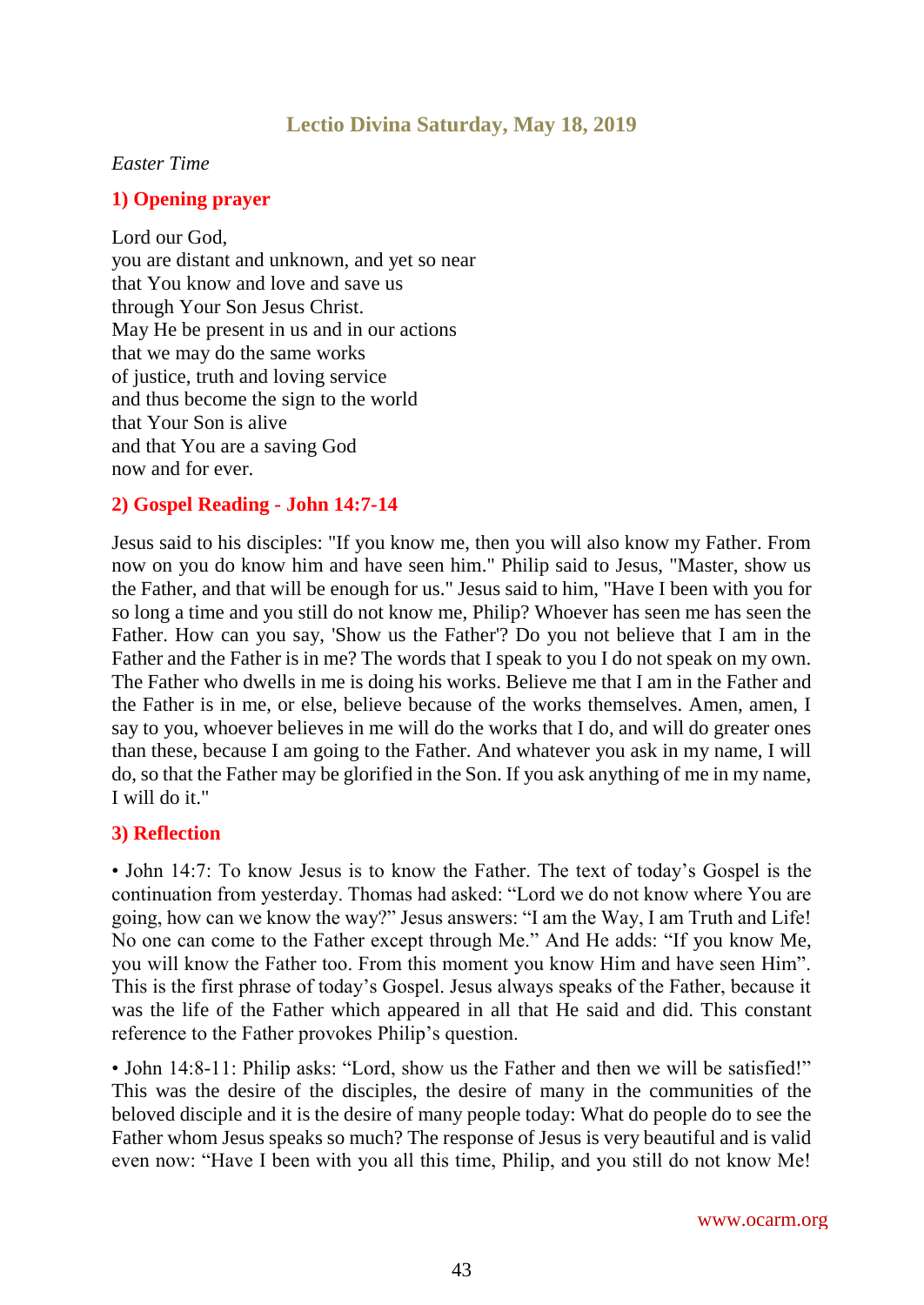## Lectio Divina Saturday, May 18, 2019

*Easter Time*

### 1) Opening prayer

Lord our God,
you are distant and unknown, and yet so near
that You know and love and save us
through Your Son Jesus Christ.
May He be present in us and in our actions
that we may do the same works
of justice, truth and loving service
and thus become the sign to the world
that Your Son is alive
and that You are a saving God
now and for ever.

### 2) Gospel Reading - John 14:7-14

Jesus said to his disciples: "If you know me, then you will also know my Father. From now on you do know him and have seen him." Philip said to Jesus, "Master, show us the Father, and that will be enough for us." Jesus said to him, "Have I been with you for so long a time and you still do not know me, Philip? Whoever has seen me has seen the Father. How can you say, 'Show us the Father'? Do you not believe that I am in the Father and the Father is in me? The words that I speak to you I do not speak on my own. The Father who dwells in me is doing his works. Believe me that I am in the Father and the Father is in me, or else, believe because of the works themselves. Amen, amen, I say to you, whoever believes in me will do the works that I do, and will do greater ones than these, because I am going to the Father. And whatever you ask in my name, I will do, so that the Father may be glorified in the Son. If you ask anything of me in my name, I will do it."

### 3) Reflection

• John 14:7: To know Jesus is to know the Father. The text of today's Gospel is the continuation from yesterday. Thomas had asked: "Lord we do not know where You are going, how can we know the way?" Jesus answers: "I am the Way, I am Truth and Life! No one can come to the Father except through Me." And He adds: "If you know Me, you will know the Father too. From this moment you know Him and have seen Him". This is the first phrase of today's Gospel. Jesus always speaks of the Father, because it was the life of the Father which appeared in all that He said and did. This constant reference to the Father provokes Philip's question.

• John 14:8-11: Philip asks: "Lord, show us the Father and then we will be satisfied!" This was the desire of the disciples, the desire of many in the communities of the beloved disciple and it is the desire of many people today: What do people do to see the Father whom Jesus speaks so much? The response of Jesus is very beautiful and is valid even now: "Have I been with you all this time, Philip, and you still do not know Me!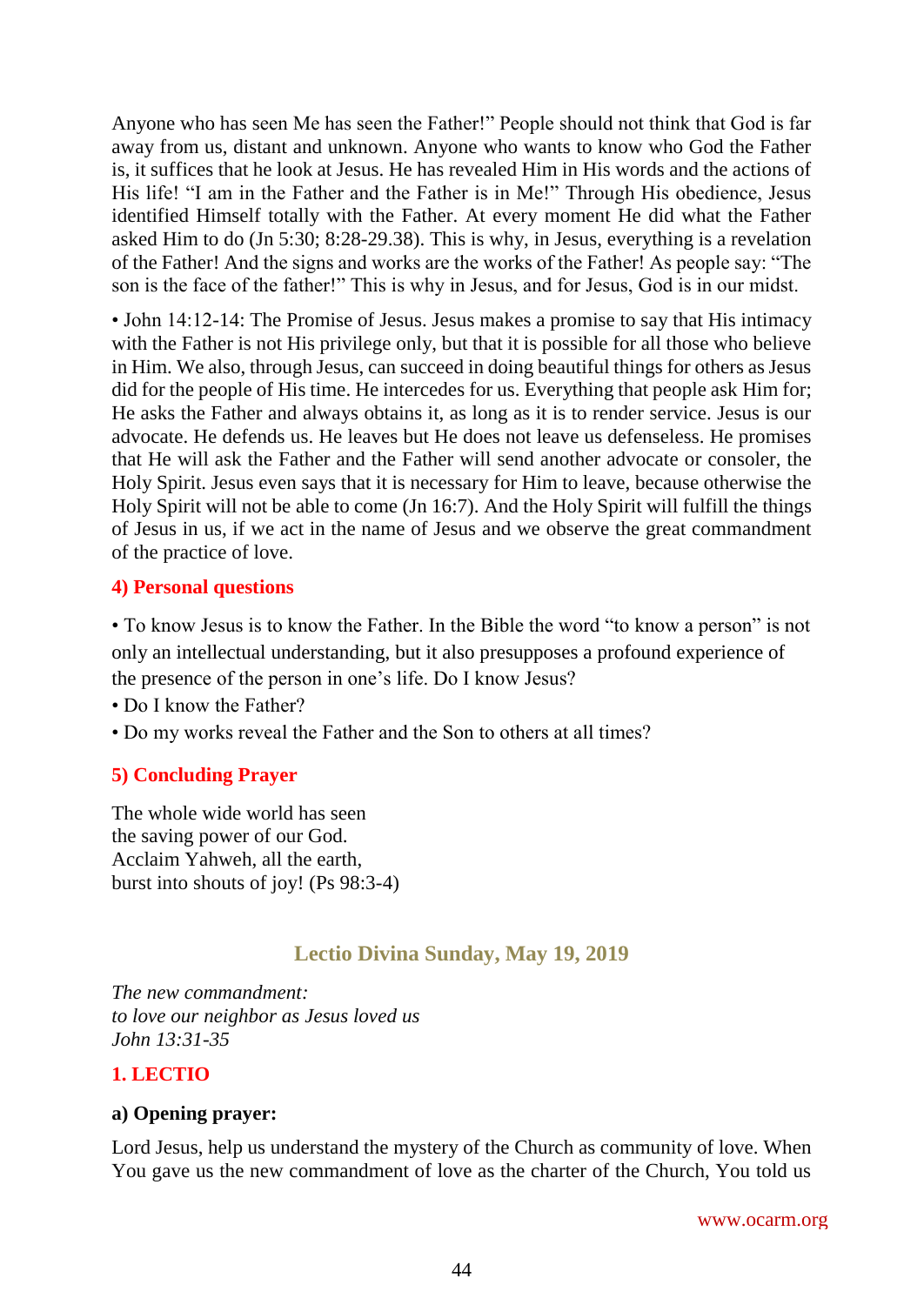Anyone who has seen Me has seen the Father!" People should not think that God is far away from us, distant and unknown. Anyone who wants to know who God the Father is, it suffices that he look at Jesus. He has revealed Him in His words and the actions of His life! "I am in the Father and the Father is in Me!" Through His obedience, Jesus identified Himself totally with the Father. At every moment He did what the Father asked Him to do (Jn 5:30; 8:28-29.38). This is why, in Jesus, everything is a revelation of the Father! And the signs and works are the works of the Father! As people say: "The son is the face of the father!" This is why in Jesus, and for Jesus, God is in our midst.

• John 14:12-14: The Promise of Jesus. Jesus makes a promise to say that His intimacy with the Father is not His privilege only, but that it is possible for all those who believe in Him. We also, through Jesus, can succeed in doing beautiful things for others as Jesus did for the people of His time. He intercedes for us. Everything that people ask Him for; He asks the Father and always obtains it, as long as it is to render service. Jesus is our advocate. He defends us. He leaves but He does not leave us defenseless. He promises that He will ask the Father and the Father will send another advocate or consoler, the Holy Spirit. Jesus even says that it is necessary for Him to leave, because otherwise the Holy Spirit will not be able to come (Jn 16:7). And the Holy Spirit will fulfill the things of Jesus in us, if we act in the name of Jesus and we observe the great commandment of the practice of love.

### 4) Personal questions

• To know Jesus is to know the Father. In the Bible the word "to know a person" is not only an intellectual understanding, but it also presupposes a profound experience of the presence of the person in one's life. Do I know Jesus?
• Do I know the Father?
• Do my works reveal the Father and the Son to others at all times?

### 5) Concluding Prayer

The whole wide world has seen
the saving power of our God.
Acclaim Yahweh, all the earth,
burst into shouts of joy! (Ps 98:3-4)

## Lectio Divina Sunday, May 19, 2019

*The new commandment:*
*to love our neighbor as Jesus loved us*
*John 13:31-35*

### 1. LECTIO

#### a) Opening prayer:

Lord Jesus, help us understand the mystery of the Church as community of love. When You gave us the new commandment of love as the charter of the Church, You told us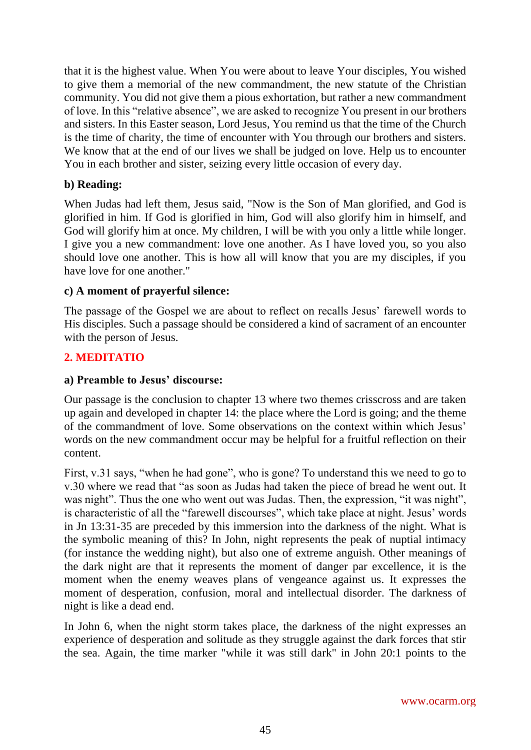that it is the highest value. When You were about to leave Your disciples, You wished to give them a memorial of the new commandment, the new statute of the Christian community. You did not give them a pious exhortation, but rather a new commandment of love. In this "relative absence", we are asked to recognize You present in our brothers and sisters. In this Easter season, Lord Jesus, You remind us that the time of the Church is the time of charity, the time of encounter with You through our brothers and sisters. We know that at the end of our lives we shall be judged on love. Help us to encounter You in each brother and sister, seizing every little occasion of every day.

**b) Reading:**

When Judas had left them, Jesus said, "Now is the Son of Man glorified, and God is glorified in him. If God is glorified in him, God will also glorify him in himself, and God will glorify him at once. My children, I will be with you only a little while longer. I give you a new commandment: love one another. As I have loved you, so you also should love one another. This is how all will know that you are my disciples, if you have love for one another."

**c) A moment of prayerful silence:**

The passage of the Gospel we are about to reflect on recalls Jesus' farewell words to His disciples. Such a passage should be considered a kind of sacrament of an encounter with the person of Jesus.

## 2. MEDITATIO

**a) Preamble to Jesus' discourse:**

Our passage is the conclusion to chapter 13 where two themes crisscross and are taken up again and developed in chapter 14: the place where the Lord is going; and the theme of the commandment of love. Some observations on the context within which Jesus' words on the new commandment occur may be helpful for a fruitful reflection on their content.

First, v.31 says, "when he had gone", who is gone? To understand this we need to go to v.30 where we read that "as soon as Judas had taken the piece of bread he went out. It was night". Thus the one who went out was Judas. Then, the expression, "it was night", is characteristic of all the "farewell discourses", which take place at night. Jesus' words in Jn 13:31-35 are preceded by this immersion into the darkness of the night. What is the symbolic meaning of this? In John, night represents the peak of nuptial intimacy (for instance the wedding night), but also one of extreme anguish. Other meanings of the dark night are that it represents the moment of danger par excellence, it is the moment when the enemy weaves plans of vengeance against us. It expresses the moment of desperation, confusion, moral and intellectual disorder. The darkness of night is like a dead end.

In John 6, when the night storm takes place, the darkness of the night expresses an experience of desperation and solitude as they struggle against the dark forces that stir the sea. Again, the time marker "while it was still dark" in John 20:1 points to the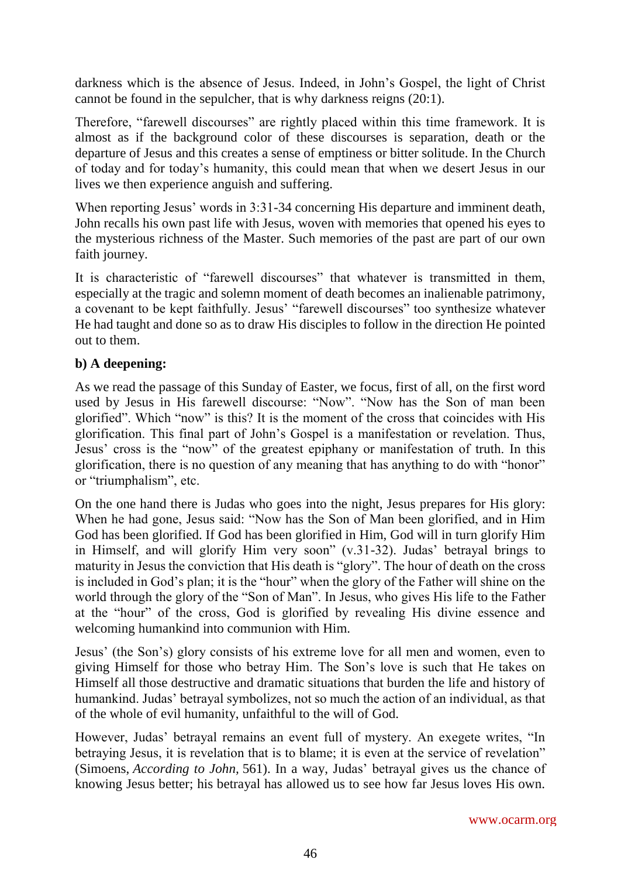darkness which is the absence of Jesus. Indeed, in John's Gospel, the light of Christ cannot be found in the sepulcher, that is why darkness reigns (20:1).

Therefore, "farewell discourses" are rightly placed within this time framework. It is almost as if the background color of these discourses is separation, death or the departure of Jesus and this creates a sense of emptiness or bitter solitude. In the Church of today and for today's humanity, this could mean that when we desert Jesus in our lives we then experience anguish and suffering.

When reporting Jesus' words in 3:31-34 concerning His departure and imminent death, John recalls his own past life with Jesus, woven with memories that opened his eyes to the mysterious richness of the Master. Such memories of the past are part of our own faith journey.

It is characteristic of "farewell discourses" that whatever is transmitted in them, especially at the tragic and solemn moment of death becomes an inalienable patrimony, a covenant to be kept faithfully. Jesus' "farewell discourses" too synthesize whatever He had taught and done so as to draw His disciples to follow in the direction He pointed out to them.

**b) A deepening:**

As we read the passage of this Sunday of Easter, we focus, first of all, on the first word used by Jesus in His farewell discourse: "Now". "Now has the Son of man been glorified". Which "now" is this? It is the moment of the cross that coincides with His glorification. This final part of John's Gospel is a manifestation or revelation. Thus, Jesus' cross is the "now" of the greatest epiphany or manifestation of truth. In this glorification, there is no question of any meaning that has anything to do with "honor" or "triumphalism", etc.

On the one hand there is Judas who goes into the night, Jesus prepares for His glory: When he had gone, Jesus said: "Now has the Son of Man been glorified, and in Him God has been glorified. If God has been glorified in Him, God will in turn glorify Him in Himself, and will glorify Him very soon" (v.31-32). Judas' betrayal brings to maturity in Jesus the conviction that His death is "glory". The hour of death on the cross is included in God's plan; it is the "hour" when the glory of the Father will shine on the world through the glory of the "Son of Man". In Jesus, who gives His life to the Father at the "hour" of the cross, God is glorified by revealing His divine essence and welcoming humankind into communion with Him.

Jesus' (the Son's) glory consists of his extreme love for all men and women, even to giving Himself for those who betray Him. The Son's love is such that He takes on Himself all those destructive and dramatic situations that burden the life and history of humankind. Judas' betrayal symbolizes, not so much the action of an individual, as that of the whole of evil humanity, unfaithful to the will of God.

However, Judas' betrayal remains an event full of mystery. An exegete writes, "In betraying Jesus, it is revelation that is to blame; it is even at the service of revelation" (Simoens, *According to John*, 561). In a way, Judas' betrayal gives us the chance of knowing Jesus better; his betrayal has allowed us to see how far Jesus loves His own.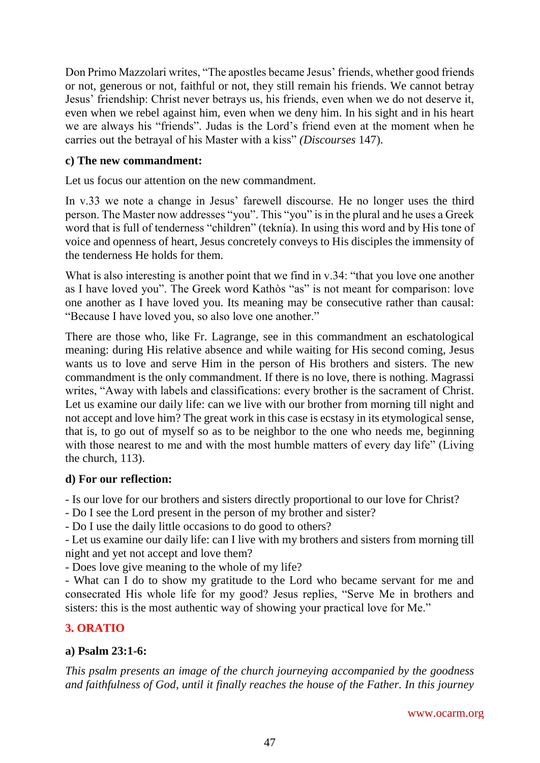Don Primo Mazzolari writes, "The apostles became Jesus' friends, whether good friends or not, generous or not, faithful or not, they still remain his friends. We cannot betray Jesus' friendship: Christ never betrays us, his friends, even when we do not deserve it, even when we rebel against him, even when we deny him. In his sight and in his heart we are always his "friends". Judas is the Lord's friend even at the moment when he carries out the betrayal of his Master with a kiss" *(Discourses* 147).

**c) The new commandment:**

Let us focus our attention on the new commandment.

In v.33 we note a change in Jesus' farewell discourse. He no longer uses the third person. The Master now addresses "you". This "you" is in the plural and he uses a Greek word that is full of tenderness "children" (teknía). In using this word and by His tone of voice and openness of heart, Jesus concretely conveys to His disciples the immensity of the tenderness He holds for them.

What is also interesting is another point that we find in v.34: "that you love one another as I have loved you". The Greek word Kathòs "as" is not meant for comparison: love one another as I have loved you. Its meaning may be consecutive rather than causal: "Because I have loved you, so also love one another."

There are those who, like Fr. Lagrange, see in this commandment an eschatological meaning: during His relative absence and while waiting for His second coming, Jesus wants us to love and serve Him in the person of His brothers and sisters. The new commandment is the only commandment. If there is no love, there is nothing. Magrassi writes, "Away with labels and classifications: every brother is the sacrament of Christ. Let us examine our daily life: can we live with our brother from morning till night and not accept and love him? The great work in this case is ecstasy in its etymological sense, that is, to go out of myself so as to be neighbor to the one who needs me, beginning with those nearest to me and with the most humble matters of every day life" (Living the church, 113).

**d) For our reflection:**

- Is our love for our brothers and sisters directly proportional to our love for Christ?
- Do I see the Lord present in the person of my brother and sister?
- Do I use the daily little occasions to do good to others?
- Let us examine our daily life: can I live with my brothers and sisters from morning till night and yet not accept and love them?
- Does love give meaning to the whole of my life?
- What can I do to show my gratitude to the Lord who became servant for me and consecrated His whole life for my good? Jesus replies, "Serve Me in brothers and sisters: this is the most authentic way of showing your practical love for Me."

## 3. ORATIO

**a) Psalm 23:1-6:**

*This psalm presents an image of the church journeying accompanied by the goodness and faithfulness of God, until it finally reaches the house of the Father. In this journey*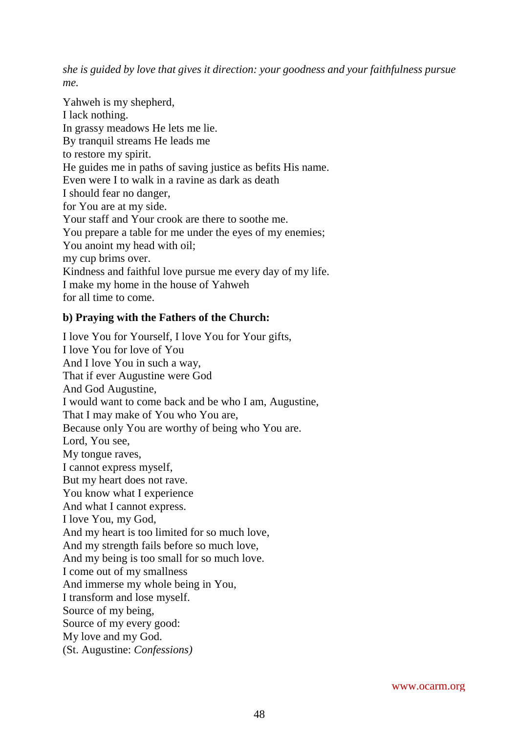*she is guided by love that gives it direction: your goodness and your faithfulness pursue me.*

Yahweh is my shepherd,
I lack nothing.
In grassy meadows He lets me lie.
By tranquil streams He leads me
to restore my spirit.
He guides me in paths of saving justice as befits His name.
Even were I to walk in a ravine as dark as death
I should fear no danger,
for You are at my side.
Your staff and Your crook are there to soothe me.
You prepare a table for me under the eyes of my enemies;
You anoint my head with oil;
my cup brims over.
Kindness and faithful love pursue me every day of my life.
I make my home in the house of Yahweh
for all time to come.

**b) Praying with the Fathers of the Church:**

I love You for Yourself, I love You for Your gifts,
I love You for love of You
And I love You in such a way,
That if ever Augustine were God
And God Augustine,
I would want to come back and be who I am, Augustine,
That I may make of You who You are,
Because only You are worthy of being who You are.
Lord, You see,
My tongue raves,
I cannot express myself,
But my heart does not rave.
You know what I experience
And what I cannot express.
I love You, my God,
And my heart is too limited for so much love,
And my strength fails before so much love,
And my being is too small for so much love.
I come out of my smallness
And immerse my whole being in You,
I transform and lose myself.
Source of my being,
Source of my every good:
My love and my God.
(St. Augustine: *Confessions)*

www.ocarm.org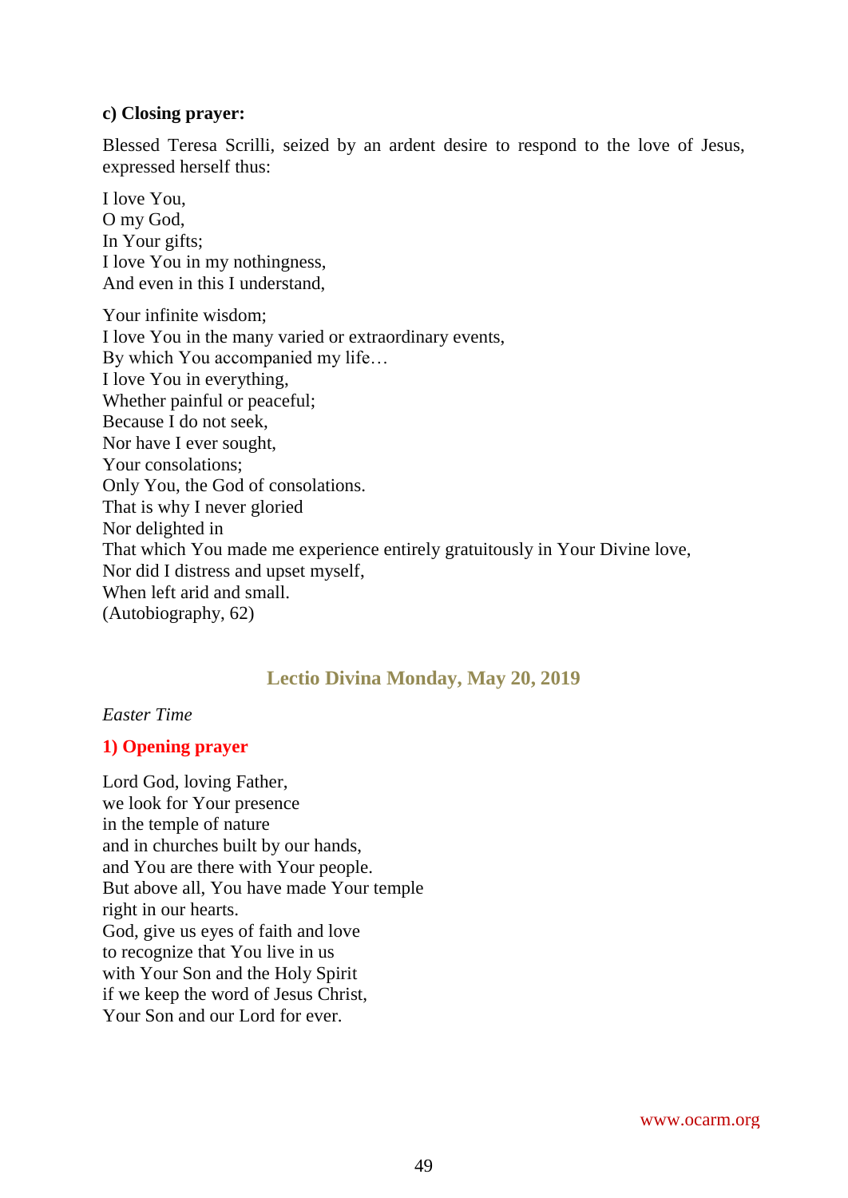**c) Closing prayer:**

Blessed Teresa Scrilli, seized by an ardent desire to respond to the love of Jesus, expressed herself thus:

I love You,  
O my God,  
In Your gifts;  
I love You in my nothingness,  
And even in this I understand,

Your infinite wisdom;  
I love You in the many varied or extraordinary events,  
By which You accompanied my life…  
I love You in everything,  
Whether painful or peaceful;  
Because I do not seek,  
Nor have I ever sought,  
Your consolations;  
Only You, the God of consolations.  
That is why I never gloried  
Nor delighted in  
That which You made me experience entirely gratuitously in Your Divine love,  
Nor did I distress and upset myself,  
When left arid and small.  
(Autobiography, 62)

## Lectio Divina Monday, May 20, 2019

*Easter Time*

### 1) Opening prayer

Lord God, loving Father,  
we look for Your presence  
in the temple of nature  
and in churches built by our hands,  
and You are there with Your people.  
But above all, You have made Your temple  
right in our hearts.  
God, give us eyes of faith and love  
to recognize that You live in us  
with Your Son and the Holy Spirit  
if we keep the word of Jesus Christ,  
Your Son and our Lord for ever.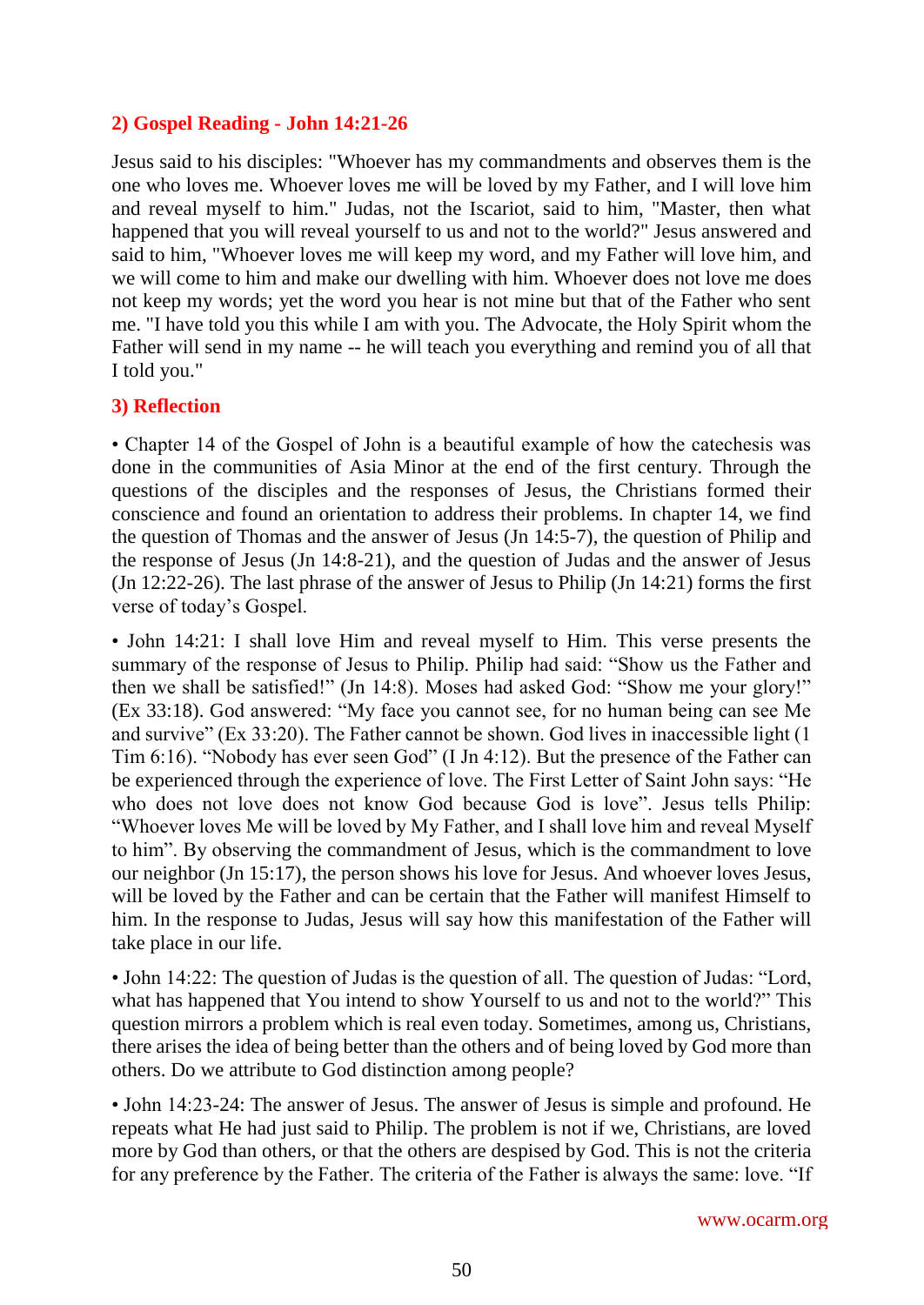## 2) Gospel Reading - John 14:21-26

Jesus said to his disciples: "Whoever has my commandments and observes them is the one who loves me. Whoever loves me will be loved by my Father, and I will love him and reveal myself to him." Judas, not the Iscariot, said to him, "Master, then what happened that you will reveal yourself to us and not to the world?" Jesus answered and said to him, "Whoever loves me will keep my word, and my Father will love him, and we will come to him and make our dwelling with him. Whoever does not love me does not keep my words; yet the word you hear is not mine but that of the Father who sent me. "I have told you this while I am with you. The Advocate, the Holy Spirit whom the Father will send in my name -- he will teach you everything and remind you of all that I told you."

## 3) Reflection

• Chapter 14 of the Gospel of John is a beautiful example of how the catechesis was done in the communities of Asia Minor at the end of the first century. Through the questions of the disciples and the responses of Jesus, the Christians formed their conscience and found an orientation to address their problems. In chapter 14, we find the question of Thomas and the answer of Jesus (Jn 14:5-7), the question of Philip and the response of Jesus (Jn 14:8-21), and the question of Judas and the answer of Jesus (Jn 12:22-26). The last phrase of the answer of Jesus to Philip (Jn 14:21) forms the first verse of today's Gospel.

• John 14:21: I shall love Him and reveal myself to Him. This verse presents the summary of the response of Jesus to Philip. Philip had said: "Show us the Father and then we shall be satisfied!" (Jn 14:8). Moses had asked God: "Show me your glory!" (Ex 33:18). God answered: "My face you cannot see, for no human being can see Me and survive" (Ex 33:20). The Father cannot be shown. God lives in inaccessible light (1 Tim 6:16). "Nobody has ever seen God" (I Jn 4:12). But the presence of the Father can be experienced through the experience of love. The First Letter of Saint John says: "He who does not love does not know God because God is love". Jesus tells Philip: "Whoever loves Me will be loved by My Father, and I shall love him and reveal Myself to him". By observing the commandment of Jesus, which is the commandment to love our neighbor (Jn 15:17), the person shows his love for Jesus. And whoever loves Jesus, will be loved by the Father and can be certain that the Father will manifest Himself to him. In the response to Judas, Jesus will say how this manifestation of the Father will take place in our life.

• John 14:22: The question of Judas is the question of all. The question of Judas: "Lord, what has happened that You intend to show Yourself to us and not to the world?" This question mirrors a problem which is real even today. Sometimes, among us, Christians, there arises the idea of being better than the others and of being loved by God more than others. Do we attribute to God distinction among people?

• John 14:23-24: The answer of Jesus. The answer of Jesus is simple and profound. He repeats what He had just said to Philip. The problem is not if we, Christians, are loved more by God than others, or that the others are despised by God. This is not the criteria for any preference by the Father. The criteria of the Father is always the same: love. "If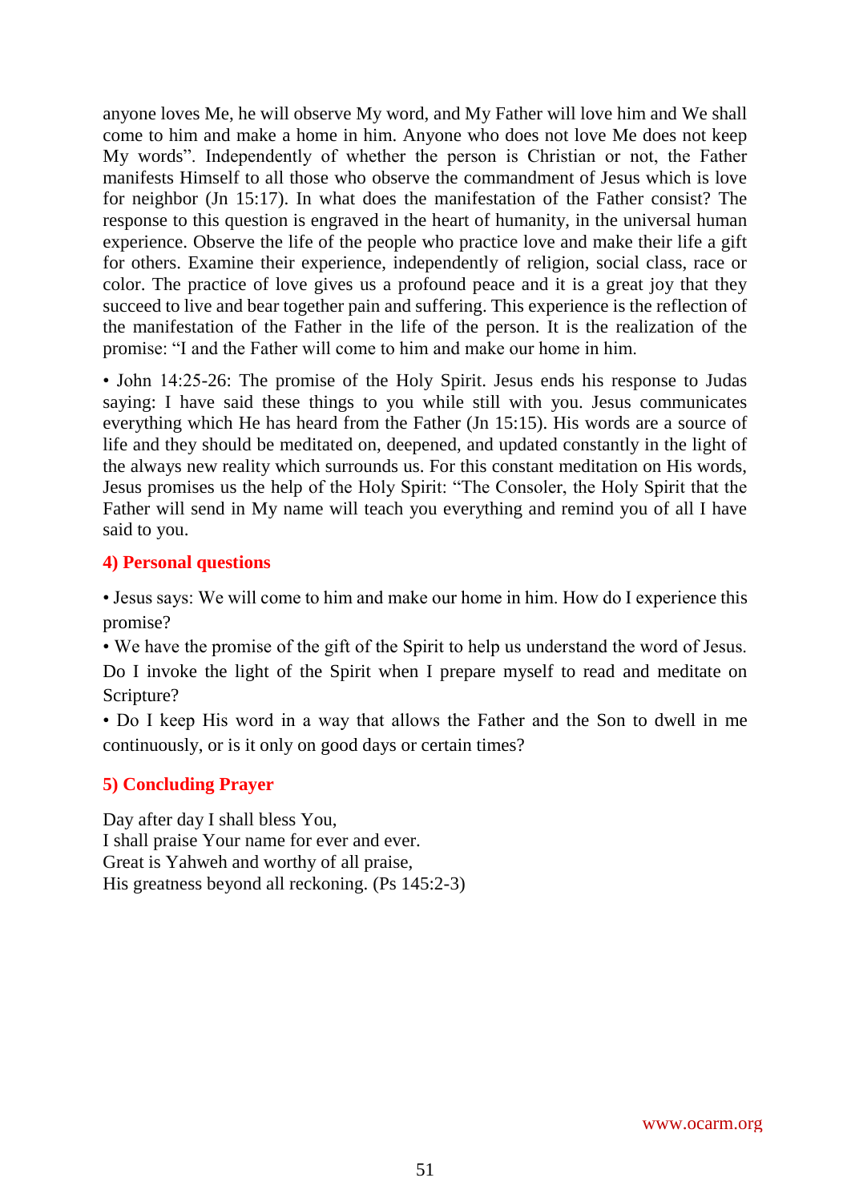anyone loves Me, he will observe My word, and My Father will love him and We shall come to him and make a home in him. Anyone who does not love Me does not keep My words". Independently of whether the person is Christian or not, the Father manifests Himself to all those who observe the commandment of Jesus which is love for neighbor (Jn 15:17). In what does the manifestation of the Father consist? The response to this question is engraved in the heart of humanity, in the universal human experience. Observe the life of the people who practice love and make their life a gift for others. Examine their experience, independently of religion, social class, race or color. The practice of love gives us a profound peace and it is a great joy that they succeed to live and bear together pain and suffering. This experience is the reflection of the manifestation of the Father in the life of the person. It is the realization of the promise: "I and the Father will come to him and make our home in him.

• John 14:25-26: The promise of the Holy Spirit. Jesus ends his response to Judas saying: I have said these things to you while still with you. Jesus communicates everything which He has heard from the Father (Jn 15:15). His words are a source of life and they should be meditated on, deepened, and updated constantly in the light of the always new reality which surrounds us. For this constant meditation on His words, Jesus promises us the help of the Holy Spirit: "The Consoler, the Holy Spirit that the Father will send in My name will teach you everything and remind you of all I have said to you.

## 4) Personal questions

• Jesus says: We will come to him and make our home in him. How do I experience this promise?
• We have the promise of the gift of the Spirit to help us understand the word of Jesus. Do I invoke the light of the Spirit when I prepare myself to read and meditate on Scripture?
• Do I keep His word in a way that allows the Father and the Son to dwell in me continuously, or is it only on good days or certain times?

## 5) Concluding Prayer

Day after day I shall bless You,
I shall praise Your name for ever and ever.
Great is Yahweh and worthy of all praise,
His greatness beyond all reckoning. (Ps 145:2-3)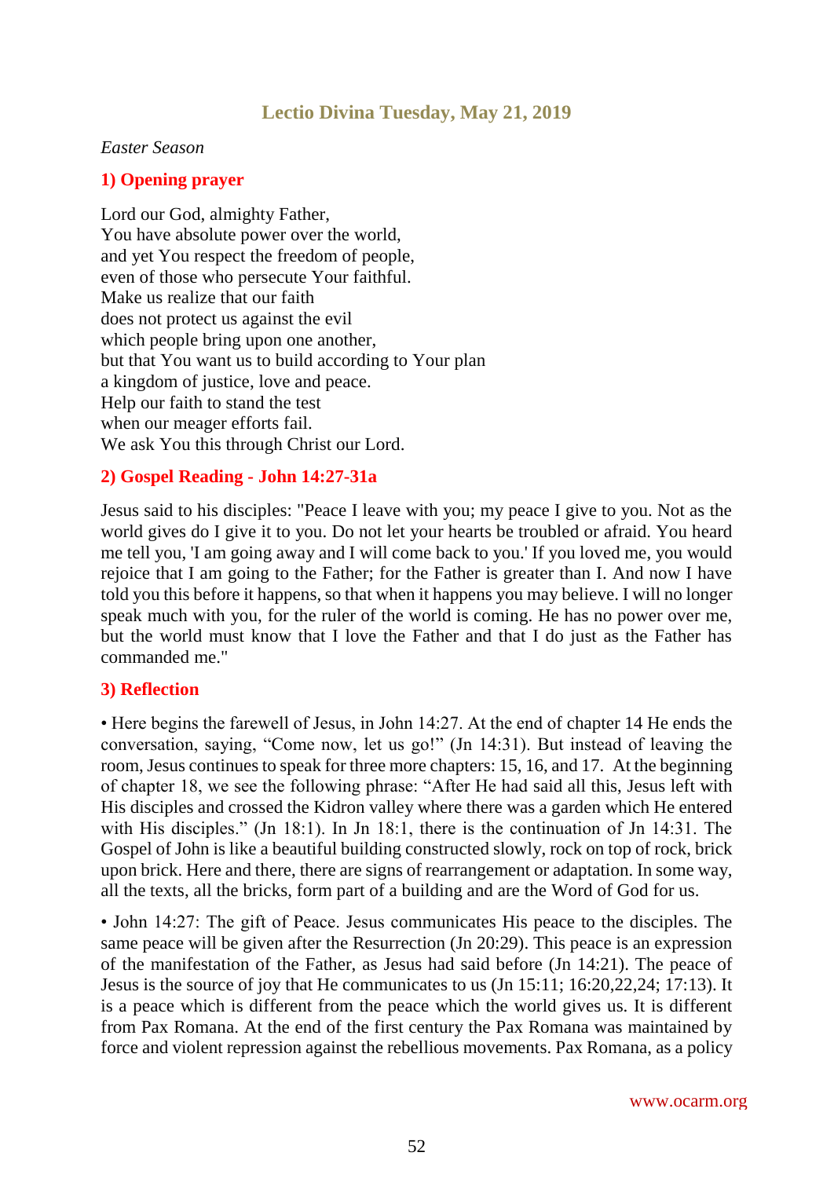## Lectio Divina Tuesday, May 21, 2019

*Easter Season*

### 1) Opening prayer

Lord our God, almighty Father,
You have absolute power over the world,
and yet You respect the freedom of people,
even of those who persecute Your faithful.
Make us realize that our faith
does not protect us against the evil
which people bring upon one another,
but that You want us to build according to Your plan
a kingdom of justice, love and peace.
Help our faith to stand the test
when our meager efforts fail.
We ask You this through Christ our Lord.

### 2) Gospel Reading - John 14:27-31a

Jesus said to his disciples: "Peace I leave with you; my peace I give to you. Not as the world gives do I give it to you. Do not let your hearts be troubled or afraid. You heard me tell you, 'I am going away and I will come back to you.' If you loved me, you would rejoice that I am going to the Father; for the Father is greater than I. And now I have told you this before it happens, so that when it happens you may believe. I will no longer speak much with you, for the ruler of the world is coming. He has no power over me, but the world must know that I love the Father and that I do just as the Father has commanded me."

### 3) Reflection

• Here begins the farewell of Jesus, in John 14:27. At the end of chapter 14 He ends the conversation, saying, “Come now, let us go!” (Jn 14:31). But instead of leaving the room, Jesus continues to speak for three more chapters: 15, 16, and 17. At the beginning of chapter 18, we see the following phrase: “After He had said all this, Jesus left with His disciples and crossed the Kidron valley where there was a garden which He entered with His disciples.” (Jn 18:1). In Jn 18:1, there is the continuation of Jn 14:31. The Gospel of John is like a beautiful building constructed slowly, rock on top of rock, brick upon brick. Here and there, there are signs of rearrangement or adaptation. In some way, all the texts, all the bricks, form part of a building and are the Word of God for us.

• John 14:27: The gift of Peace. Jesus communicates His peace to the disciples. The same peace will be given after the Resurrection (Jn 20:29). This peace is an expression of the manifestation of the Father, as Jesus had said before (Jn 14:21). The peace of Jesus is the source of joy that He communicates to us (Jn 15:11; 16:20,22,24; 17:13). It is a peace which is different from the peace which the world gives us. It is different from Pax Romana. At the end of the first century the Pax Romana was maintained by force and violent repression against the rebellious movements. Pax Romana, as a policy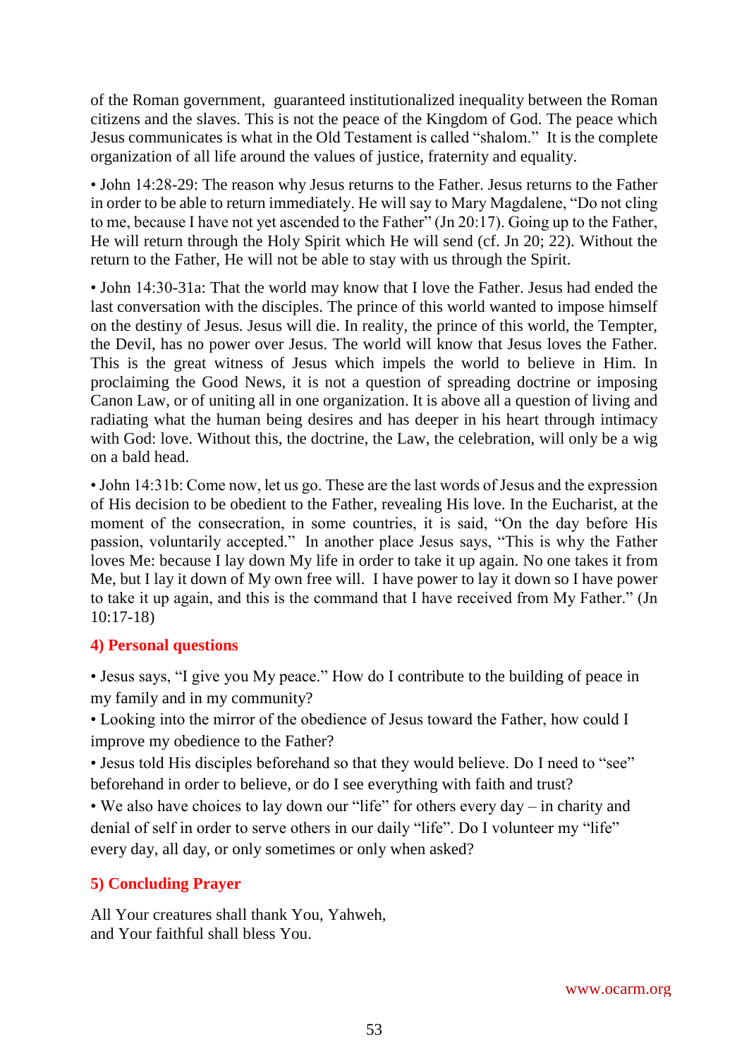of the Roman government, guaranteed institutionalized inequality between the Roman citizens and the slaves. This is not the peace of the Kingdom of God. The peace which Jesus communicates is what in the Old Testament is called "shalom." It is the complete organization of all life around the values of justice, fraternity and equality.

• John 14:28-29: The reason why Jesus returns to the Father. Jesus returns to the Father in order to be able to return immediately. He will say to Mary Magdalene, "Do not cling to me, because I have not yet ascended to the Father" (Jn 20:17). Going up to the Father, He will return through the Holy Spirit which He will send (cf. Jn 20; 22). Without the return to the Father, He will not be able to stay with us through the Spirit.

• John 14:30-31a: That the world may know that I love the Father. Jesus had ended the last conversation with the disciples. The prince of this world wanted to impose himself on the destiny of Jesus. Jesus will die. In reality, the prince of this world, the Tempter, the Devil, has no power over Jesus. The world will know that Jesus loves the Father. This is the great witness of Jesus which impels the world to believe in Him. In proclaiming the Good News, it is not a question of spreading doctrine or imposing Canon Law, or of uniting all in one organization. It is above all a question of living and radiating what the human being desires and has deeper in his heart through intimacy with God: love. Without this, the doctrine, the Law, the celebration, will only be a wig on a bald head.

• John 14:31b: Come now, let us go. These are the last words of Jesus and the expression of His decision to be obedient to the Father, revealing His love. In the Eucharist, at the moment of the consecration, in some countries, it is said, "On the day before His passion, voluntarily accepted." In another place Jesus says, "This is why the Father loves Me: because I lay down My life in order to take it up again. No one takes it from Me, but I lay it down of My own free will. I have power to lay it down so I have power to take it up again, and this is the command that I have received from My Father." (Jn 10:17-18)

## 4) Personal questions

• Jesus says, "I give you My peace." How do I contribute to the building of peace in my family and in my community?
• Looking into the mirror of the obedience of Jesus toward the Father, how could I improve my obedience to the Father?
• Jesus told His disciples beforehand so that they would believe. Do I need to "see" beforehand in order to believe, or do I see everything with faith and trust?
• We also have choices to lay down our "life" for others every day – in charity and denial of self in order to serve others in our daily "life". Do I volunteer my "life" every day, all day, or only sometimes or only when asked?

## 5) Concluding Prayer

All Your creatures shall thank You, Yahweh,
and Your faithful shall bless You.

www.ocarm.org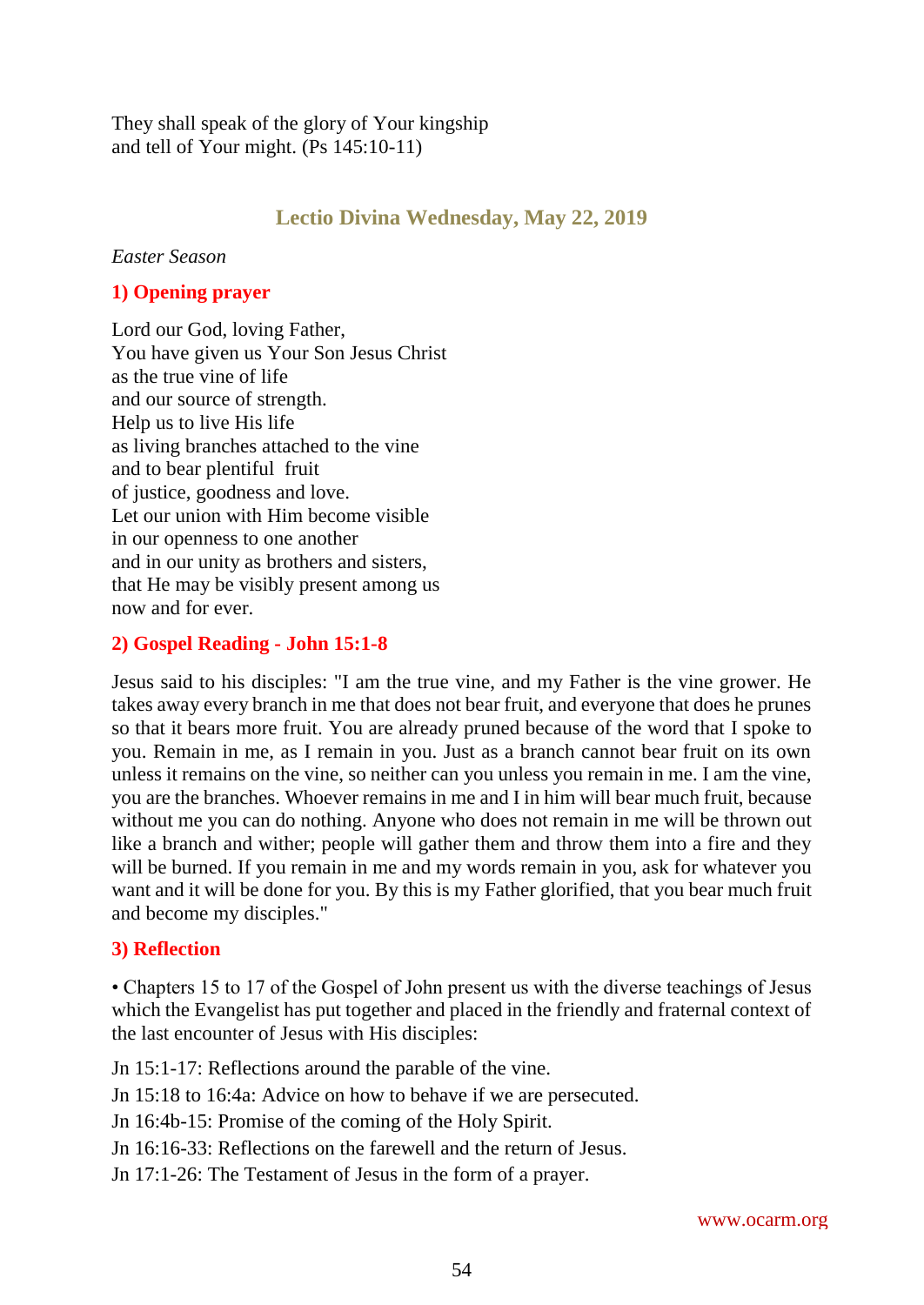They shall speak of the glory of Your kingship
and tell of Your might. (Ps 145:10-11)

## Lectio Divina Wednesday, May 22, 2019

*Easter Season*

### 1) Opening prayer

Lord our God, loving Father,
You have given us Your Son Jesus Christ
as the true vine of life
and our source of strength.
Help us to live His life
as living branches attached to the vine
and to bear plentiful fruit
of justice, goodness and love.
Let our union with Him become visible
in our openness to one another
and in our unity as brothers and sisters,
that He may be visibly present among us
now and for ever.

### 2) Gospel Reading - John 15:1-8

Jesus said to his disciples: "I am the true vine, and my Father is the vine grower. He takes away every branch in me that does not bear fruit, and everyone that does he prunes so that it bears more fruit. You are already pruned because of the word that I spoke to you. Remain in me, as I remain in you. Just as a branch cannot bear fruit on its own unless it remains on the vine, so neither can you unless you remain in me. I am the vine, you are the branches. Whoever remains in me and I in him will bear much fruit, because without me you can do nothing. Anyone who does not remain in me will be thrown out like a branch and wither; people will gather them and throw them into a fire and they will be burned. If you remain in me and my words remain in you, ask for whatever you want and it will be done for you. By this is my Father glorified, that you bear much fruit and become my disciples."

### 3) Reflection

• Chapters 15 to 17 of the Gospel of John present us with the diverse teachings of Jesus which the Evangelist has put together and placed in the friendly and fraternal context of the last encounter of Jesus with His disciples:

Jn 15:1-17: Reflections around the parable of the vine.

Jn 15:18 to 16:4a: Advice on how to behave if we are persecuted.

Jn 16:4b-15: Promise of the coming of the Holy Spirit.

Jn 16:16-33: Reflections on the farewell and the return of Jesus.

Jn 17:1-26: The Testament of Jesus in the form of a prayer.

www.ocarm.org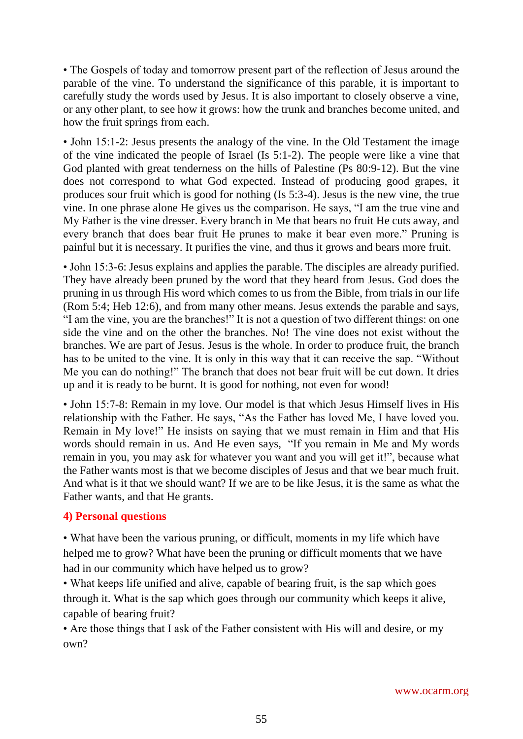• The Gospels of today and tomorrow present part of the reflection of Jesus around the parable of the vine. To understand the significance of this parable, it is important to carefully study the words used by Jesus. It is also important to closely observe a vine, or any other plant, to see how it grows: how the trunk and branches become united, and how the fruit springs from each.

• John 15:1-2: Jesus presents the analogy of the vine. In the Old Testament the image of the vine indicated the people of Israel (Is 5:1-2). The people were like a vine that God planted with great tenderness on the hills of Palestine (Ps 80:9-12). But the vine does not correspond to what God expected. Instead of producing good grapes, it produces sour fruit which is good for nothing (Is 5:3-4). Jesus is the new vine, the true vine. In one phrase alone He gives us the comparison. He says, "I am the true vine and My Father is the vine dresser. Every branch in Me that bears no fruit He cuts away, and every branch that does bear fruit He prunes to make it bear even more." Pruning is painful but it is necessary. It purifies the vine, and thus it grows and bears more fruit.

• John 15:3-6: Jesus explains and applies the parable. The disciples are already purified. They have already been pruned by the word that they heard from Jesus. God does the pruning in us through His word which comes to us from the Bible, from trials in our life (Rom 5:4; Heb 12:6), and from many other means. Jesus extends the parable and says, "I am the vine, you are the branches!" It is not a question of two different things: on one side the vine and on the other the branches. No! The vine does not exist without the branches. We are part of Jesus. Jesus is the whole. In order to produce fruit, the branch has to be united to the vine. It is only in this way that it can receive the sap. "Without Me you can do nothing!" The branch that does not bear fruit will be cut down. It dries up and it is ready to be burnt. It is good for nothing, not even for wood!

• John 15:7-8: Remain in my love. Our model is that which Jesus Himself lives in His relationship with the Father. He says, "As the Father has loved Me, I have loved you. Remain in My love!" He insists on saying that we must remain in Him and that His words should remain in us. And He even says, "If you remain in Me and My words remain in you, you may ask for whatever you want and you will get it!", because what the Father wants most is that we become disciples of Jesus and that we bear much fruit. And what is it that we should want? If we are to be like Jesus, it is the same as what the Father wants, and that He grants.

### 4) Personal questions

• What have been the various pruning, or difficult, moments in my life which have helped me to grow? What have been the pruning or difficult moments that we have had in our community which have helped us to grow?
• What keeps life unified and alive, capable of bearing fruit, is the sap which goes through it. What is the sap which goes through our community which keeps it alive, capable of bearing fruit?
• Are those things that I ask of the Father consistent with His will and desire, or my own?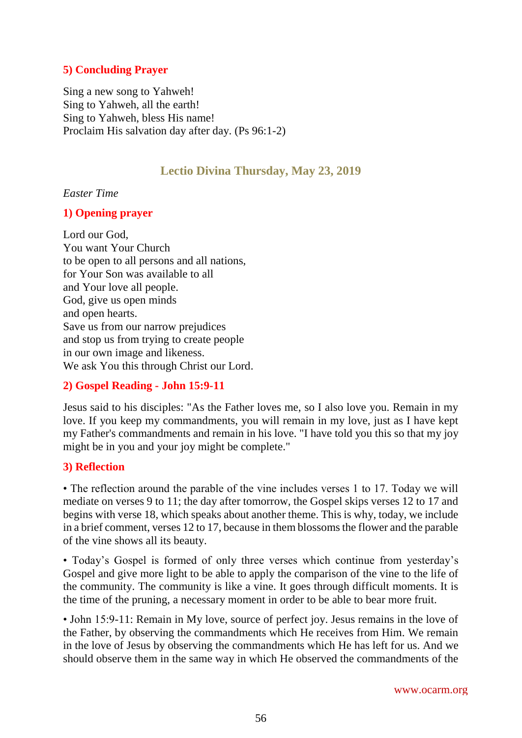### 5) Concluding Prayer

Sing a new song to Yahweh!
Sing to Yahweh, all the earth!
Sing to Yahweh, bless His name!
Proclaim His salvation day after day. (Ps 96:1-2)

## Lectio Divina Thursday, May 23, 2019

*Easter Time*

### 1) Opening prayer

Lord our God,
You want Your Church
to be open to all persons and all nations,
for Your Son was available to all
and Your love all people.
God, give us open minds
and open hearts.
Save us from our narrow prejudices
and stop us from trying to create people
in our own image and likeness.
We ask You this through Christ our Lord.

### 2) Gospel Reading - John 15:9-11

Jesus said to his disciples: "As the Father loves me, so I also love you. Remain in my love. If you keep my commandments, you will remain in my love, just as I have kept my Father's commandments and remain in his love. "I have told you this so that my joy might be in you and your joy might be complete."

### 3) Reflection

• The reflection around the parable of the vine includes verses 1 to 17. Today we will mediate on verses 9 to 11; the day after tomorrow, the Gospel skips verses 12 to 17 and begins with verse 18, which speaks about another theme. This is why, today, we include in a brief comment, verses 12 to 17, because in them blossoms the flower and the parable of the vine shows all its beauty.

• Today's Gospel is formed of only three verses which continue from yesterday's Gospel and give more light to be able to apply the comparison of the vine to the life of the community. The community is like a vine. It goes through difficult moments. It is the time of the pruning, a necessary moment in order to be able to bear more fruit.

• John 15:9-11: Remain in My love, source of perfect joy. Jesus remains in the love of the Father, by observing the commandments which He receives from Him. We remain in the love of Jesus by observing the commandments which He has left for us. And we should observe them in the same way in which He observed the commandments of the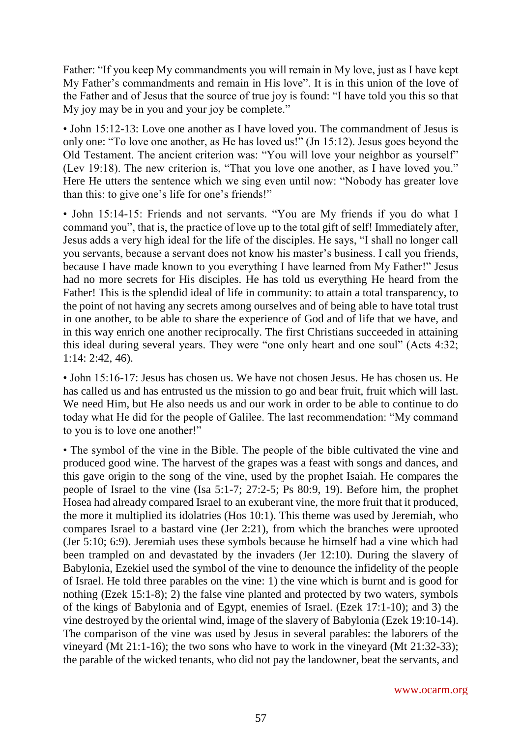Father: "If you keep My commandments you will remain in My love, just as I have kept My Father's commandments and remain in His love". It is in this union of the love of the Father and of Jesus that the source of true joy is found: "I have told you this so that My joy may be in you and your joy be complete."

• John 15:12-13: Love one another as I have loved you. The commandment of Jesus is only one: "To love one another, as He has loved us!" (Jn 15:12). Jesus goes beyond the Old Testament. The ancient criterion was: "You will love your neighbor as yourself" (Lev 19:18). The new criterion is, "That you love one another, as I have loved you." Here He utters the sentence which we sing even until now: "Nobody has greater love than this: to give one's life for one's friends!"

• John 15:14-15: Friends and not servants. "You are My friends if you do what I command you", that is, the practice of love up to the total gift of self! Immediately after, Jesus adds a very high ideal for the life of the disciples. He says, "I shall no longer call you servants, because a servant does not know his master's business. I call you friends, because I have made known to you everything I have learned from My Father!" Jesus had no more secrets for His disciples. He has told us everything He heard from the Father! This is the splendid ideal of life in community: to attain a total transparency, to the point of not having any secrets among ourselves and of being able to have total trust in one another, to be able to share the experience of God and of life that we have, and in this way enrich one another reciprocally. The first Christians succeeded in attaining this ideal during several years. They were "one only heart and one soul" (Acts 4:32; 1:14: 2:42, 46).

• John 15:16-17: Jesus has chosen us. We have not chosen Jesus. He has chosen us. He has called us and has entrusted us the mission to go and bear fruit, fruit which will last. We need Him, but He also needs us and our work in order to be able to continue to do today what He did for the people of Galilee. The last recommendation: "My command to you is to love one another!"

• The symbol of the vine in the Bible. The people of the bible cultivated the vine and produced good wine. The harvest of the grapes was a feast with songs and dances, and this gave origin to the song of the vine, used by the prophet Isaiah. He compares the people of Israel to the vine (Isa 5:1-7; 27:2-5; Ps 80:9, 19). Before him, the prophet Hosea had already compared Israel to an exuberant vine, the more fruit that it produced, the more it multiplied its idolatries (Hos 10:1). This theme was used by Jeremiah, who compares Israel to a bastard vine (Jer 2:21), from which the branches were uprooted (Jer 5:10; 6:9). Jeremiah uses these symbols because he himself had a vine which had been trampled on and devastated by the invaders (Jer 12:10). During the slavery of Babylonia, Ezekiel used the symbol of the vine to denounce the infidelity of the people of Israel. He told three parables on the vine: 1) the vine which is burnt and is good for nothing (Ezek 15:1-8); 2) the false vine planted and protected by two waters, symbols of the kings of Babylonia and of Egypt, enemies of Israel. (Ezek 17:1-10); and 3) the vine destroyed by the oriental wind, image of the slavery of Babylonia (Ezek 19:10-14). The comparison of the vine was used by Jesus in several parables: the laborers of the vineyard (Mt 21:1-16); the two sons who have to work in the vineyard (Mt 21:32-33); the parable of the wicked tenants, who did not pay the landowner, beat the servants, and

www.ocarm.org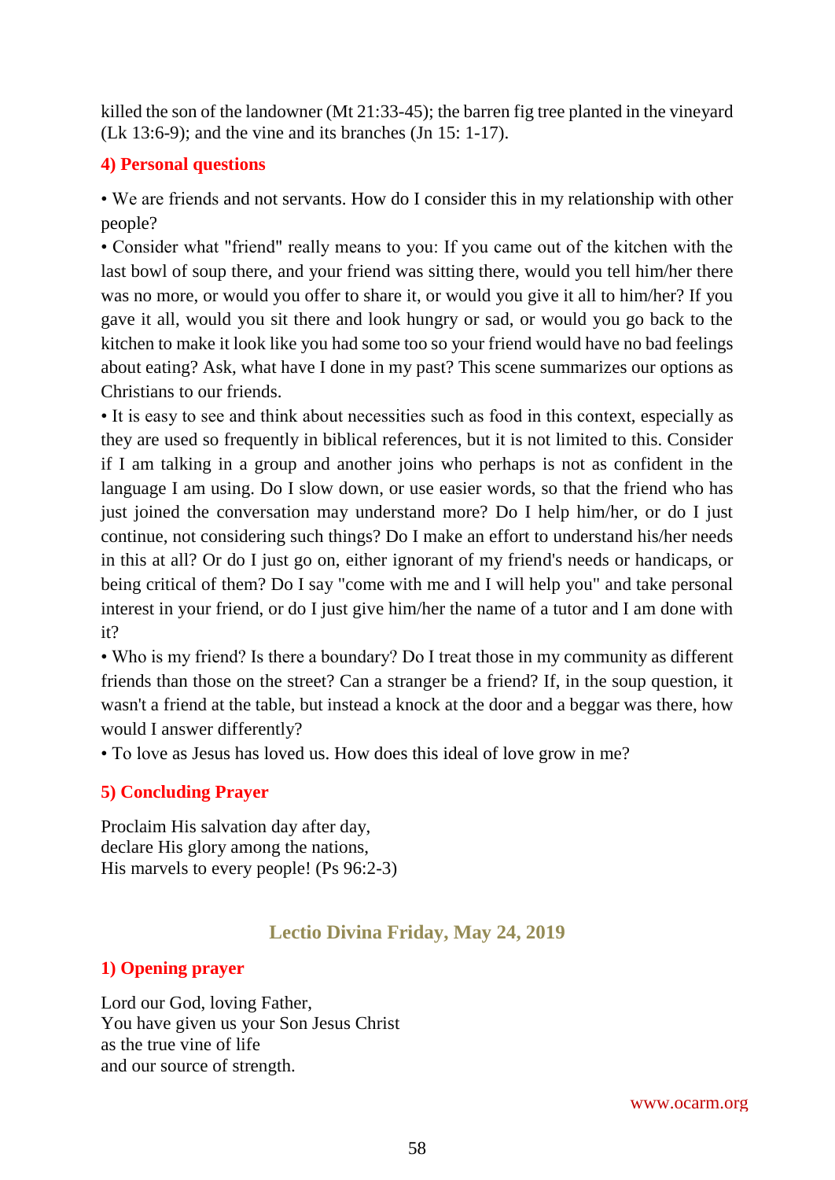killed the son of the landowner (Mt 21:33-45); the barren fig tree planted in the vineyard (Lk 13:6-9); and the vine and its branches (Jn 15: 1-17).

### 4) Personal questions

- We are friends and not servants. How do I consider this in my relationship with other people?
- Consider what "friend" really means to you: If you came out of the kitchen with the last bowl of soup there, and your friend was sitting there, would you tell him/her there was no more, or would you offer to share it, or would you give it all to him/her? If you gave it all, would you sit there and look hungry or sad, or would you go back to the kitchen to make it look like you had some too so your friend would have no bad feelings about eating? Ask, what have I done in my past? This scene summarizes our options as Christians to our friends.
- It is easy to see and think about necessities such as food in this context, especially as they are used so frequently in biblical references, but it is not limited to this. Consider if I am talking in a group and another joins who perhaps is not as confident in the language I am using. Do I slow down, or use easier words, so that the friend who has just joined the conversation may understand more? Do I help him/her, or do I just continue, not considering such things? Do I make an effort to understand his/her needs in this at all? Or do I just go on, either ignorant of my friend's needs or handicaps, or being critical of them? Do I say "come with me and I will help you" and take personal interest in your friend, or do I just give him/her the name of a tutor and I am done with it?
- Who is my friend? Is there a boundary? Do I treat those in my community as different friends than those on the street? Can a stranger be a friend? If, in the soup question, it wasn't a friend at the table, but instead a knock at the door and a beggar was there, how would I answer differently?
- To love as Jesus has loved us. How does this ideal of love grow in me?

### 5) Concluding Prayer

Proclaim His salvation day after day,  
declare His glory among the nations,  
His marvels to every people! (Ps 96:2-3)

## Lectio Divina Friday, May 24, 2019

### 1) Opening prayer

Lord our God, loving Father,  
You have given us your Son Jesus Christ  
as the true vine of life  
and our source of strength.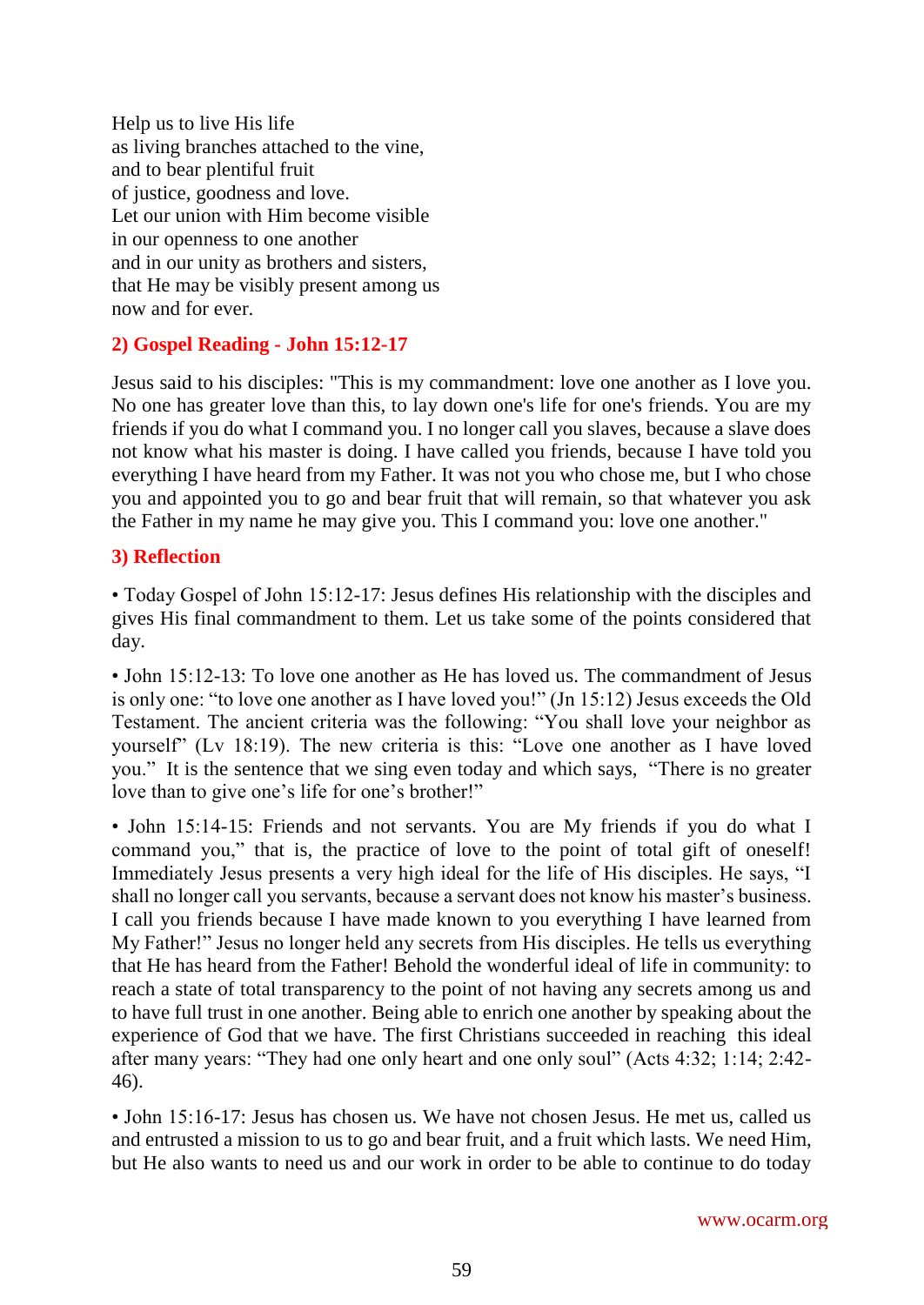Help us to live His life
as living branches attached to the vine,
and to bear plentiful fruit
of justice, goodness and love.
Let our union with Him become visible
in our openness to one another
and in our unity as brothers and sisters,
that He may be visibly present among us
now and for ever.

## 2) Gospel Reading - John 15:12-17

Jesus said to his disciples: "This is my commandment: love one another as I love you. No one has greater love than this, to lay down one's life for one's friends. You are my friends if you do what I command you. I no longer call you slaves, because a slave does not know what his master is doing. I have called you friends, because I have told you everything I have heard from my Father. It was not you who chose me, but I who chose you and appointed you to go and bear fruit that will remain, so that whatever you ask the Father in my name he may give you. This I command you: love one another."

## 3) Reflection

• Today Gospel of John 15:12-17: Jesus defines His relationship with the disciples and gives His final commandment to them. Let us take some of the points considered that day.

• John 15:12-13: To love one another as He has loved us. The commandment of Jesus is only one: "to love one another as I have loved you!" (Jn 15:12) Jesus exceeds the Old Testament. The ancient criteria was the following: "You shall love your neighbor as yourself" (Lv 18:19). The new criteria is this: "Love one another as I have loved you." It is the sentence that we sing even today and which says, "There is no greater love than to give one's life for one's brother!"

• John 15:14-15: Friends and not servants. You are My friends if you do what I command you," that is, the practice of love to the point of total gift of oneself! Immediately Jesus presents a very high ideal for the life of His disciples. He says, "I shall no longer call you servants, because a servant does not know his master's business. I call you friends because I have made known to you everything I have learned from My Father!" Jesus no longer held any secrets from His disciples. He tells us everything that He has heard from the Father! Behold the wonderful ideal of life in community: to reach a state of total transparency to the point of not having any secrets among us and to have full trust in one another. Being able to enrich one another by speaking about the experience of God that we have. The first Christians succeeded in reaching this ideal after many years: "They had one only heart and one only soul" (Acts 4:32; 1:14; 2:42-46).

• John 15:16-17: Jesus has chosen us. We have not chosen Jesus. He met us, called us and entrusted a mission to us to go and bear fruit, and a fruit which lasts. We need Him, but He also wants to need us and our work in order to be able to continue to do today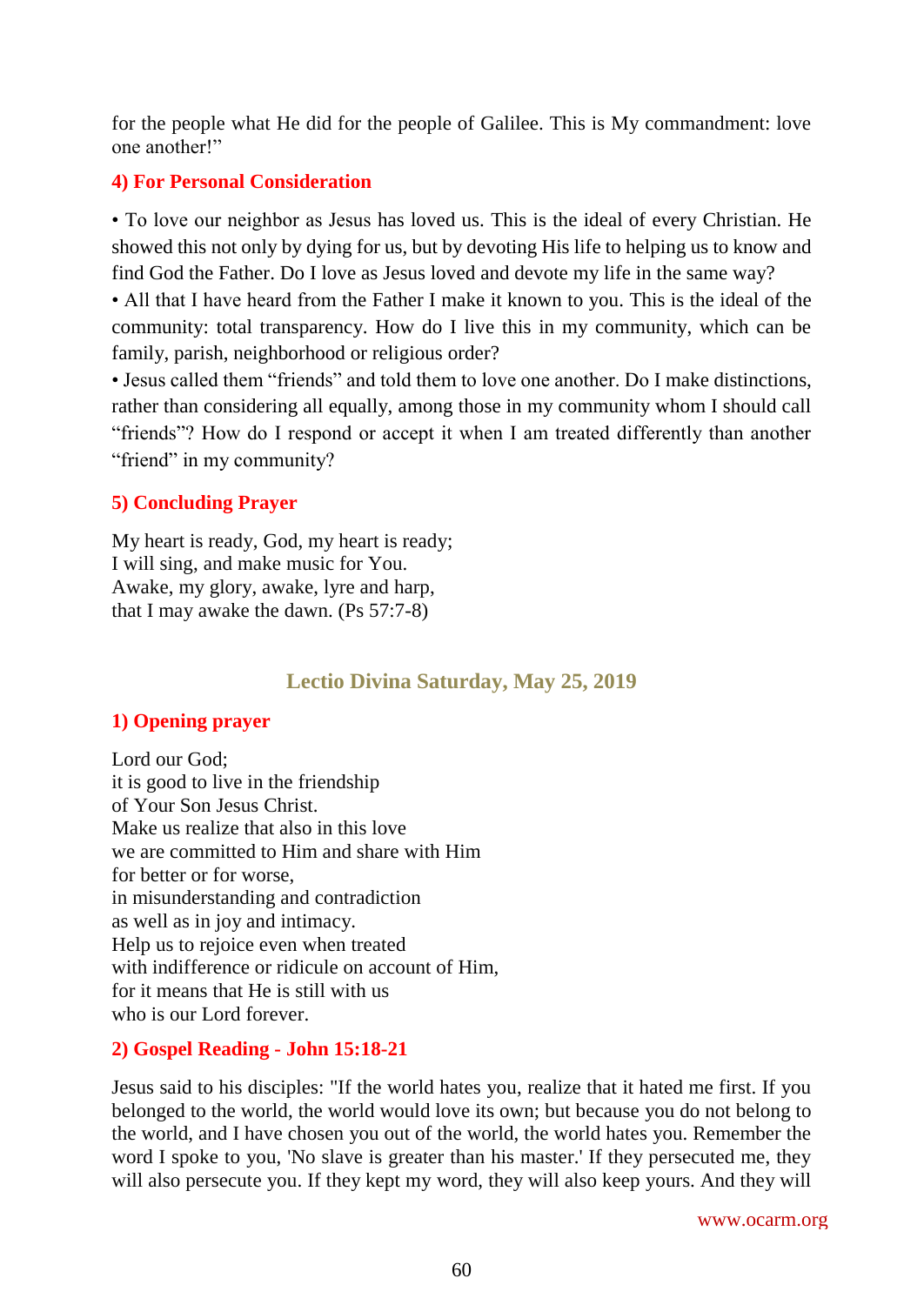for the people what He did for the people of Galilee. This is My commandment: love one another!"

### 4) For Personal Consideration

• To love our neighbor as Jesus has loved us. This is the ideal of every Christian. He showed this not only by dying for us, but by devoting His life to helping us to know and find God the Father. Do I love as Jesus loved and devote my life in the same way?
• All that I have heard from the Father I make it known to you. This is the ideal of the community: total transparency. How do I live this in my community, which can be family, parish, neighborhood or religious order?
• Jesus called them "friends" and told them to love one another. Do I make distinctions, rather than considering all equally, among those in my community whom I should call "friends"? How do I respond or accept it when I am treated differently than another "friend" in my community?

### 5) Concluding Prayer

My heart is ready, God, my heart is ready;
I will sing, and make music for You.
Awake, my glory, awake, lyre and harp,
that I may awake the dawn. (Ps 57:7-8)

## Lectio Divina Saturday, May 25, 2019

### 1) Opening prayer

Lord our God;
it is good to live in the friendship
of Your Son Jesus Christ.
Make us realize that also in this love
we are committed to Him and share with Him
for better or for worse,
in misunderstanding and contradiction
as well as in joy and intimacy.
Help us to rejoice even when treated
with indifference or ridicule on account of Him,
for it means that He is still with us
who is our Lord forever.

### 2) Gospel Reading - John 15:18-21

Jesus said to his disciples: "If the world hates you, realize that it hated me first. If you belonged to the world, the world would love its own; but because you do not belong to the world, and I have chosen you out of the world, the world hates you. Remember the word I spoke to you, 'No slave is greater than his master.' If they persecuted me, they will also persecute you. If they kept my word, they will also keep yours. And they will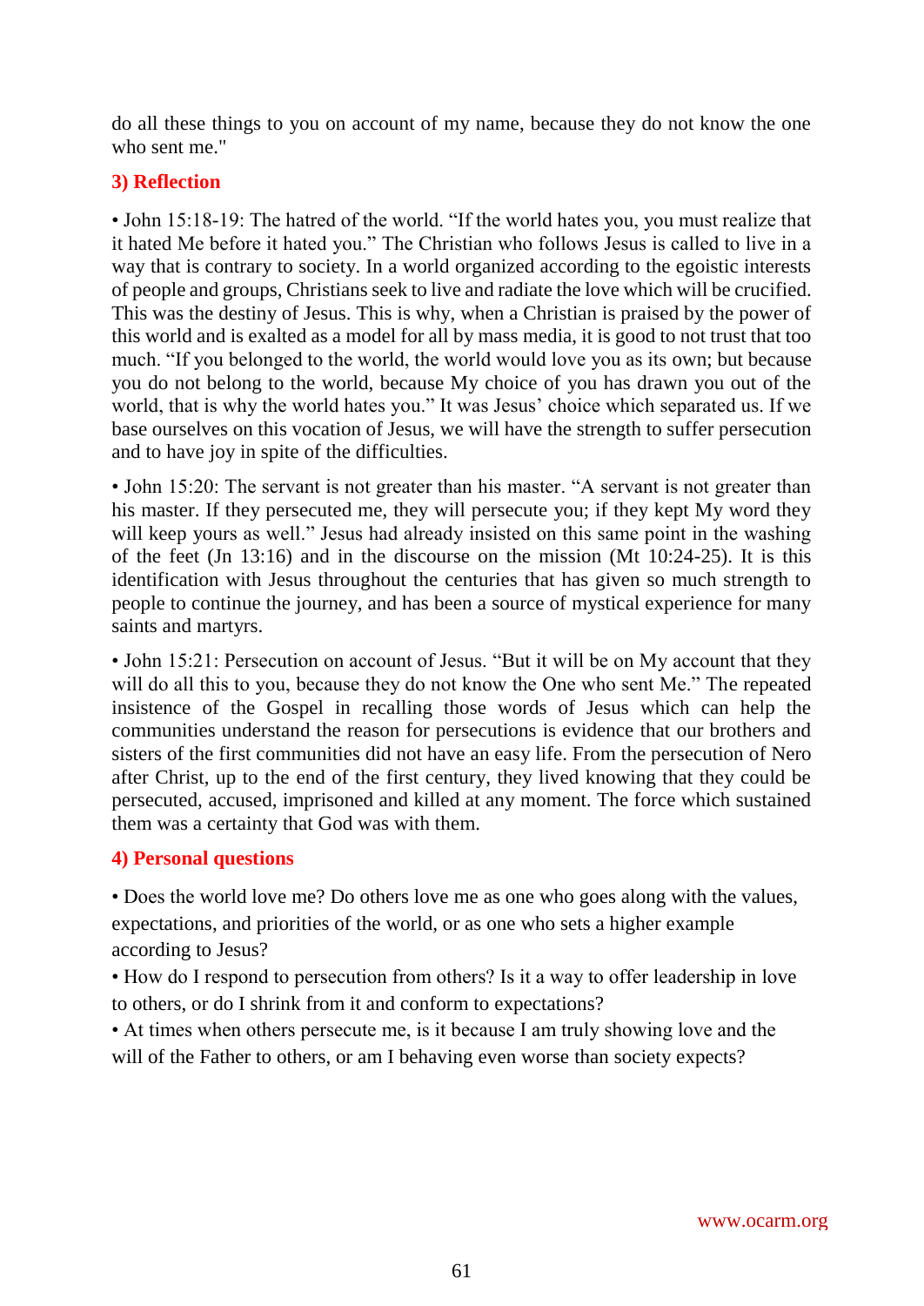do all these things to you on account of my name, because they do not know the one who sent me."

## 3) Reflection

• John 15:18-19: The hatred of the world. "If the world hates you, you must realize that it hated Me before it hated you." The Christian who follows Jesus is called to live in a way that is contrary to society. In a world organized according to the egoistic interests of people and groups, Christians seek to live and radiate the love which will be crucified. This was the destiny of Jesus. This is why, when a Christian is praised by the power of this world and is exalted as a model for all by mass media, it is good to not trust that too much. "If you belonged to the world, the world would love you as its own; but because you do not belong to the world, because My choice of you has drawn you out of the world, that is why the world hates you." It was Jesus' choice which separated us. If we base ourselves on this vocation of Jesus, we will have the strength to suffer persecution and to have joy in spite of the difficulties.

• John 15:20: The servant is not greater than his master. "A servant is not greater than his master. If they persecuted me, they will persecute you; if they kept My word they will keep yours as well." Jesus had already insisted on this same point in the washing of the feet (Jn 13:16) and in the discourse on the mission (Mt 10:24-25). It is this identification with Jesus throughout the centuries that has given so much strength to people to continue the journey, and has been a source of mystical experience for many saints and martyrs.

• John 15:21: Persecution on account of Jesus. "But it will be on My account that they will do all this to you, because they do not know the One who sent Me." The repeated insistence of the Gospel in recalling those words of Jesus which can help the communities understand the reason for persecutions is evidence that our brothers and sisters of the first communities did not have an easy life. From the persecution of Nero after Christ, up to the end of the first century, they lived knowing that they could be persecuted, accused, imprisoned and killed at any moment. The force which sustained them was a certainty that God was with them.

## 4) Personal questions

• Does the world love me? Do others love me as one who goes along with the values, expectations, and priorities of the world, or as one who sets a higher example according to Jesus?

• How do I respond to persecution from others? Is it a way to offer leadership in love to others, or do I shrink from it and conform to expectations?

• At times when others persecute me, is it because I am truly showing love and the will of the Father to others, or am I behaving even worse than society expects?

www.ocarm.org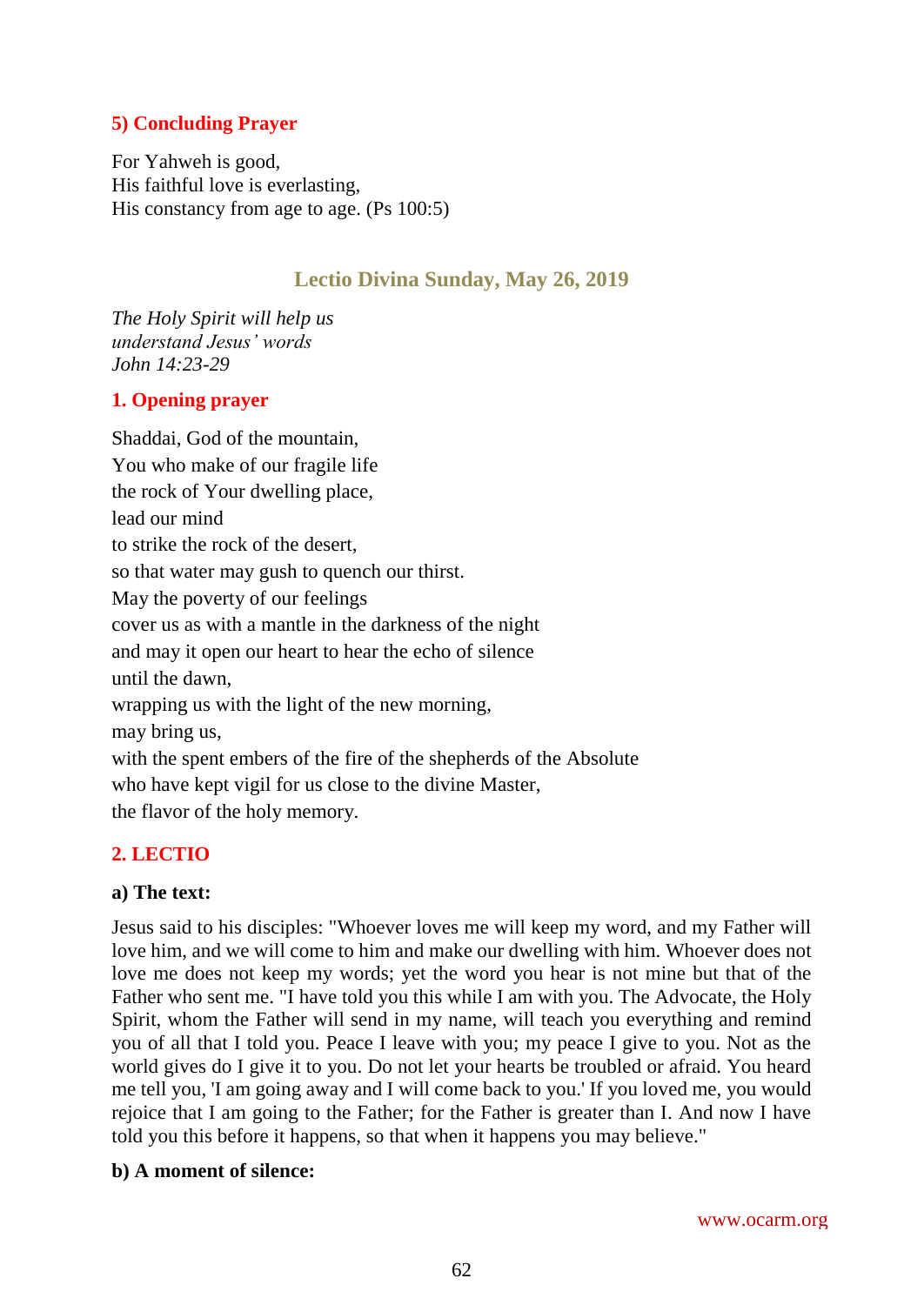### 5) Concluding Prayer

For Yahweh is good,
His faithful love is everlasting,
His constancy from age to age. (Ps 100:5)

## Lectio Divina Sunday, May 26, 2019

*The Holy Spirit will help us*
*understand Jesus' words*
*John 14:23-29*

### 1. Opening prayer

Shaddai, God of the mountain,
You who make of our fragile life
the rock of Your dwelling place,
lead our mind
to strike the rock of the desert,
so that water may gush to quench our thirst.
May the poverty of our feelings
cover us as with a mantle in the darkness of the night
and may it open our heart to hear the echo of silence
until the dawn,
wrapping us with the light of the new morning,
may bring us,
with the spent embers of the fire of the shepherds of the Absolute
who have kept vigil for us close to the divine Master,
the flavor of the holy memory.

### 2. LECTIO

**a) The text:**

Jesus said to his disciples: "Whoever loves me will keep my word, and my Father will love him, and we will come to him and make our dwelling with him. Whoever does not love me does not keep my words; yet the word you hear is not mine but that of the Father who sent me. "I have told you this while I am with you. The Advocate, the Holy Spirit, whom the Father will send in my name, will teach you everything and remind you of all that I told you. Peace I leave with you; my peace I give to you. Not as the world gives do I give it to you. Do not let your hearts be troubled or afraid. You heard me tell you, 'I am going away and I will come back to you.' If you loved me, you would rejoice that I am going to the Father; for the Father is greater than I. And now I have told you this before it happens, so that when it happens you may believe."

**b) A moment of silence:**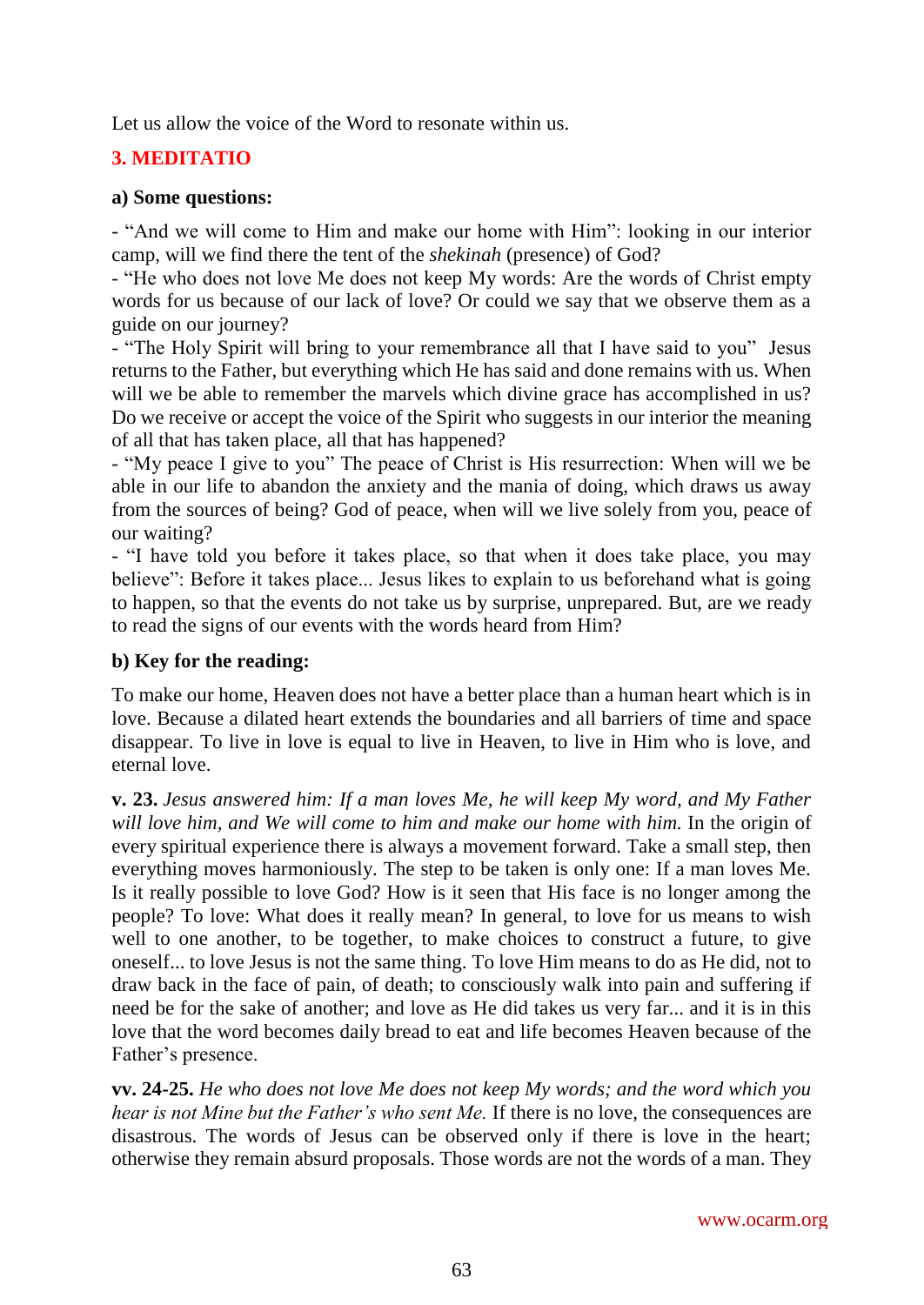Let us allow the voice of the Word to resonate within us.

## 3. MEDITATIO

### a) Some questions:

- "And we will come to Him and make our home with Him": looking in our interior camp, will we find there the tent of the *shekinah* (presence) of God?
- "He who does not love Me does not keep My words: Are the words of Christ empty words for us because of our lack of love? Or could we say that we observe them as a guide on our journey?
- "The Holy Spirit will bring to your remembrance all that I have said to you" Jesus returns to the Father, but everything which He has said and done remains with us. When will we be able to remember the marvels which divine grace has accomplished in us? Do we receive or accept the voice of the Spirit who suggests in our interior the meaning of all that has taken place, all that has happened?
- "My peace I give to you" The peace of Christ is His resurrection: When will we be able in our life to abandon the anxiety and the mania of doing, which draws us away from the sources of being? God of peace, when will we live solely from you, peace of our waiting?
- "I have told you before it takes place, so that when it does take place, you may believe": Before it takes place... Jesus likes to explain to us beforehand what is going to happen, so that the events do not take us by surprise, unprepared. But, are we ready to read the signs of our events with the words heard from Him?

### b) Key for the reading:

To make our home, Heaven does not have a better place than a human heart which is in love. Because a dilated heart extends the boundaries and all barriers of time and space disappear. To live in love is equal to live in Heaven, to live in Him who is love, and eternal love.

**v. 23.** *Jesus answered him: If a man loves Me, he will keep My word, and My Father will love him, and We will come to him and make our home with him.* In the origin of every spiritual experience there is always a movement forward. Take a small step, then everything moves harmoniously. The step to be taken is only one: If a man loves Me. Is it really possible to love God? How is it seen that His face is no longer among the people? To love: What does it really mean? In general, to love for us means to wish well to one another, to be together, to make choices to construct a future, to give oneself... to love Jesus is not the same thing. To love Him means to do as He did, not to draw back in the face of pain, of death; to consciously walk into pain and suffering if need be for the sake of another; and love as He did takes us very far... and it is in this love that the word becomes daily bread to eat and life becomes Heaven because of the Father's presence.

**vv. 24-25.** *He who does not love Me does not keep My words; and the word which you hear is not Mine but the Father's who sent Me.* If there is no love, the consequences are disastrous. The words of Jesus can be observed only if there is love in the heart; otherwise they remain absurd proposals. Those words are not the words of a man. They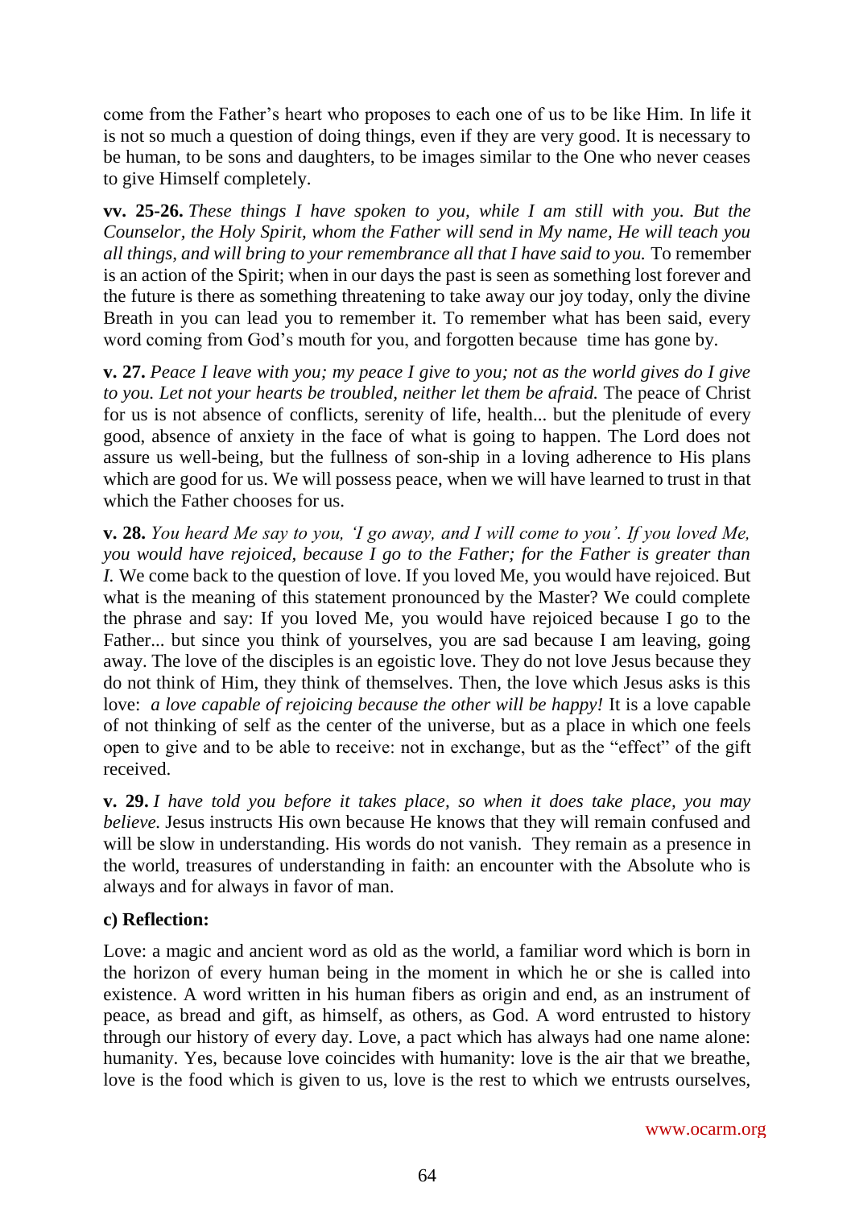come from the Father's heart who proposes to each one of us to be like Him. In life it is not so much a question of doing things, even if they are very good. It is necessary to be human, to be sons and daughters, to be images similar to the One who never ceases to give Himself completely.

**vv. 25-26.** *These things I have spoken to you, while I am still with you. But the Counselor, the Holy Spirit, whom the Father will send in My name, He will teach you all things, and will bring to your remembrance all that I have said to you.* To remember is an action of the Spirit; when in our days the past is seen as something lost forever and the future is there as something threatening to take away our joy today, only the divine Breath in you can lead you to remember it. To remember what has been said, every word coming from God's mouth for you, and forgotten because time has gone by.

**v. 27.** *Peace I leave with you; my peace I give to you; not as the world gives do I give to you. Let not your hearts be troubled, neither let them be afraid.* The peace of Christ for us is not absence of conflicts, serenity of life, health... but the plenitude of every good, absence of anxiety in the face of what is going to happen. The Lord does not assure us well-being, but the fullness of son-ship in a loving adherence to His plans which are good for us. We will possess peace, when we will have learned to trust in that which the Father chooses for us.

**v. 28.** *You heard Me say to you, 'I go away, and I will come to you'. If you loved Me, you would have rejoiced, because I go to the Father; for the Father is greater than I.* We come back to the question of love. If you loved Me, you would have rejoiced. But what is the meaning of this statement pronounced by the Master? We could complete the phrase and say: If you loved Me, you would have rejoiced because I go to the Father... but since you think of yourselves, you are sad because I am leaving, going away. The love of the disciples is an egoistic love. They do not love Jesus because they do not think of Him, they think of themselves. Then, the love which Jesus asks is this love: *a love capable of rejoicing because the other will be happy!* It is a love capable of not thinking of self as the center of the universe, but as a place in which one feels open to give and to be able to receive: not in exchange, but as the "effect" of the gift received.

**v. 29.** *I have told you before it takes place, so when it does take place, you may believe.* Jesus instructs His own because He knows that they will remain confused and will be slow in understanding. His words do not vanish. They remain as a presence in the world, treasures of understanding in faith: an encounter with the Absolute who is always and for always in favor of man.

**c) Reflection:**

Love: a magic and ancient word as old as the world, a familiar word which is born in the horizon of every human being in the moment in which he or she is called into existence. A word written in his human fibers as origin and end, as an instrument of peace, as bread and gift, as himself, as others, as God. A word entrusted to history through our history of every day. Love, a pact which has always had one name alone: humanity. Yes, because love coincides with humanity: love is the air that we breathe, love is the food which is given to us, love is the rest to which we entrusts ourselves,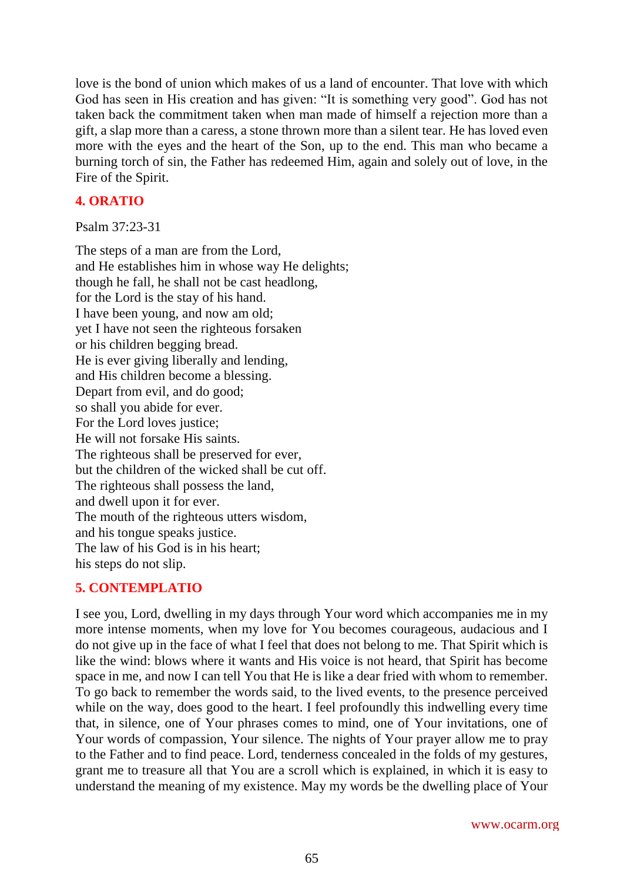love is the bond of union which makes of us a land of encounter. That love with which God has seen in His creation and has given: "It is something very good". God has not taken back the commitment taken when man made of himself a rejection more than a gift, a slap more than a caress, a stone thrown more than a silent tear. He has loved even more with the eyes and the heart of the Son, up to the end. This man who became a burning torch of sin, the Father has redeemed Him, again and solely out of love, in the Fire of the Spirit.

## 4. ORATIO

Psalm 37:23-31

The steps of a man are from the Lord,
and He establishes him in whose way He delights;
though he fall, he shall not be cast headlong,
for the Lord is the stay of his hand.
I have been young, and now am old;
yet I have not seen the righteous forsaken
or his children begging bread.
He is ever giving liberally and lending,
and His children become a blessing.
Depart from evil, and do good;
so shall you abide for ever.
For the Lord loves justice;
He will not forsake His saints.
The righteous shall be preserved for ever,
but the children of the wicked shall be cut off.
The righteous shall possess the land,
and dwell upon it for ever.
The mouth of the righteous utters wisdom,
and his tongue speaks justice.
The law of his God is in his heart;
his steps do not slip.

## 5. CONTEMPLATIO

I see you, Lord, dwelling in my days through Your word which accompanies me in my more intense moments, when my love for You becomes courageous, audacious and I do not give up in the face of what I feel that does not belong to me. That Spirit which is like the wind: blows where it wants and His voice is not heard, that Spirit has become space in me, and now I can tell You that He is like a dear fried with whom to remember. To go back to remember the words said, to the lived events, to the presence perceived while on the way, does good to the heart. I feel profoundly this indwelling every time that, in silence, one of Your phrases comes to mind, one of Your invitations, one of Your words of compassion, Your silence. The nights of Your prayer allow me to pray to the Father and to find peace. Lord, tenderness concealed in the folds of my gestures, grant me to treasure all that You are a scroll which is explained, in which it is easy to understand the meaning of my existence. May my words be the dwelling place of Your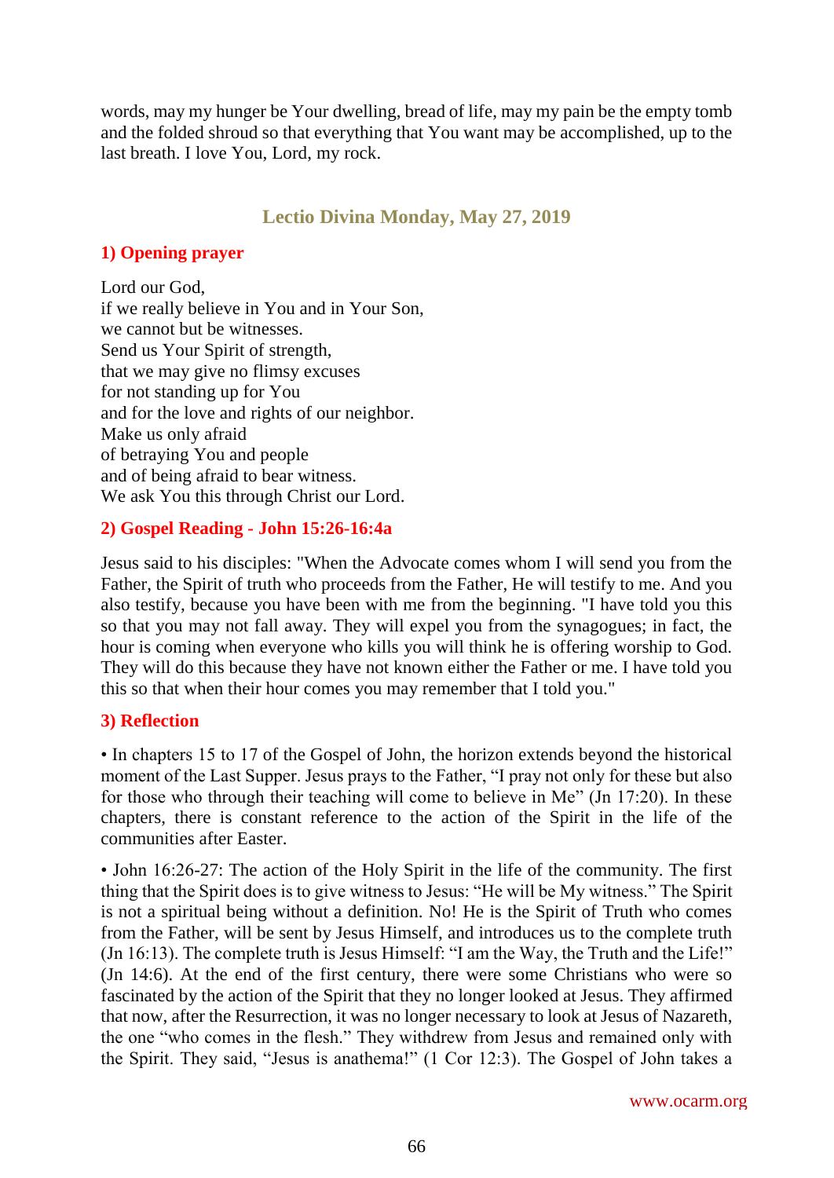words, may my hunger be Your dwelling, bread of life, may my pain be the empty tomb and the folded shroud so that everything that You want may be accomplished, up to the last breath. I love You, Lord, my rock.

## Lectio Divina Monday, May 27, 2019

### 1) Opening prayer

Lord our God,
if we really believe in You and in Your Son,
we cannot but be witnesses.
Send us Your Spirit of strength,
that we may give no flimsy excuses
for not standing up for You
and for the love and rights of our neighbor.
Make us only afraid
of betraying You and people
and of being afraid to bear witness.
We ask You this through Christ our Lord.

### 2) Gospel Reading - John 15:26-16:4a

Jesus said to his disciples: "When the Advocate comes whom I will send you from the Father, the Spirit of truth who proceeds from the Father, He will testify to me. And you also testify, because you have been with me from the beginning. "I have told you this so that you may not fall away. They will expel you from the synagogues; in fact, the hour is coming when everyone who kills you will think he is offering worship to God. They will do this because they have not known either the Father or me. I have told you this so that when their hour comes you may remember that I told you."

### 3) Reflection

• In chapters 15 to 17 of the Gospel of John, the horizon extends beyond the historical moment of the Last Supper. Jesus prays to the Father, "I pray not only for these but also for those who through their teaching will come to believe in Me" (Jn 17:20). In these chapters, there is constant reference to the action of the Spirit in the life of the communities after Easter.

• John 16:26-27: The action of the Holy Spirit in the life of the community. The first thing that the Spirit does is to give witness to Jesus: "He will be My witness." The Spirit is not a spiritual being without a definition. No! He is the Spirit of Truth who comes from the Father, will be sent by Jesus Himself, and introduces us to the complete truth (Jn 16:13). The complete truth is Jesus Himself: "I am the Way, the Truth and the Life!" (Jn 14:6). At the end of the first century, there were some Christians who were so fascinated by the action of the Spirit that they no longer looked at Jesus. They affirmed that now, after the Resurrection, it was no longer necessary to look at Jesus of Nazareth, the one "who comes in the flesh." They withdrew from Jesus and remained only with the Spirit. They said, "Jesus is anathema!" (1 Cor 12:3). The Gospel of John takes a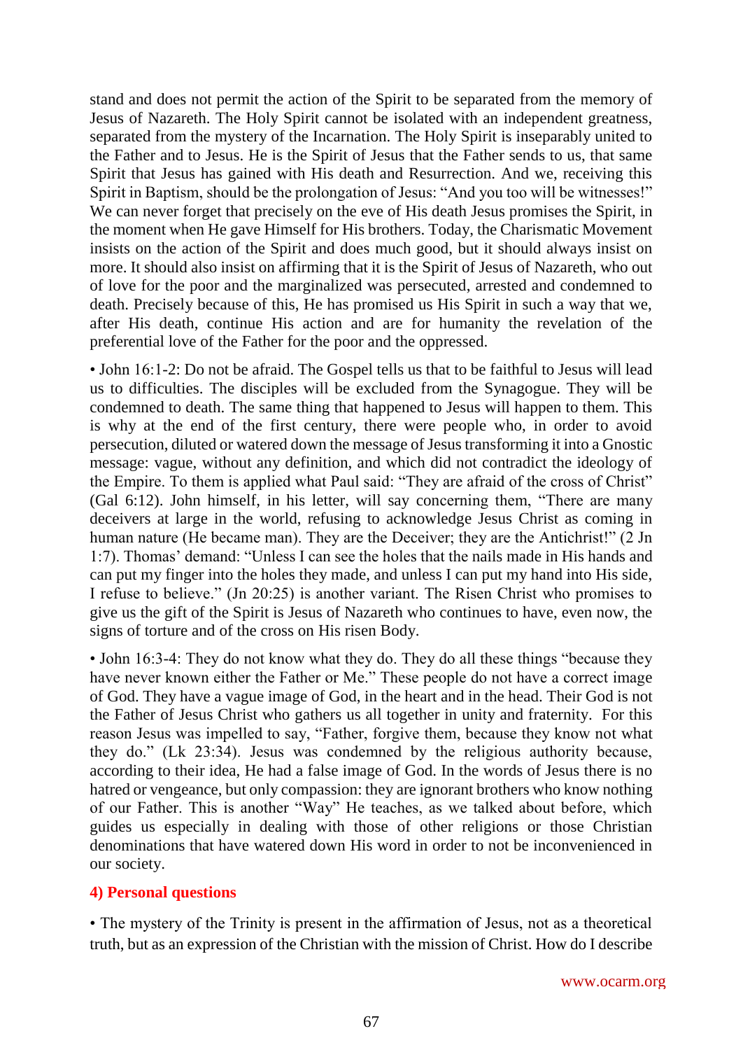stand and does not permit the action of the Spirit to be separated from the memory of Jesus of Nazareth. The Holy Spirit cannot be isolated with an independent greatness, separated from the mystery of the Incarnation. The Holy Spirit is inseparably united to the Father and to Jesus. He is the Spirit of Jesus that the Father sends to us, that same Spirit that Jesus has gained with His death and Resurrection. And we, receiving this Spirit in Baptism, should be the prolongation of Jesus: "And you too will be witnesses!" We can never forget that precisely on the eve of His death Jesus promises the Spirit, in the moment when He gave Himself for His brothers. Today, the Charismatic Movement insists on the action of the Spirit and does much good, but it should always insist on more. It should also insist on affirming that it is the Spirit of Jesus of Nazareth, who out of love for the poor and the marginalized was persecuted, arrested and condemned to death. Precisely because of this, He has promised us His Spirit in such a way that we, after His death, continue His action and are for humanity the revelation of the preferential love of the Father for the poor and the oppressed.

• John 16:1-2: Do not be afraid. The Gospel tells us that to be faithful to Jesus will lead us to difficulties. The disciples will be excluded from the Synagogue. They will be condemned to death. The same thing that happened to Jesus will happen to them. This is why at the end of the first century, there were people who, in order to avoid persecution, diluted or watered down the message of Jesus transforming it into a Gnostic message: vague, without any definition, and which did not contradict the ideology of the Empire. To them is applied what Paul said: "They are afraid of the cross of Christ" (Gal 6:12). John himself, in his letter, will say concerning them, "There are many deceivers at large in the world, refusing to acknowledge Jesus Christ as coming in human nature (He became man). They are the Deceiver; they are the Antichrist!" (2 Jn 1:7). Thomas' demand: "Unless I can see the holes that the nails made in His hands and can put my finger into the holes they made, and unless I can put my hand into His side, I refuse to believe." (Jn 20:25) is another variant. The Risen Christ who promises to give us the gift of the Spirit is Jesus of Nazareth who continues to have, even now, the signs of torture and of the cross on His risen Body.

• John 16:3-4: They do not know what they do. They do all these things "because they have never known either the Father or Me." These people do not have a correct image of God. They have a vague image of God, in the heart and in the head. Their God is not the Father of Jesus Christ who gathers us all together in unity and fraternity. For this reason Jesus was impelled to say, "Father, forgive them, because they know not what they do." (Lk 23:34). Jesus was condemned by the religious authority because, according to their idea, He had a false image of God. In the words of Jesus there is no hatred or vengeance, but only compassion: they are ignorant brothers who know nothing of our Father. This is another "Way" He teaches, as we talked about before, which guides us especially in dealing with those of other religions or those Christian denominations that have watered down His word in order to not be inconvenienced in our society.

### 4) Personal questions

• The mystery of the Trinity is present in the affirmation of Jesus, not as a theoretical truth, but as an expression of the Christian with the mission of Christ. How do I describe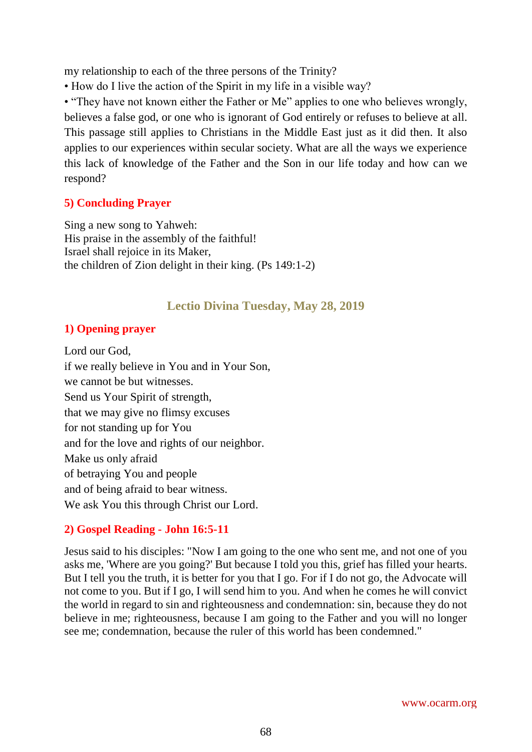my relationship to each of the three persons of the Trinity?

• How do I live the action of the Spirit in my life in a visible way?

• "They have not known either the Father or Me" applies to one who believes wrongly, believes a false god, or one who is ignorant of God entirely or refuses to believe at all. This passage still applies to Christians in the Middle East just as it did then. It also applies to our experiences within secular society. What are all the ways we experience this lack of knowledge of the Father and the Son in our life today and how can we respond?

### 5) Concluding Prayer

Sing a new song to Yahweh:
His praise in the assembly of the faithful!
Israel shall rejoice in its Maker,
the children of Zion delight in their king. (Ps 149:1-2)

## Lectio Divina Tuesday, May 28, 2019

### 1) Opening prayer

Lord our God,
if we really believe in You and in Your Son,
we cannot be but witnesses.
Send us Your Spirit of strength,
that we may give no flimsy excuses
for not standing up for You
and for the love and rights of our neighbor.
Make us only afraid
of betraying You and people
and of being afraid to bear witness.
We ask You this through Christ our Lord.

### 2) Gospel Reading - John 16:5-11

Jesus said to his disciples: "Now I am going to the one who sent me, and not one of you asks me, 'Where are you going?' But because I told you this, grief has filled your hearts. But I tell you the truth, it is better for you that I go. For if I do not go, the Advocate will not come to you. But if I go, I will send him to you. And when he comes he will convict the world in regard to sin and righteousness and condemnation: sin, because they do not believe in me; righteousness, because I am going to the Father and you will no longer see me; condemnation, because the ruler of this world has been condemned."

www.ocarm.org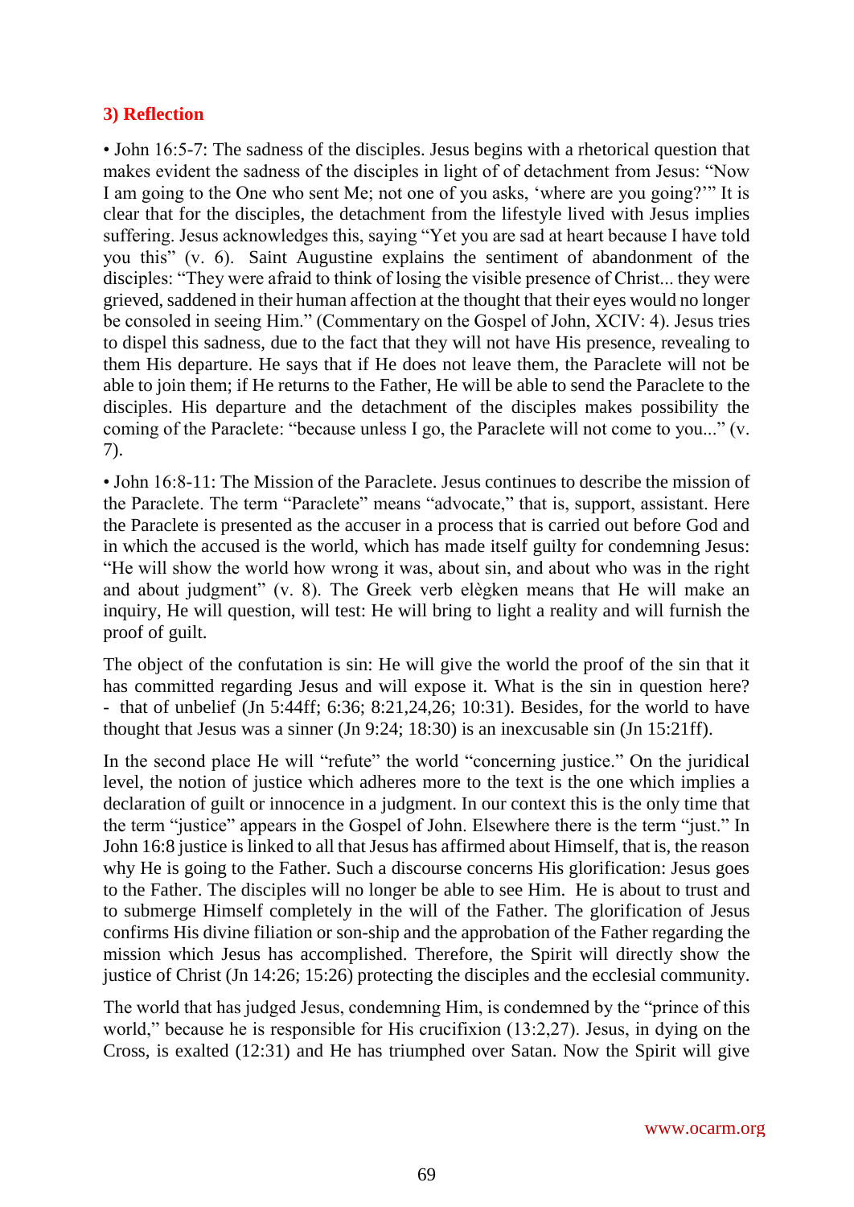### 3) Reflection

• John 16:5-7: The sadness of the disciples. Jesus begins with a rhetorical question that makes evident the sadness of the disciples in light of of detachment from Jesus: "Now I am going to the One who sent Me; not one of you asks, 'where are you going?'" It is clear that for the disciples, the detachment from the lifestyle lived with Jesus implies suffering. Jesus acknowledges this, saying "Yet you are sad at heart because I have told you this" (v. 6). Saint Augustine explains the sentiment of abandonment of the disciples: "They were afraid to think of losing the visible presence of Christ... they were grieved, saddened in their human affection at the thought that their eyes would no longer be consoled in seeing Him." (Commentary on the Gospel of John, XCIV: 4). Jesus tries to dispel this sadness, due to the fact that they will not have His presence, revealing to them His departure. He says that if He does not leave them, the Paraclete will not be able to join them; if He returns to the Father, He will be able to send the Paraclete to the disciples. His departure and the detachment of the disciples makes possibility the coming of the Paraclete: "because unless I go, the Paraclete will not come to you..." (v. 7).

• John 16:8-11: The Mission of the Paraclete. Jesus continues to describe the mission of the Paraclete. The term "Paraclete" means "advocate," that is, support, assistant. Here the Paraclete is presented as the accuser in a process that is carried out before God and in which the accused is the world, which has made itself guilty for condemning Jesus: "He will show the world how wrong it was, about sin, and about who was in the right and about judgment" (v. 8). The Greek verb elègken means that He will make an inquiry, He will question, will test: He will bring to light a reality and will furnish the proof of guilt.

The object of the confutation is sin: He will give the world the proof of the sin that it has committed regarding Jesus and will expose it. What is the sin in question here? - that of unbelief (Jn 5:44ff; 6:36; 8:21,24,26; 10:31). Besides, for the world to have thought that Jesus was a sinner (Jn 9:24; 18:30) is an inexcusable sin (Jn 15:21ff).

In the second place He will "refute" the world "concerning justice." On the juridical level, the notion of justice which adheres more to the text is the one which implies a declaration of guilt or innocence in a judgment. In our context this is the only time that the term "justice" appears in the Gospel of John. Elsewhere there is the term "just." In John 16:8 justice is linked to all that Jesus has affirmed about Himself, that is, the reason why He is going to the Father. Such a discourse concerns His glorification: Jesus goes to the Father. The disciples will no longer be able to see Him. He is about to trust and to submerge Himself completely in the will of the Father. The glorification of Jesus confirms His divine filiation or son-ship and the approbation of the Father regarding the mission which Jesus has accomplished. Therefore, the Spirit will directly show the justice of Christ (Jn 14:26; 15:26) protecting the disciples and the ecclesial community.

The world that has judged Jesus, condemning Him, is condemned by the "prince of this world," because he is responsible for His crucifixion (13:2,27). Jesus, in dying on the Cross, is exalted (12:31) and He has triumphed over Satan. Now the Spirit will give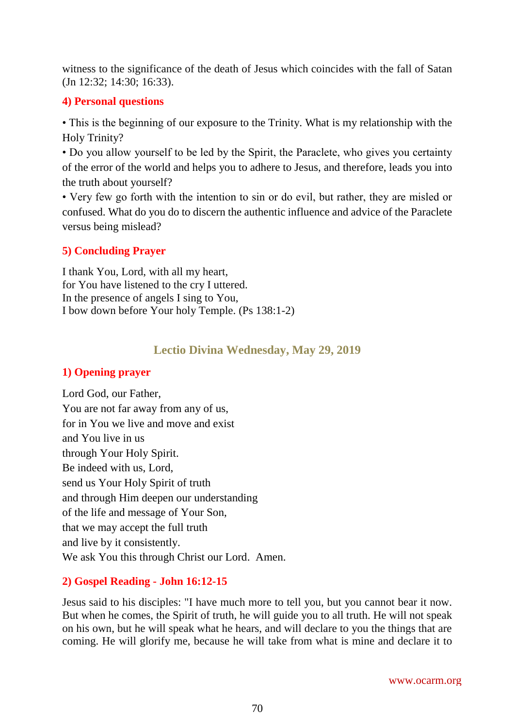witness to the significance of the death of Jesus which coincides with the fall of Satan (Jn 12:32; 14:30; 16:33).

### 4) Personal questions

• This is the beginning of our exposure to the Trinity. What is my relationship with the Holy Trinity?
• Do you allow yourself to be led by the Spirit, the Paraclete, who gives you certainty of the error of the world and helps you to adhere to Jesus, and therefore, leads you into the truth about yourself?
• Very few go forth with the intention to sin or do evil, but rather, they are misled or confused. What do you do to discern the authentic influence and advice of the Paraclete versus being mislead?

### 5) Concluding Prayer

I thank You, Lord, with all my heart,
for You have listened to the cry I uttered.
In the presence of angels I sing to You,
I bow down before Your holy Temple. (Ps 138:1-2)

## Lectio Divina Wednesday, May 29, 2019

### 1) Opening prayer

Lord God, our Father,
You are not far away from any of us,
for in You we live and move and exist
and You live in us
through Your Holy Spirit.
Be indeed with us, Lord,
send us Your Holy Spirit of truth
and through Him deepen our understanding
of the life and message of Your Son,
that we may accept the full truth
and live by it consistently.
We ask You this through Christ our Lord. Amen.

### 2) Gospel Reading - John 16:12-15

Jesus said to his disciples: "I have much more to tell you, but you cannot bear it now. But when he comes, the Spirit of truth, he will guide you to all truth. He will not speak on his own, but he will speak what he hears, and will declare to you the things that are coming. He will glorify me, because he will take from what is mine and declare it to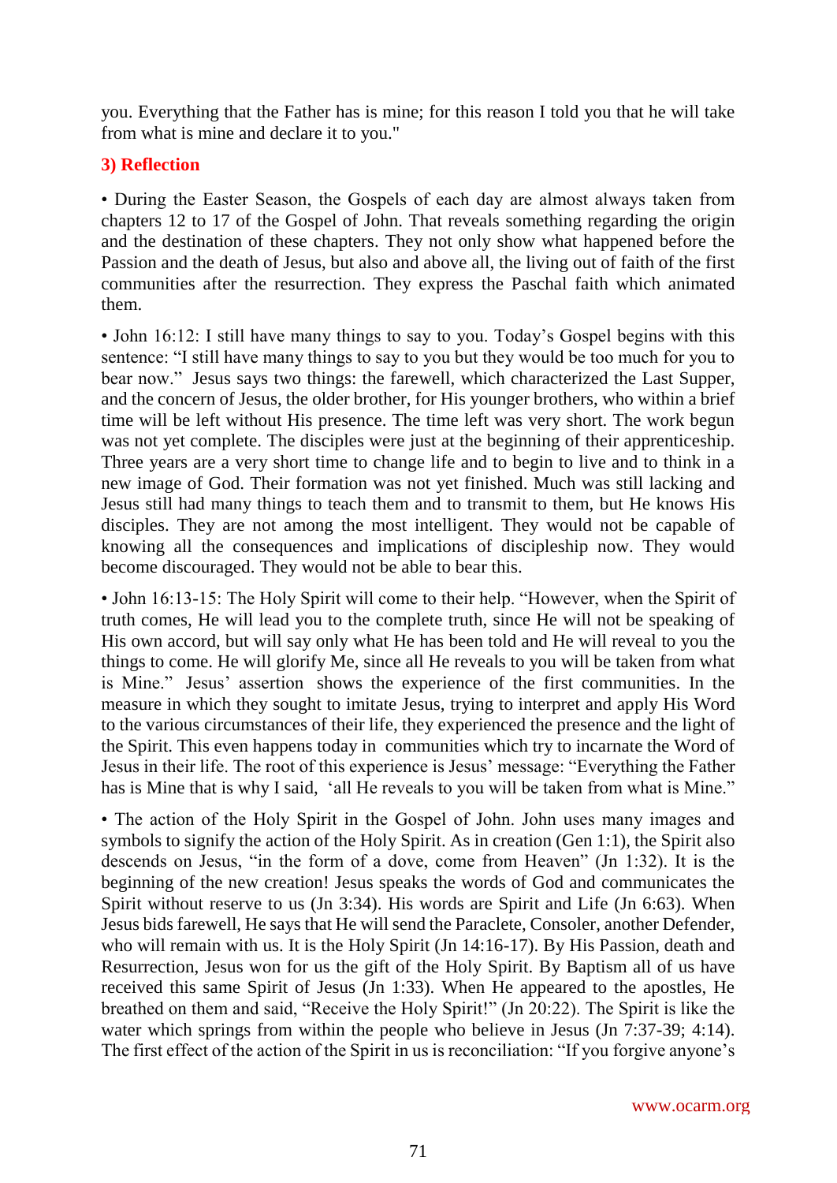you. Everything that the Father has is mine; for this reason I told you that he will take from what is mine and declare it to you."

## 3) Reflection

• During the Easter Season, the Gospels of each day are almost always taken from chapters 12 to 17 of the Gospel of John. That reveals something regarding the origin and the destination of these chapters. They not only show what happened before the Passion and the death of Jesus, but also and above all, the living out of faith of the first communities after the resurrection. They express the Paschal faith which animated them.

• John 16:12: I still have many things to say to you. Today's Gospel begins with this sentence: "I still have many things to say to you but they would be too much for you to bear now." Jesus says two things: the farewell, which characterized the Last Supper, and the concern of Jesus, the older brother, for His younger brothers, who within a brief time will be left without His presence. The time left was very short. The work begun was not yet complete. The disciples were just at the beginning of their apprenticeship. Three years are a very short time to change life and to begin to live and to think in a new image of God. Their formation was not yet finished. Much was still lacking and Jesus still had many things to teach them and to transmit to them, but He knows His disciples. They are not among the most intelligent. They would not be capable of knowing all the consequences and implications of discipleship now. They would become discouraged. They would not be able to bear this.

• John 16:13-15: The Holy Spirit will come to their help. "However, when the Spirit of truth comes, He will lead you to the complete truth, since He will not be speaking of His own accord, but will say only what He has been told and He will reveal to you the things to come. He will glorify Me, since all He reveals to you will be taken from what is Mine." Jesus' assertion shows the experience of the first communities. In the measure in which they sought to imitate Jesus, trying to interpret and apply His Word to the various circumstances of their life, they experienced the presence and the light of the Spirit. This even happens today in communities which try to incarnate the Word of Jesus in their life. The root of this experience is Jesus' message: "Everything the Father has is Mine that is why I said, 'all He reveals to you will be taken from what is Mine."

• The action of the Holy Spirit in the Gospel of John. John uses many images and symbols to signify the action of the Holy Spirit. As in creation (Gen 1:1), the Spirit also descends on Jesus, "in the form of a dove, come from Heaven" (Jn 1:32). It is the beginning of the new creation! Jesus speaks the words of God and communicates the Spirit without reserve to us (Jn 3:34). His words are Spirit and Life (Jn 6:63). When Jesus bids farewell, He says that He will send the Paraclete, Consoler, another Defender, who will remain with us. It is the Holy Spirit (Jn 14:16-17). By His Passion, death and Resurrection, Jesus won for us the gift of the Holy Spirit. By Baptism all of us have received this same Spirit of Jesus (Jn 1:33). When He appeared to the apostles, He breathed on them and said, "Receive the Holy Spirit!" (Jn 20:22). The Spirit is like the water which springs from within the people who believe in Jesus (Jn 7:37-39; 4:14). The first effect of the action of the Spirit in us is reconciliation: "If you forgive anyone's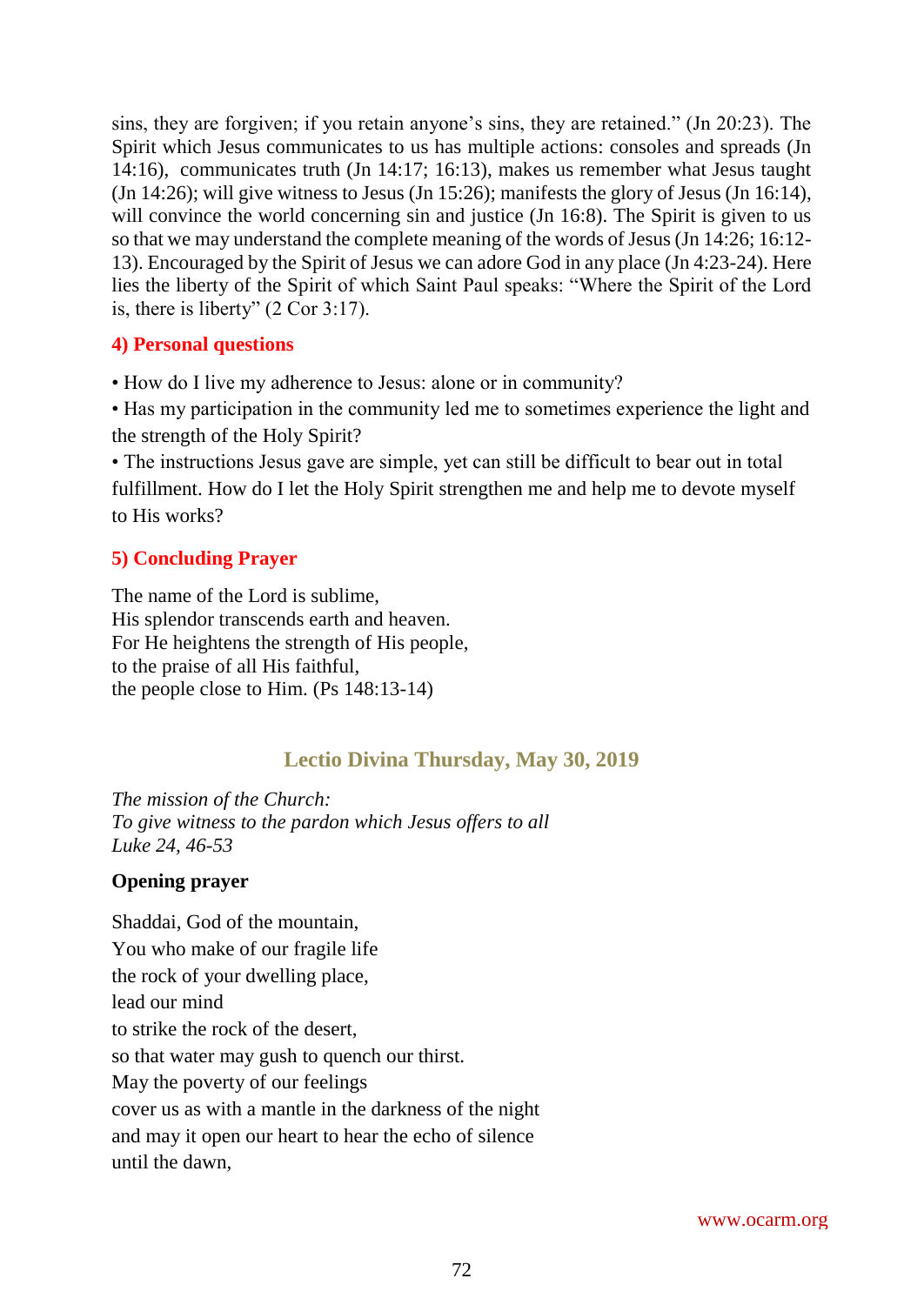sins, they are forgiven; if you retain anyone's sins, they are retained." (Jn 20:23). The Spirit which Jesus communicates to us has multiple actions: consoles and spreads (Jn 14:16), communicates truth (Jn 14:17; 16:13), makes us remember what Jesus taught (Jn 14:26); will give witness to Jesus (Jn 15:26); manifests the glory of Jesus (Jn 16:14), will convince the world concerning sin and justice (Jn 16:8). The Spirit is given to us so that we may understand the complete meaning of the words of Jesus (Jn 14:26; 16:12-13). Encouraged by the Spirit of Jesus we can adore God in any place (Jn 4:23-24). Here lies the liberty of the Spirit of which Saint Paul speaks: "Where the Spirit of the Lord is, there is liberty" (2 Cor 3:17).

### 4) Personal questions

- How do I live my adherence to Jesus: alone or in community?
- Has my participation in the community led me to sometimes experience the light and the strength of the Holy Spirit?
- The instructions Jesus gave are simple, yet can still be difficult to bear out in total fulfillment. How do I let the Holy Spirit strengthen me and help me to devote myself to His works?

### 5) Concluding Prayer

The name of the Lord is sublime,
His splendor transcends earth and heaven.
For He heightens the strength of His people,
to the praise of all His faithful,
the people close to Him. (Ps 148:13-14)

## Lectio Divina Thursday, May 30, 2019

*The mission of the Church:*
*To give witness to the pardon which Jesus offers to all*
*Luke 24, 46-53*

**Opening prayer**

Shaddai, God of the mountain,
You who make of our fragile life
the rock of your dwelling place,
lead our mind
to strike the rock of the desert,
so that water may gush to quench our thirst.
May the poverty of our feelings
cover us as with a mantle in the darkness of the night
and may it open our heart to hear the echo of silence
until the dawn,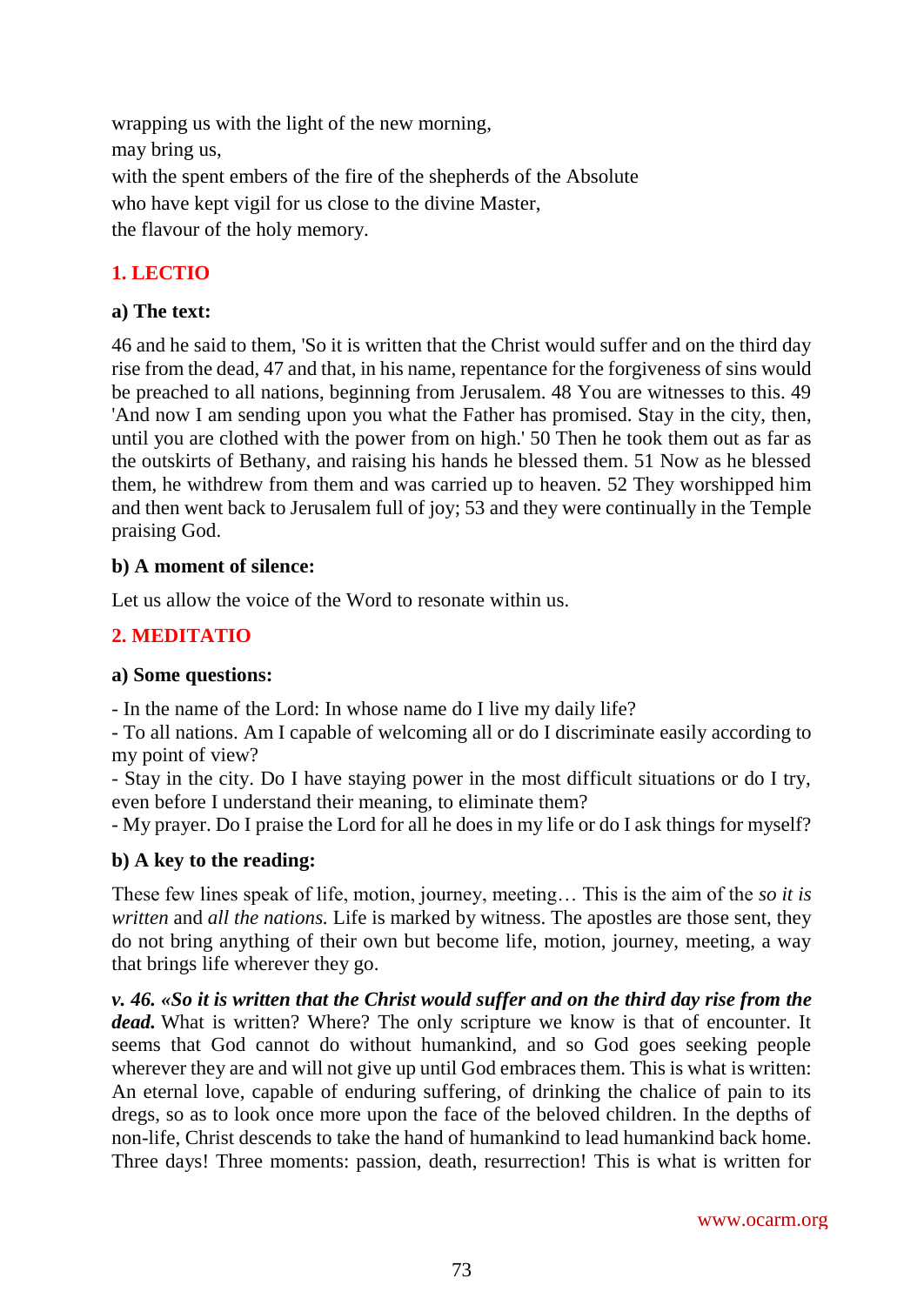wrapping us with the light of the new morning,
may bring us,
with the spent embers of the fire of the shepherds of the Absolute
who have kept vigil for us close to the divine Master,
the flavour of the holy memory.

## 1. LECTIO

### a) The text:

46 and he said to them, 'So it is written that the Christ would suffer and on the third day rise from the dead, 47 and that, in his name, repentance for the forgiveness of sins would be preached to all nations, beginning from Jerusalem. 48 You are witnesses to this. 49 'And now I am sending upon you what the Father has promised. Stay in the city, then, until you are clothed with the power from on high.' 50 Then he took them out as far as the outskirts of Bethany, and raising his hands he blessed them. 51 Now as he blessed them, he withdrew from them and was carried up to heaven. 52 They worshipped him and then went back to Jerusalem full of joy; 53 and they were continually in the Temple praising God.

### b) A moment of silence:

Let us allow the voice of the Word to resonate within us.

## 2. MEDITATIO

### a) Some questions:

- In the name of the Lord: In whose name do I live my daily life?
- To all nations. Am I capable of welcoming all or do I discriminate easily according to my point of view?
- Stay in the city. Do I have staying power in the most difficult situations or do I try, even before I understand their meaning, to eliminate them?
- My prayer. Do I praise the Lord for all he does in my life or do I ask things for myself?

### b) A key to the reading:

These few lines speak of life, motion, journey, meeting… This is the aim of the *so it is written* and *all the nations.* Life is marked by witness. The apostles are those sent, they do not bring anything of their own but become life, motion, journey, meeting, a way that brings life wherever they go.

***v. 46. «So it is written that the Christ would suffer and on the third day rise from the dead.*** What is written? Where? The only scripture we know is that of encounter. It seems that God cannot do without humankind, and so God goes seeking people wherever they are and will not give up until God embraces them. This is what is written: An eternal love, capable of enduring suffering, of drinking the chalice of pain to its dregs, so as to look once more upon the face of the beloved children. In the depths of non-life, Christ descends to take the hand of humankind to lead humankind back home. Three days! Three moments: passion, death, resurrection! This is what is written for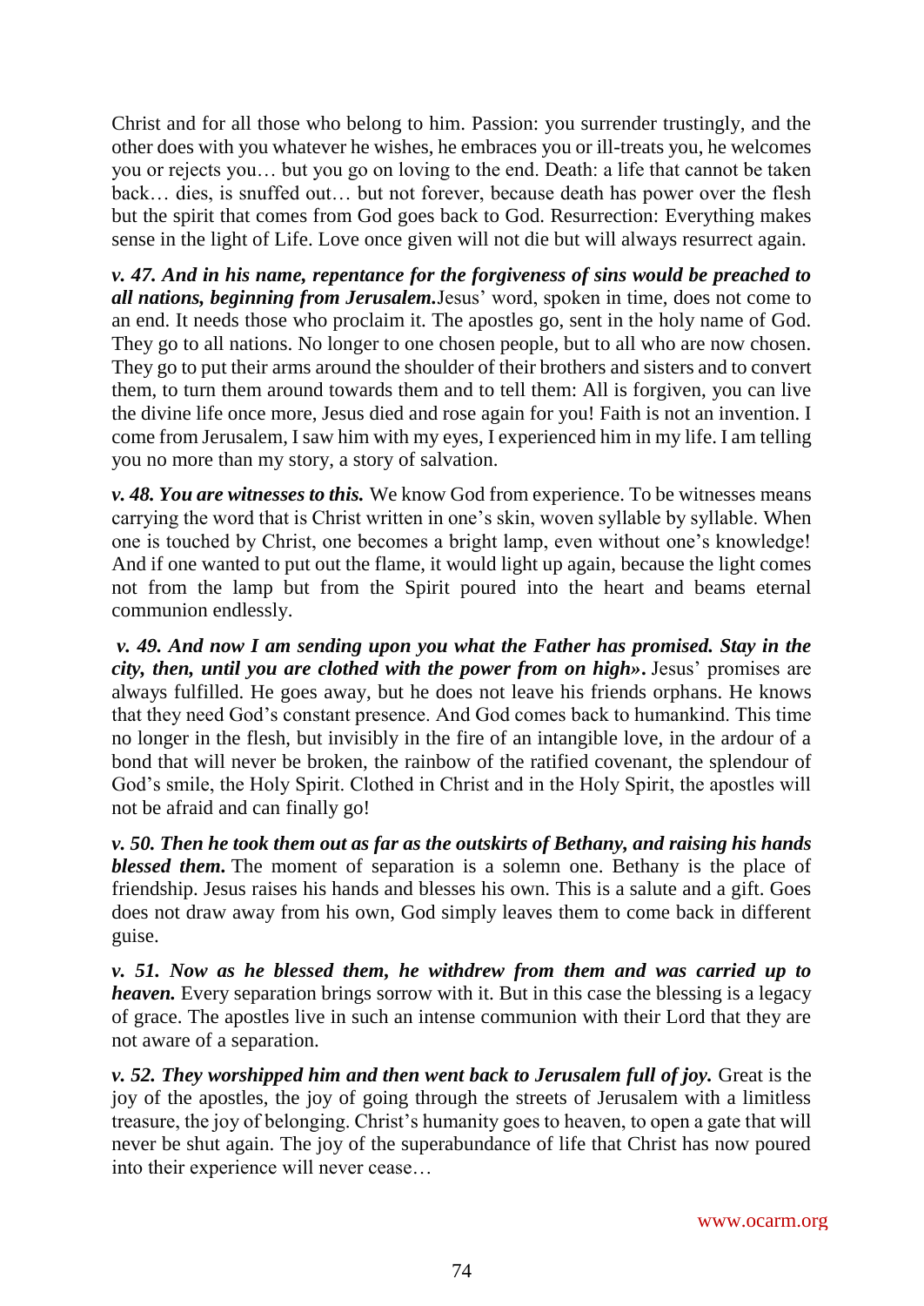Christ and for all those who belong to him. Passion: you surrender trustingly, and the other does with you whatever he wishes, he embraces you or ill-treats you, he welcomes you or rejects you… but you go on loving to the end. Death: a life that cannot be taken back… dies, is snuffed out… but not forever, because death has power over the flesh but the spirit that comes from God goes back to God. Resurrection: Everything makes sense in the light of Life. Love once given will not die but will always resurrect again.

***v. 47. And in his name, repentance for the forgiveness of sins would be preached to all nations, beginning from Jerusalem.*** Jesus' word, spoken in time, does not come to an end. It needs those who proclaim it. The apostles go, sent in the holy name of God. They go to all nations. No longer to one chosen people, but to all who are now chosen. They go to put their arms around the shoulder of their brothers and sisters and to convert them, to turn them around towards them and to tell them: All is forgiven, you can live the divine life once more, Jesus died and rose again for you! Faith is not an invention. I come from Jerusalem, I saw him with my eyes, I experienced him in my life. I am telling you no more than my story, a story of salvation.

***v. 48. You are witnesses to this.*** We know God from experience. To be witnesses means carrying the word that is Christ written in one's skin, woven syllable by syllable. When one is touched by Christ, one becomes a bright lamp, even without one's knowledge! And if one wanted to put out the flame, it would light up again, because the light comes not from the lamp but from the Spirit poured into the heart and beams eternal communion endlessly.

***v. 49. And now I am sending upon you what the Father has promised. Stay in the city, then, until you are clothed with the power from on high».*** Jesus' promises are always fulfilled. He goes away, but he does not leave his friends orphans. He knows that they need God's constant presence. And God comes back to humankind. This time no longer in the flesh, but invisibly in the fire of an intangible love, in the ardour of a bond that will never be broken, the rainbow of the ratified covenant, the splendour of God's smile, the Holy Spirit. Clothed in Christ and in the Holy Spirit, the apostles will not be afraid and can finally go!

***v. 50. Then he took them out as far as the outskirts of Bethany, and raising his hands blessed them.*** The moment of separation is a solemn one. Bethany is the place of friendship. Jesus raises his hands and blesses his own. This is a salute and a gift. Goes does not draw away from his own, God simply leaves them to come back in different guise.

***v. 51. Now as he blessed them, he withdrew from them and was carried up to heaven.*** Every separation brings sorrow with it. But in this case the blessing is a legacy of grace. The apostles live in such an intense communion with their Lord that they are not aware of a separation.

***v. 52. They worshipped him and then went back to Jerusalem full of joy.*** Great is the joy of the apostles, the joy of going through the streets of Jerusalem with a limitless treasure, the joy of belonging. Christ's humanity goes to heaven, to open a gate that will never be shut again. The joy of the superabundance of life that Christ has now poured into their experience will never cease…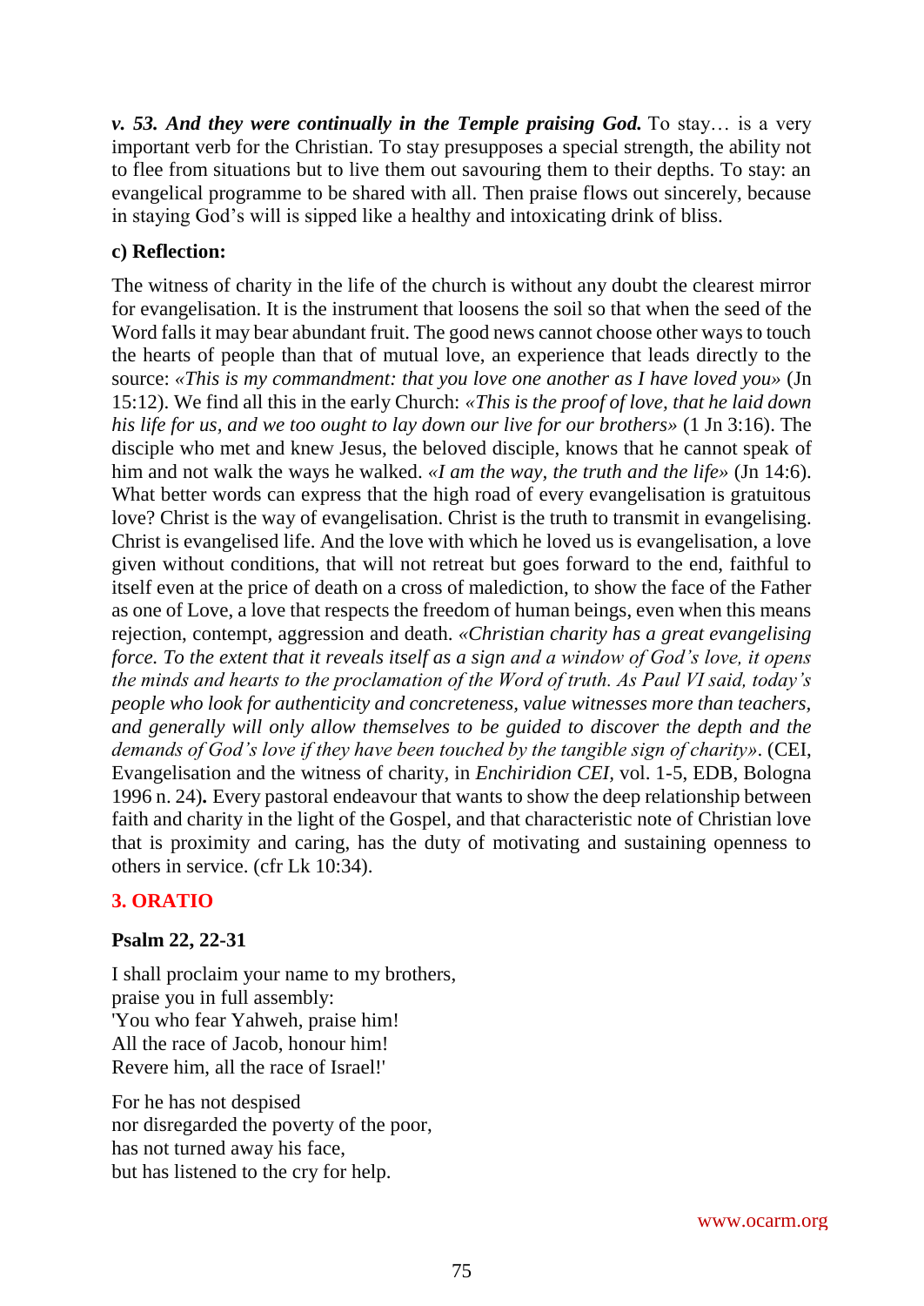***v. 53. And they were continually in the Temple praising God.*** To stay… is a very important verb for the Christian. To stay presupposes a special strength, the ability not to flee from situations but to live them out savouring them to their depths. To stay: an evangelical programme to be shared with all. Then praise flows out sincerely, because in staying God's will is sipped like a healthy and intoxicating drink of bliss.

**c) Reflection:**

The witness of charity in the life of the church is without any doubt the clearest mirror for evangelisation. It is the instrument that loosens the soil so that when the seed of the Word falls it may bear abundant fruit. The good news cannot choose other ways to touch the hearts of people than that of mutual love, an experience that leads directly to the source: *«This is my commandment: that you love one another as I have loved you»* (Jn 15:12). We find all this in the early Church: *«This is the proof of love, that he laid down his life for us, and we too ought to lay down our live for our brothers»* (1 Jn 3:16). The disciple who met and knew Jesus, the beloved disciple, knows that he cannot speak of him and not walk the ways he walked. *«I am the way, the truth and the life»* (Jn 14:6). What better words can express that the high road of every evangelisation is gratuitous love? Christ is the way of evangelisation. Christ is the truth to transmit in evangelising. Christ is evangelised life. And the love with which he loved us is evangelisation, a love given without conditions, that will not retreat but goes forward to the end, faithful to itself even at the price of death on a cross of malediction, to show the face of the Father as one of Love, a love that respects the freedom of human beings, even when this means rejection, contempt, aggression and death. *«Christian charity has a great evangelising force. To the extent that it reveals itself as a sign and a window of God's love, it opens the minds and hearts to the proclamation of the Word of truth. As Paul VI said, today's people who look for authenticity and concreteness, value witnesses more than teachers, and generally will only allow themselves to be guided to discover the depth and the demands of God's love if they have been touched by the tangible sign of charity».* (CEI, Evangelisation and the witness of charity, in *Enchiridion CEI*, vol. 1-5, EDB, Bologna 1996 n. 24)**.** Every pastoral endeavour that wants to show the deep relationship between faith and charity in the light of the Gospel, and that characteristic note of Christian love that is proximity and caring, has the duty of motivating and sustaining openness to others in service. (cfr Lk 10:34).

## 3. ORATIO

**Psalm 22, 22-31**

I shall proclaim your name to my brothers,
praise you in full assembly:
'You who fear Yahweh, praise him!
All the race of Jacob, honour him!
Revere him, all the race of Israel!'

For he has not despised
nor disregarded the poverty of the poor,
has not turned away his face,
but has listened to the cry for help.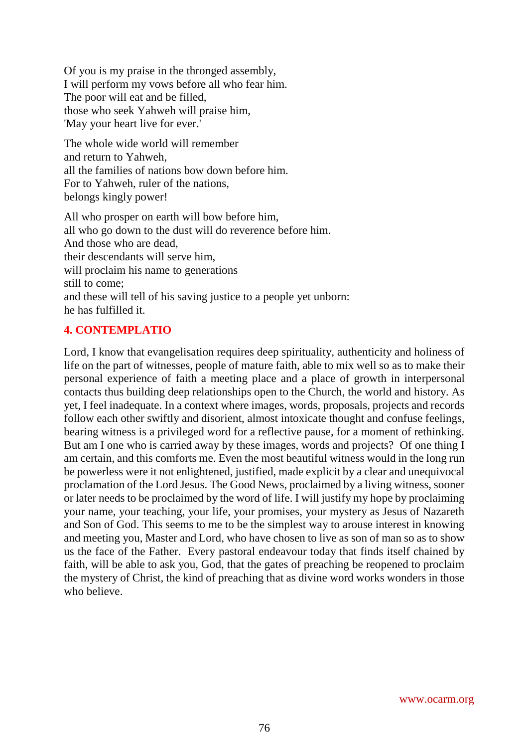Of you is my praise in the thronged assembly,
I will perform my vows before all who fear him.
The poor will eat and be filled,
those who seek Yahweh will praise him,
'May your heart live for ever.'

The whole wide world will remember
and return to Yahweh,
all the families of nations bow down before him.
For to Yahweh, ruler of the nations,
belongs kingly power!

All who prosper on earth will bow before him,
all who go down to the dust will do reverence before him.
And those who are dead,
their descendants will serve him,
will proclaim his name to generations
still to come;
and these will tell of his saving justice to a people yet unborn:
he has fulfilled it.

## 4. CONTEMPLATIO

Lord, I know that evangelisation requires deep spirituality, authenticity and holiness of life on the part of witnesses, people of mature faith, able to mix well so as to make their personal experience of faith a meeting place and a place of growth in interpersonal contacts thus building deep relationships open to the Church, the world and history. As yet, I feel inadequate. In a context where images, words, proposals, projects and records follow each other swiftly and disorient, almost intoxicate thought and confuse feelings, bearing witness is a privileged word for a reflective pause, for a moment of rethinking. But am I one who is carried away by these images, words and projects? Of one thing I am certain, and this comforts me. Even the most beautiful witness would in the long run be powerless were it not enlightened, justified, made explicit by a clear and unequivocal proclamation of the Lord Jesus. The Good News, proclaimed by a living witness, sooner or later needs to be proclaimed by the word of life. I will justify my hope by proclaiming your name, your teaching, your life, your promises, your mystery as Jesus of Nazareth and Son of God. This seems to me to be the simplest way to arouse interest in knowing and meeting you, Master and Lord, who have chosen to live as son of man so as to show us the face of the Father. Every pastoral endeavour today that finds itself chained by faith, will be able to ask you, God, that the gates of preaching be reopened to proclaim the mystery of Christ, the kind of preaching that as divine word works wonders in those who believe.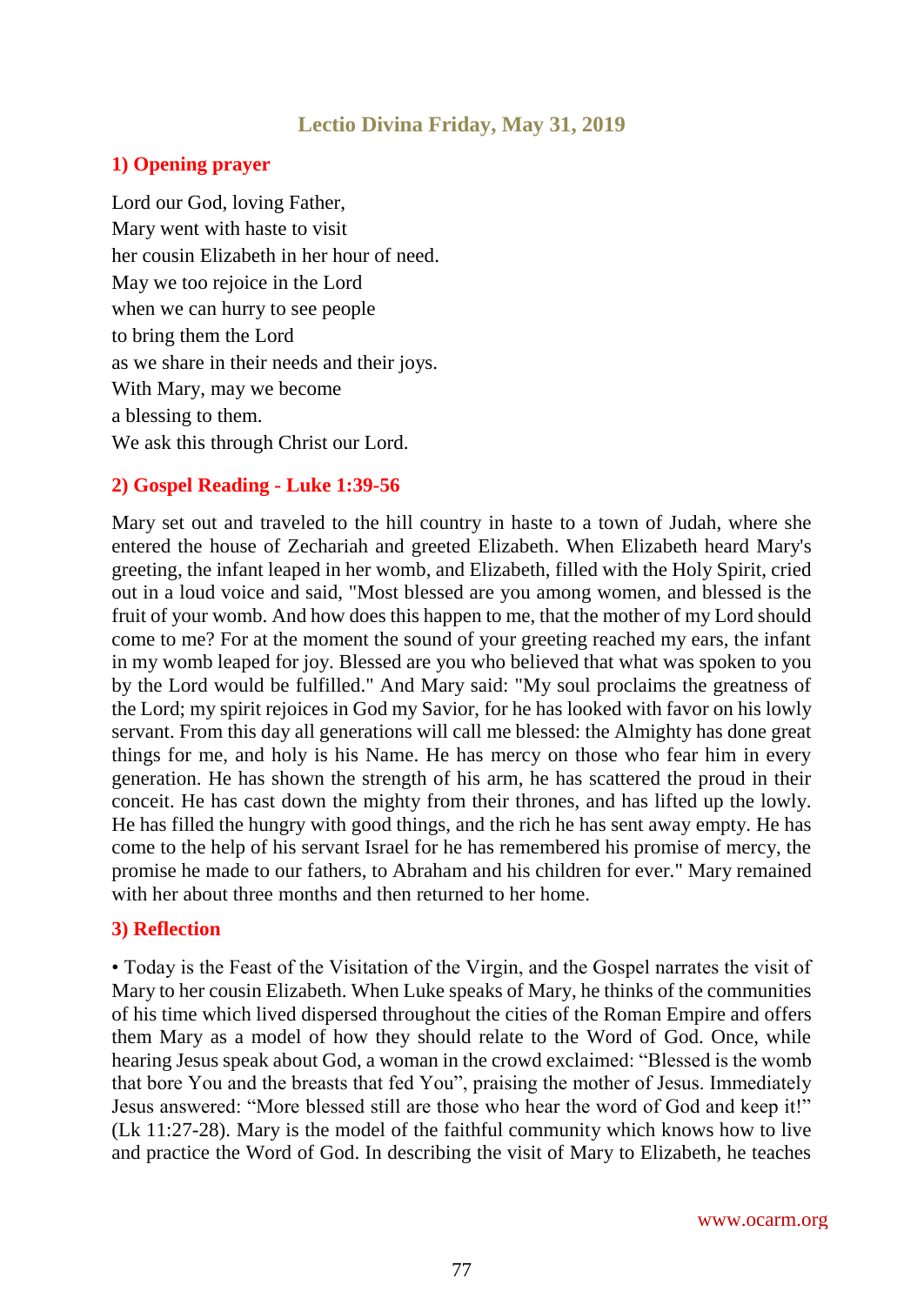## Lectio Divina Friday, May 31, 2019

### 1) Opening prayer

Lord our God, loving Father,
Mary went with haste to visit
her cousin Elizabeth in her hour of need.
May we too rejoice in the Lord
when we can hurry to see people
to bring them the Lord
as we share in their needs and their joys.
With Mary, may we become
a blessing to them.
We ask this through Christ our Lord.

### 2) Gospel Reading - Luke 1:39-56

Mary set out and traveled to the hill country in haste to a town of Judah, where she entered the house of Zechariah and greeted Elizabeth. When Elizabeth heard Mary's greeting, the infant leaped in her womb, and Elizabeth, filled with the Holy Spirit, cried out in a loud voice and said, "Most blessed are you among women, and blessed is the fruit of your womb. And how does this happen to me, that the mother of my Lord should come to me? For at the moment the sound of your greeting reached my ears, the infant in my womb leaped for joy. Blessed are you who believed that what was spoken to you by the Lord would be fulfilled." And Mary said: "My soul proclaims the greatness of the Lord; my spirit rejoices in God my Savior, for he has looked with favor on his lowly servant. From this day all generations will call me blessed: the Almighty has done great things for me, and holy is his Name. He has mercy on those who fear him in every generation. He has shown the strength of his arm, he has scattered the proud in their conceit. He has cast down the mighty from their thrones, and has lifted up the lowly. He has filled the hungry with good things, and the rich he has sent away empty. He has come to the help of his servant Israel for he has remembered his promise of mercy, the promise he made to our fathers, to Abraham and his children for ever." Mary remained with her about three months and then returned to her home.

### 3) Reflection

• Today is the Feast of the Visitation of the Virgin, and the Gospel narrates the visit of Mary to her cousin Elizabeth. When Luke speaks of Mary, he thinks of the communities of his time which lived dispersed throughout the cities of the Roman Empire and offers them Mary as a model of how they should relate to the Word of God. Once, while hearing Jesus speak about God, a woman in the crowd exclaimed: "Blessed is the womb that bore You and the breasts that fed You", praising the mother of Jesus. Immediately Jesus answered: "More blessed still are those who hear the word of God and keep it!" (Lk 11:27-28). Mary is the model of the faithful community which knows how to live and practice the Word of God. In describing the visit of Mary to Elizabeth, he teaches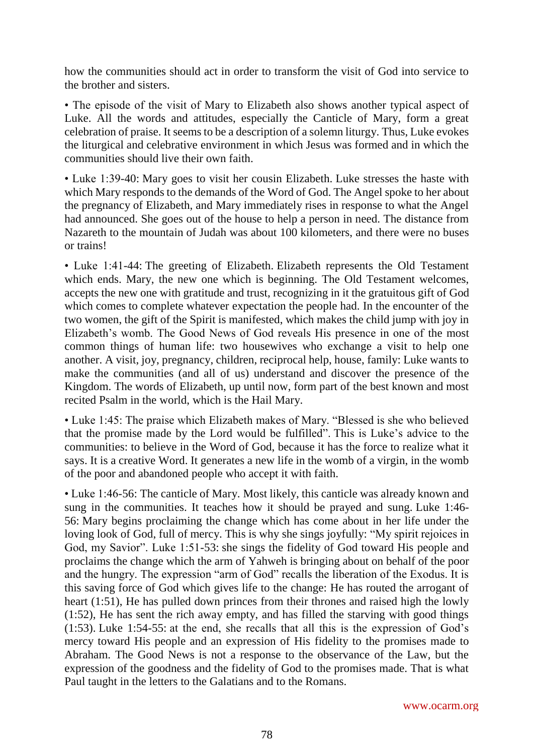how the communities should act in order to transform the visit of God into service to the brother and sisters.

• The episode of the visit of Mary to Elizabeth also shows another typical aspect of Luke. All the words and attitudes, especially the Canticle of Mary, form a great celebration of praise. It seems to be a description of a solemn liturgy. Thus, Luke evokes the liturgical and celebrative environment in which Jesus was formed and in which the communities should live their own faith.

• Luke 1:39-40: Mary goes to visit her cousin Elizabeth. Luke stresses the haste with which Mary responds to the demands of the Word of God. The Angel spoke to her about the pregnancy of Elizabeth, and Mary immediately rises in response to what the Angel had announced. She goes out of the house to help a person in need. The distance from Nazareth to the mountain of Judah was about 100 kilometers, and there were no buses or trains!

• Luke 1:41-44: The greeting of Elizabeth. Elizabeth represents the Old Testament which ends. Mary, the new one which is beginning. The Old Testament welcomes, accepts the new one with gratitude and trust, recognizing in it the gratuitous gift of God which comes to complete whatever expectation the people had. In the encounter of the two women, the gift of the Spirit is manifested, which makes the child jump with joy in Elizabeth's womb. The Good News of God reveals His presence in one of the most common things of human life: two housewives who exchange a visit to help one another. A visit, joy, pregnancy, children, reciprocal help, house, family: Luke wants to make the communities (and all of us) understand and discover the presence of the Kingdom. The words of Elizabeth, up until now, form part of the best known and most recited Psalm in the world, which is the Hail Mary.

• Luke 1:45: The praise which Elizabeth makes of Mary. "Blessed is she who believed that the promise made by the Lord would be fulfilled". This is Luke's advice to the communities: to believe in the Word of God, because it has the force to realize what it says. It is a creative Word. It generates a new life in the womb of a virgin, in the womb of the poor and abandoned people who accept it with faith.

• Luke 1:46-56: The canticle of Mary. Most likely, this canticle was already known and sung in the communities. It teaches how it should be prayed and sung. Luke 1:46-56: Mary begins proclaiming the change which has come about in her life under the loving look of God, full of mercy. This is why she sings joyfully: "My spirit rejoices in God, my Savior". Luke 1:51-53: she sings the fidelity of God toward His people and proclaims the change which the arm of Yahweh is bringing about on behalf of the poor and the hungry. The expression "arm of God" recalls the liberation of the Exodus. It is this saving force of God which gives life to the change: He has routed the arrogant of heart (1:51), He has pulled down princes from their thrones and raised high the lowly (1:52), He has sent the rich away empty, and has filled the starving with good things (1:53). Luke 1:54-55: at the end, she recalls that all this is the expression of God's mercy toward His people and an expression of His fidelity to the promises made to Abraham. The Good News is not a response to the observance of the Law, but the expression of the goodness and the fidelity of God to the promises made. That is what Paul taught in the letters to the Galatians and to the Romans.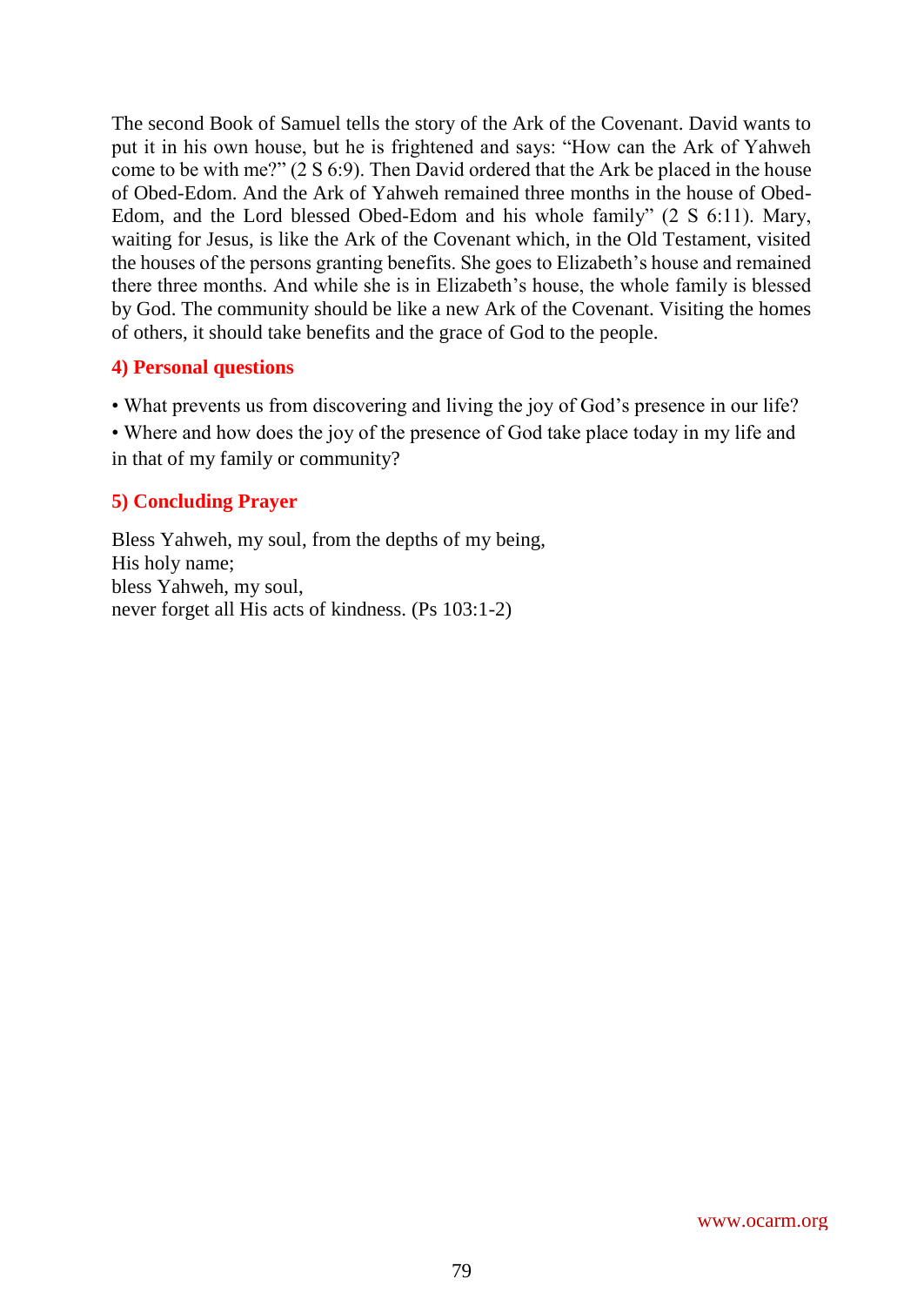The second Book of Samuel tells the story of the Ark of the Covenant. David wants to put it in his own house, but he is frightened and says: "How can the Ark of Yahweh come to be with me?" (2 S 6:9). Then David ordered that the Ark be placed in the house of Obed-Edom. And the Ark of Yahweh remained three months in the house of Obed-Edom, and the Lord blessed Obed-Edom and his whole family" (2 S 6:11). Mary, waiting for Jesus, is like the Ark of the Covenant which, in the Old Testament, visited the houses of the persons granting benefits. She goes to Elizabeth's house and remained there three months. And while she is in Elizabeth's house, the whole family is blessed by God. The community should be like a new Ark of the Covenant. Visiting the homes of others, it should take benefits and the grace of God to the people.

## 4) Personal questions

• What prevents us from discovering and living the joy of God's presence in our life?

• Where and how does the joy of the presence of God take place today in my life and in that of my family or community?

## 5) Concluding Prayer

Bless Yahweh, my soul, from the depths of my being,
His holy name;
bless Yahweh, my soul,
never forget all His acts of kindness. (Ps 103:1-2)

www.ocarm.org